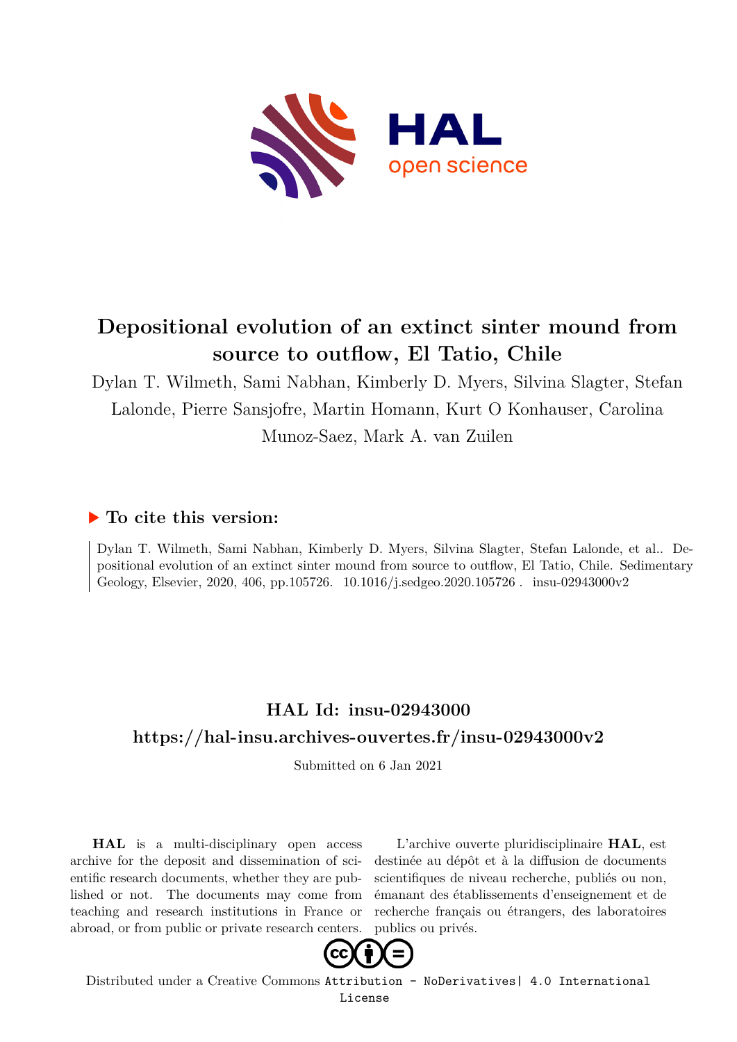# Depositional evolution of an extinct sinter mound from source to outflow, El Tatio, Chile

Dylan T. Wilmeth, Sami Nabhan, Kimberly D. Myers, Silvina Slagter, Stefan Lalonde, Pierre Sansjofre, Martin Homann, Kurt O Konhauser, Carolina Munoz-Saez, Mark A. van Zuilen

## ▶ To cite this version:

Dylan T. Wilmeth, Sami Nabhan, Kimberly D. Myers, Silvina Slagter, Stefan Lalonde, et al.. Depositional evolution of an extinct sinter mound from source to outflow, El Tatio, Chile. Sedimentary Geology, Elsevier, 2020, 406, pp.105726. 10.1016/j.sedgeo.2020.105726 . insu-02943000v2

## HAL Id: insu-02943000

## https://hal-insu.archives-ouvertes.fr/insu-02943000v2

Submitted on 6 Jan 2021

**HAL** is a multi-disciplinary open access archive for the deposit and dissemination of scientific research documents, whether they are published or not. The documents may come from teaching and research institutions in France or abroad, or from public or private research centers.

L'archive ouverte pluridisciplinaire **HAL**, est destinée au dépôt et à la diffusion de documents scientifiques de niveau recherche, publiés ou non, émanant des établissements d'enseignement et de recherche français ou étrangers, des laboratoires publics ou privés.

Distributed under a Creative Commons Attribution - NoDerivatives| 4.0 International License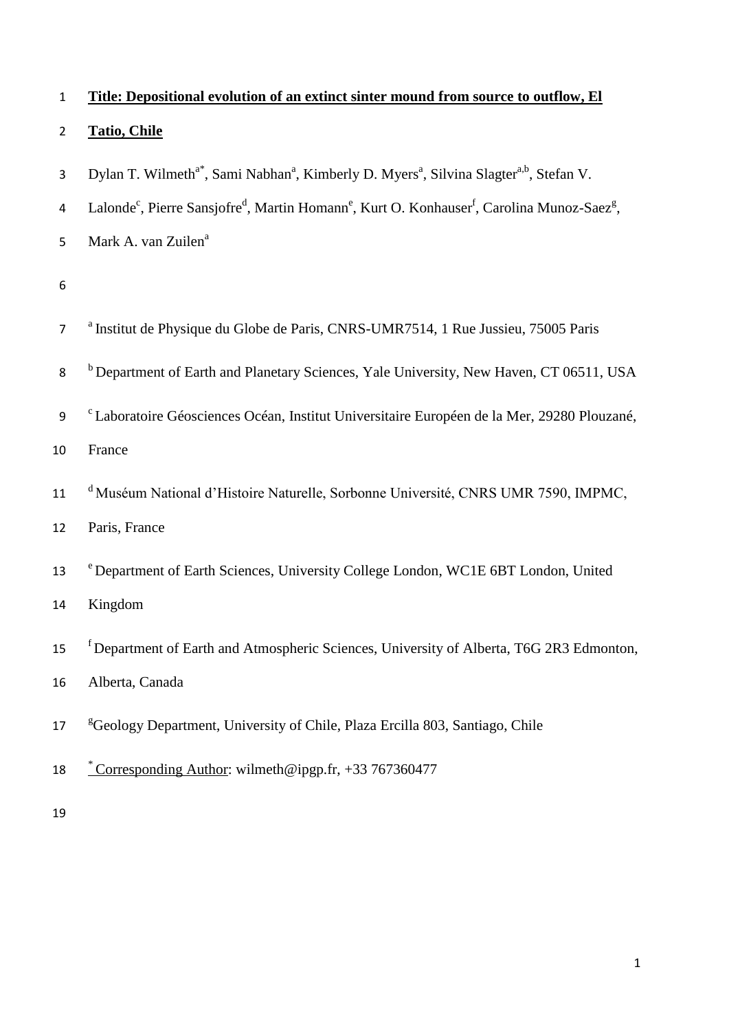**Title: Depositional evolution of an extinct sinter mound from source to outflow, El Tatio, Chile**

Dylan T. Wilmeth[a*], Sami Nabhan[a], Kimberly D. Myers[a], Silvina Slagter[a,b], Stefan V. Lalonde[c], Pierre Sansjofre[d], Martin Homann[e], Kurt O. Konhauser[f], Carolina Munoz-Saez[g], Mark A. van Zuilen[a]

[a] Institut de Physique du Globe de Paris, CNRS-UMR7514, 1 Rue Jussieu, 75005 Paris

[b] Department of Earth and Planetary Sciences, Yale University, New Haven, CT 06511, USA

[c] Laboratoire Géosciences Océan, Institut Universitaire Européen de la Mer, 29280 Plouzané, France

[d] Muséum National d'Histoire Naturelle, Sorbonne Université, CNRS UMR 7590, IMPMC, Paris, France

[e] Department of Earth Sciences, University College London, WC1E 6BT London, United Kingdom

[f] Department of Earth and Atmospheric Sciences, University of Alberta, T6G 2R3 Edmonton, Alberta, Canada

[g] Geology Department, University of Chile, Plaza Ercilla 803, Santiago, Chile

[*] Corresponding Author: wilmeth@ipgp.fr, +33 767360477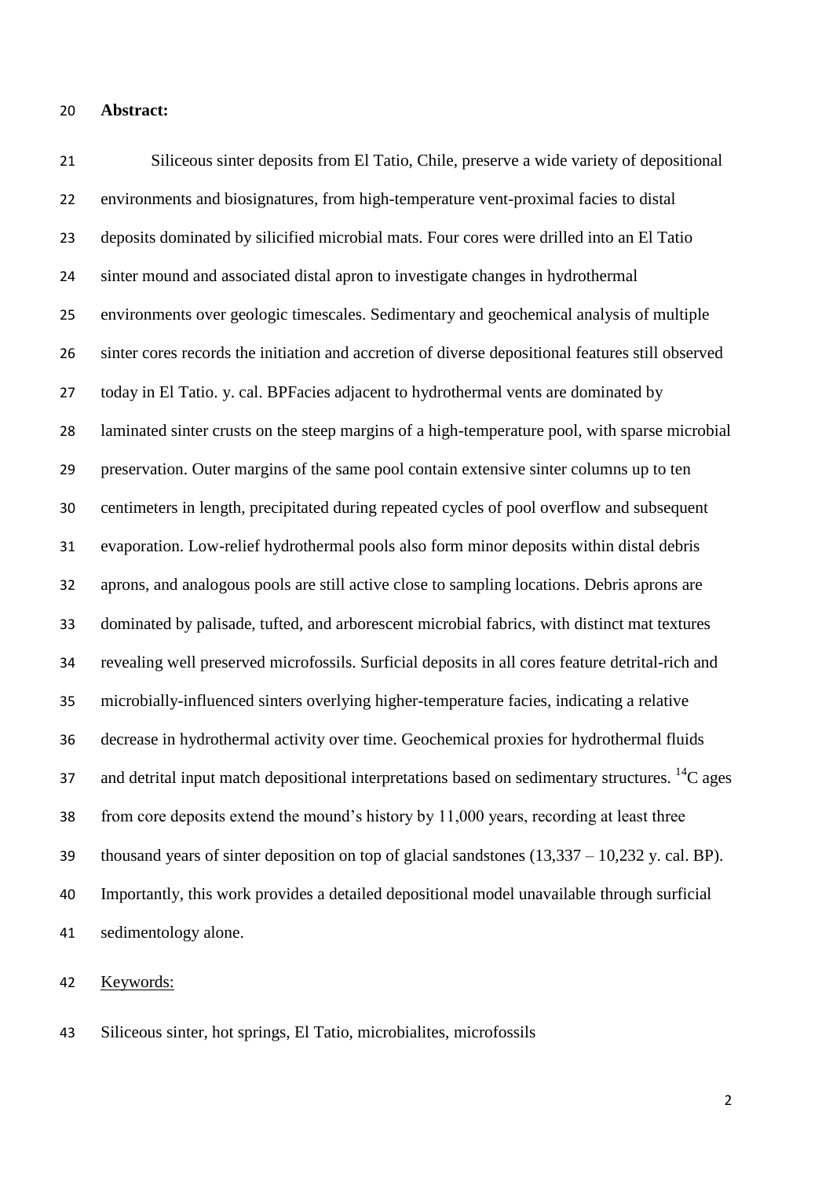**Abstract:**

Siliceous sinter deposits from El Tatio, Chile, preserve a wide variety of depositional environments and biosignatures, from high-temperature vent-proximal facies to distal deposits dominated by silicified microbial mats. Four cores were drilled into an El Tatio sinter mound and associated distal apron to investigate changes in hydrothermal environments over geologic timescales. Sedimentary and geochemical analysis of multiple sinter cores records the initiation and accretion of diverse depositional features still observed today in El Tatio. y. cal. BPFacies adjacent to hydrothermal vents are dominated by laminated sinter crusts on the steep margins of a high-temperature pool, with sparse microbial preservation. Outer margins of the same pool contain extensive sinter columns up to ten centimeters in length, precipitated during repeated cycles of pool overflow and subsequent evaporation. Low-relief hydrothermal pools also form minor deposits within distal debris aprons, and analogous pools are still active close to sampling locations. Debris aprons are dominated by palisade, tufted, and arborescent microbial fabrics, with distinct mat textures revealing well preserved microfossils. Surficial deposits in all cores feature detrital-rich and microbially-influenced sinters overlying higher-temperature facies, indicating a relative decrease in hydrothermal activity over time. Geochemical proxies for hydrothermal fluids and detrital input match depositional interpretations based on sedimentary structures. $^{14}C$ ages from core deposits extend the mound's history by 11,000 years, recording at least three thousand years of sinter deposition on top of glacial sandstones (13,337 – 10,232 y. cal. BP). Importantly, this work provides a detailed depositional model unavailable through surficial sedimentology alone.

Keywords:

Siliceous sinter, hot springs, El Tatio, microbialites, microfossils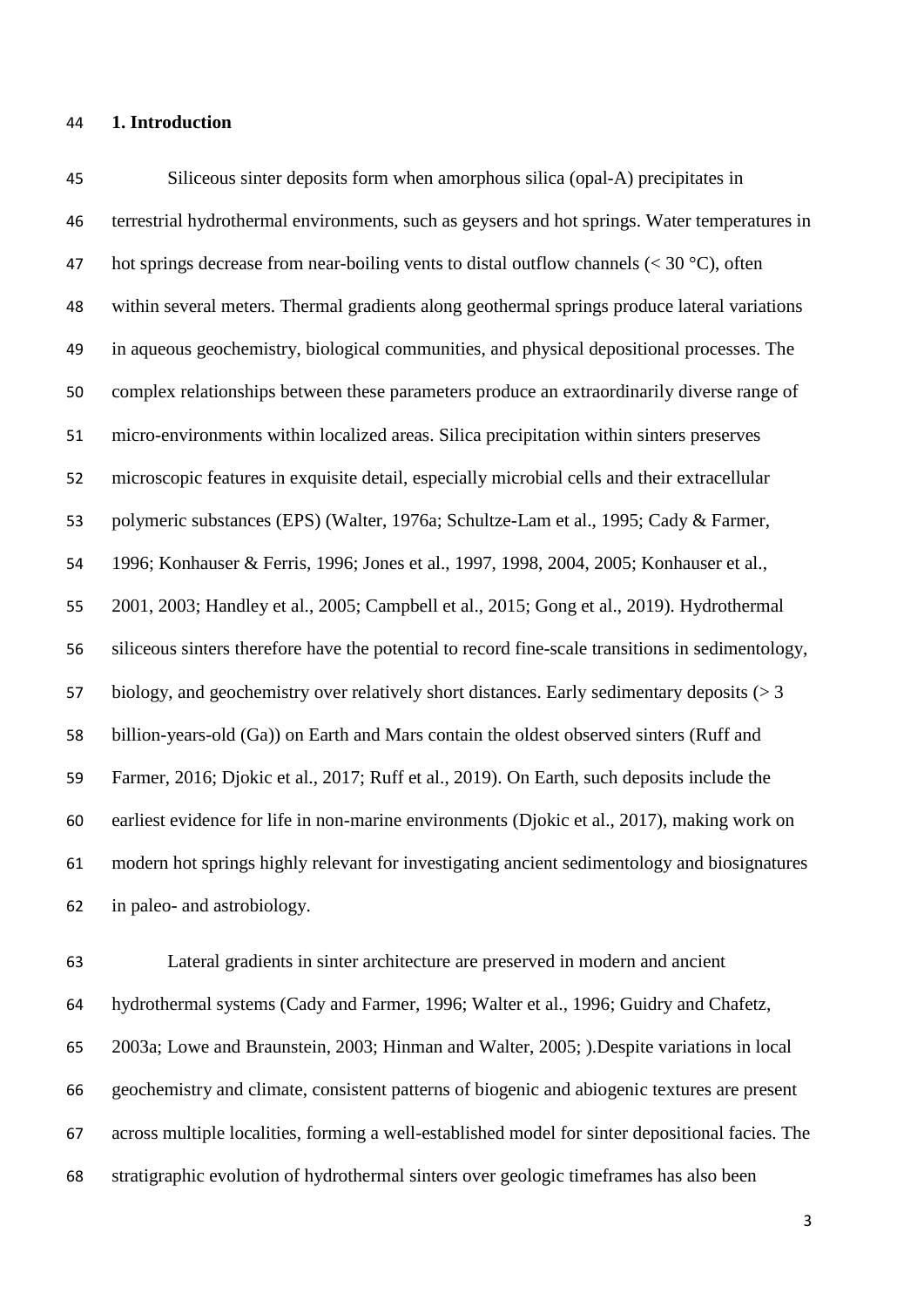## 1. Introduction

Siliceous sinter deposits form when amorphous silica (opal-A) precipitates in terrestrial hydrothermal environments, such as geysers and hot springs. Water temperatures in hot springs decrease from near-boiling vents to distal outflow channels (< 30 °C), often within several meters. Thermal gradients along geothermal springs produce lateral variations in aqueous geochemistry, biological communities, and physical depositional processes. The complex relationships between these parameters produce an extraordinarily diverse range of micro-environments within localized areas. Silica precipitation within sinters preserves microscopic features in exquisite detail, especially microbial cells and their extracellular polymeric substances (EPS) (Walter, 1976a; Schultze-Lam et al., 1995; Cady & Farmer, 1996; Konhauser & Ferris, 1996; Jones et al., 1997, 1998, 2004, 2005; Konhauser et al., 2001, 2003; Handley et al., 2005; Campbell et al., 2015; Gong et al., 2019). Hydrothermal siliceous sinters therefore have the potential to record fine-scale transitions in sedimentology, biology, and geochemistry over relatively short distances. Early sedimentary deposits (> 3 billion-years-old (Ga)) on Earth and Mars contain the oldest observed sinters (Ruff and Farmer, 2016; Djokic et al., 2017; Ruff et al., 2019). On Earth, such deposits include the earliest evidence for life in non-marine environments (Djokic et al., 2017), making work on modern hot springs highly relevant for investigating ancient sedimentology and biosignatures in paleo- and astrobiology.

Lateral gradients in sinter architecture are preserved in modern and ancient hydrothermal systems (Cady and Farmer, 1996; Walter et al., 1996; Guidry and Chafetz, 2003a; Lowe and Braunstein, 2003; Hinman and Walter, 2005; ).Despite variations in local geochemistry and climate, consistent patterns of biogenic and abiogenic textures are present across multiple localities, forming a well-established model for sinter depositional facies. The stratigraphic evolution of hydrothermal sinters over geologic timeframes has also been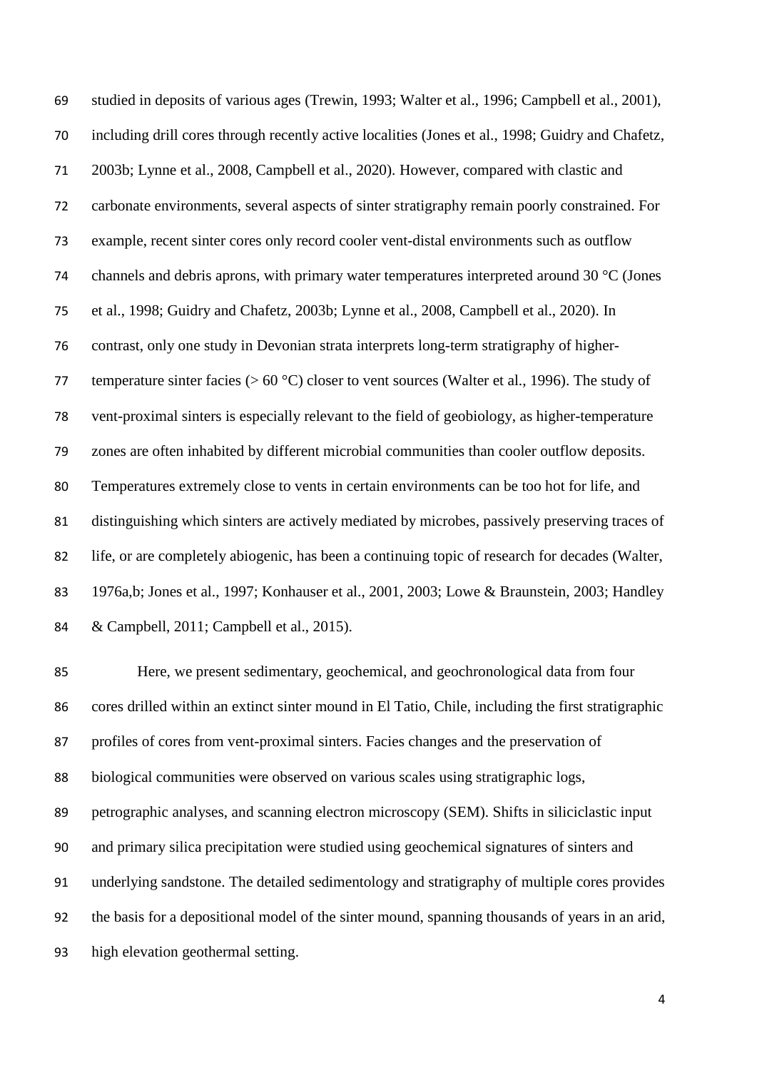studied in deposits of various ages (Trewin, 1993; Walter et al., 1996; Campbell et al., 2001), including drill cores through recently active localities (Jones et al., 1998; Guidry and Chafetz, 2003b; Lynne et al., 2008, Campbell et al., 2020). However, compared with clastic and carbonate environments, several aspects of sinter stratigraphy remain poorly constrained. For example, recent sinter cores only record cooler vent-distal environments such as outflow channels and debris aprons, with primary water temperatures interpreted around 30 °C (Jones et al., 1998; Guidry and Chafetz, 2003b; Lynne et al., 2008, Campbell et al., 2020). In contrast, only one study in Devonian strata interprets long-term stratigraphy of higher-temperature sinter facies (> 60 °C) closer to vent sources (Walter et al., 1996). The study of vent-proximal sinters is especially relevant to the field of geobiology, as higher-temperature zones are often inhabited by different microbial communities than cooler outflow deposits. Temperatures extremely close to vents in certain environments can be too hot for life, and distinguishing which sinters are actively mediated by microbes, passively preserving traces of life, or are completely abiogenic, has been a continuing topic of research for decades (Walter, 1976a,b; Jones et al., 1997; Konhauser et al., 2001, 2003; Lowe & Braunstein, 2003; Handley & Campbell, 2011; Campbell et al., 2015).

Here, we present sedimentary, geochemical, and geochronological data from four cores drilled within an extinct sinter mound in El Tatio, Chile, including the first stratigraphic profiles of cores from vent-proximal sinters. Facies changes and the preservation of biological communities were observed on various scales using stratigraphic logs, petrographic analyses, and scanning electron microscopy (SEM). Shifts in siliciclastic input and primary silica precipitation were studied using geochemical signatures of sinters and underlying sandstone. The detailed sedimentology and stratigraphy of multiple cores provides the basis for a depositional model of the sinter mound, spanning thousands of years in an arid, high elevation geothermal setting.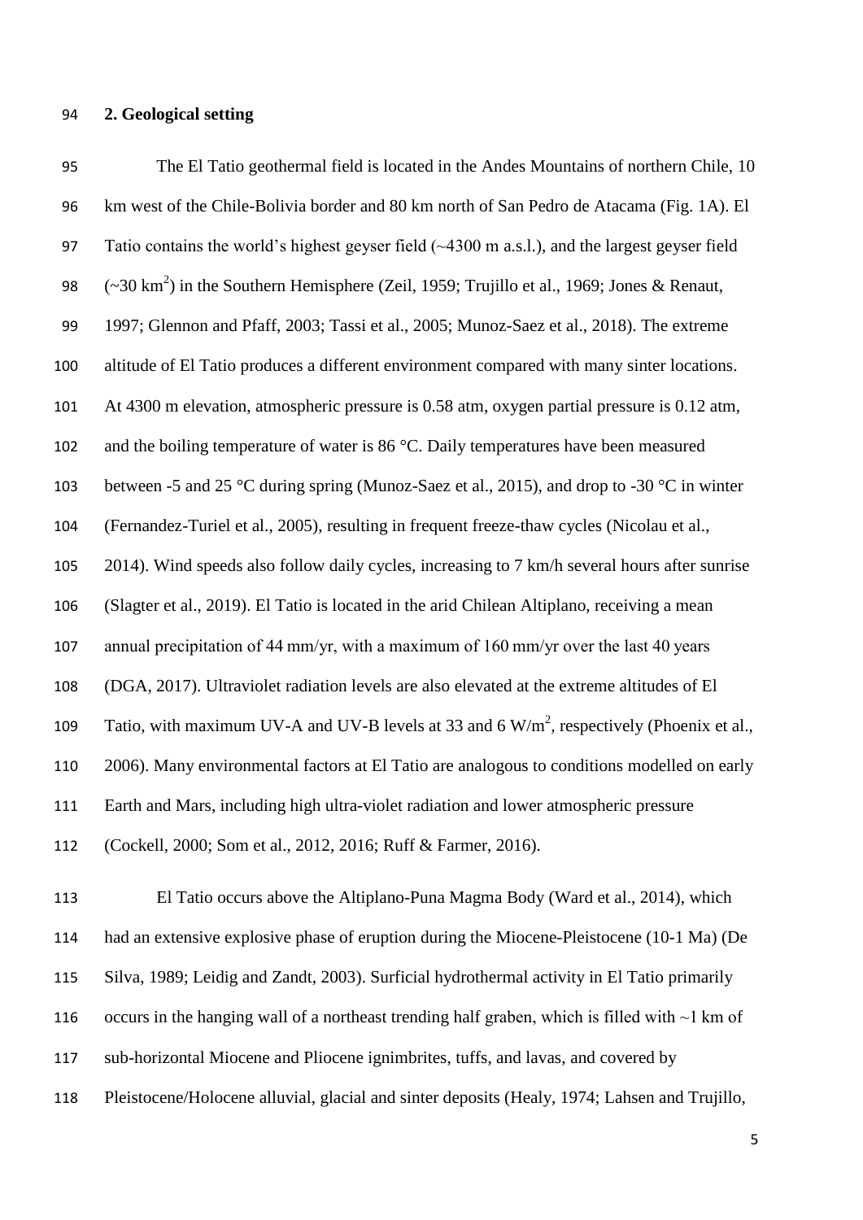## 2. Geological setting

The El Tatio geothermal field is located in the Andes Mountains of northern Chile, 10 km west of the Chile-Bolivia border and 80 km north of San Pedro de Atacama (Fig. 1A). El Tatio contains the world's highest geyser field (~4300 m a.s.l.), and the largest geyser field (~30 $km^2$) in the Southern Hemisphere (Zeil, 1959; Trujillo et al., 1969; Jones & Renaut, 1997; Glennon and Pfaff, 2003; Tassi et al., 2005; Munoz-Saez et al., 2018). The extreme altitude of El Tatio produces a different environment compared with many sinter locations. At 4300 m elevation, atmospheric pressure is 0.58 atm, oxygen partial pressure is 0.12 atm, and the boiling temperature of water is 86 °C. Daily temperatures have been measured between -5 and 25 °C during spring (Munoz-Saez et al., 2015), and drop to -30 °C in winter (Fernandez-Turiel et al., 2005), resulting in frequent freeze-thaw cycles (Nicolau et al., 2014). Wind speeds also follow daily cycles, increasing to 7 km/h several hours after sunrise (Slagter et al., 2019). El Tatio is located in the arid Chilean Altiplano, receiving a mean annual precipitation of 44 mm/yr, with a maximum of 160 mm/yr over the last 40 years (DGA, 2017). Ultraviolet radiation levels are also elevated at the extreme altitudes of El Tatio, with maximum UV-A and UV-B levels at 33 and 6 $W/m^2$, respectively (Phoenix et al., 2006). Many environmental factors at El Tatio are analogous to conditions modelled on early Earth and Mars, including high ultra-violet radiation and lower atmospheric pressure (Cockell, 2000; Som et al., 2012, 2016; Ruff & Farmer, 2016).

El Tatio occurs above the Altiplano-Puna Magma Body (Ward et al., 2014), which had an extensive explosive phase of eruption during the Miocene-Pleistocene (10-1 Ma) (De Silva, 1989; Leidig and Zandt, 2003). Surficial hydrothermal activity in El Tatio primarily occurs in the hanging wall of a northeast trending half graben, which is filled with ~1 km of sub-horizontal Miocene and Pliocene ignimbrites, tuffs, and lavas, and covered by Pleistocene/Holocene alluvial, glacial and sinter deposits (Healy, 1974; Lahsen and Trujillo,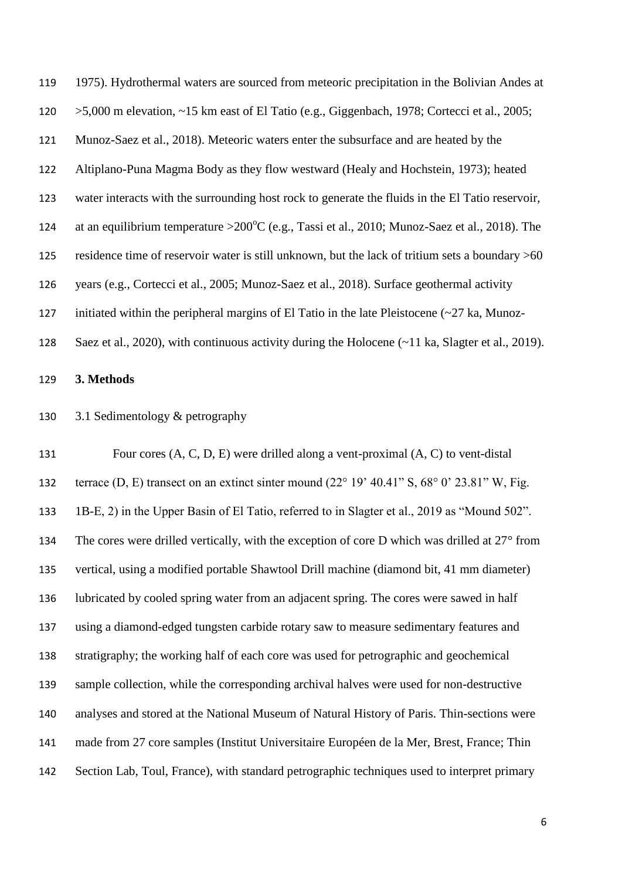1975). Hydrothermal waters are sourced from meteoric precipitation in the Bolivian Andes at >5,000 m elevation, ~15 km east of El Tatio (e.g., Giggenbach, 1978; Cortecci et al., 2005; Munoz-Saez et al., 2018). Meteoric waters enter the subsurface and are heated by the Altiplano-Puna Magma Body as they flow westward (Healy and Hochstein, 1973); heated water interacts with the surrounding host rock to generate the fluids in the El Tatio reservoir, at an equilibrium temperature >200°C (e.g., Tassi et al., 2010; Munoz-Saez et al., 2018). The residence time of reservoir water is still unknown, but the lack of tritium sets a boundary >60 years (e.g., Cortecci et al., 2005; Munoz-Saez et al., 2018). Surface geothermal activity initiated within the peripheral margins of El Tatio in the late Pleistocene (~27 ka, Munoz-Saez et al., 2020), with continuous activity during the Holocene (~11 ka, Slagter et al., 2019).

## 3. Methods

### 3.1 Sedimentology & petrography

Four cores (A, C, D, E) were drilled along a vent-proximal (A, C) to vent-distal terrace (D, E) transect on an extinct sinter mound (22° 19' 40.41" S, 68° 0' 23.81" W, Fig. 1B-E, 2) in the Upper Basin of El Tatio, referred to in Slagter et al., 2019 as "Mound 502". The cores were drilled vertically, with the exception of core D which was drilled at 27° from vertical, using a modified portable Shawtool Drill machine (diamond bit, 41 mm diameter) lubricated by cooled spring water from an adjacent spring. The cores were sawed in half using a diamond-edged tungsten carbide rotary saw to measure sedimentary features and stratigraphy; the working half of each core was used for petrographic and geochemical sample collection, while the corresponding archival halves were used for non-destructive analyses and stored at the National Museum of Natural History of Paris. Thin-sections were made from 27 core samples (Institut Universitaire Européen de la Mer, Brest, France; Thin Section Lab, Toul, France), with standard petrographic techniques used to interpret primary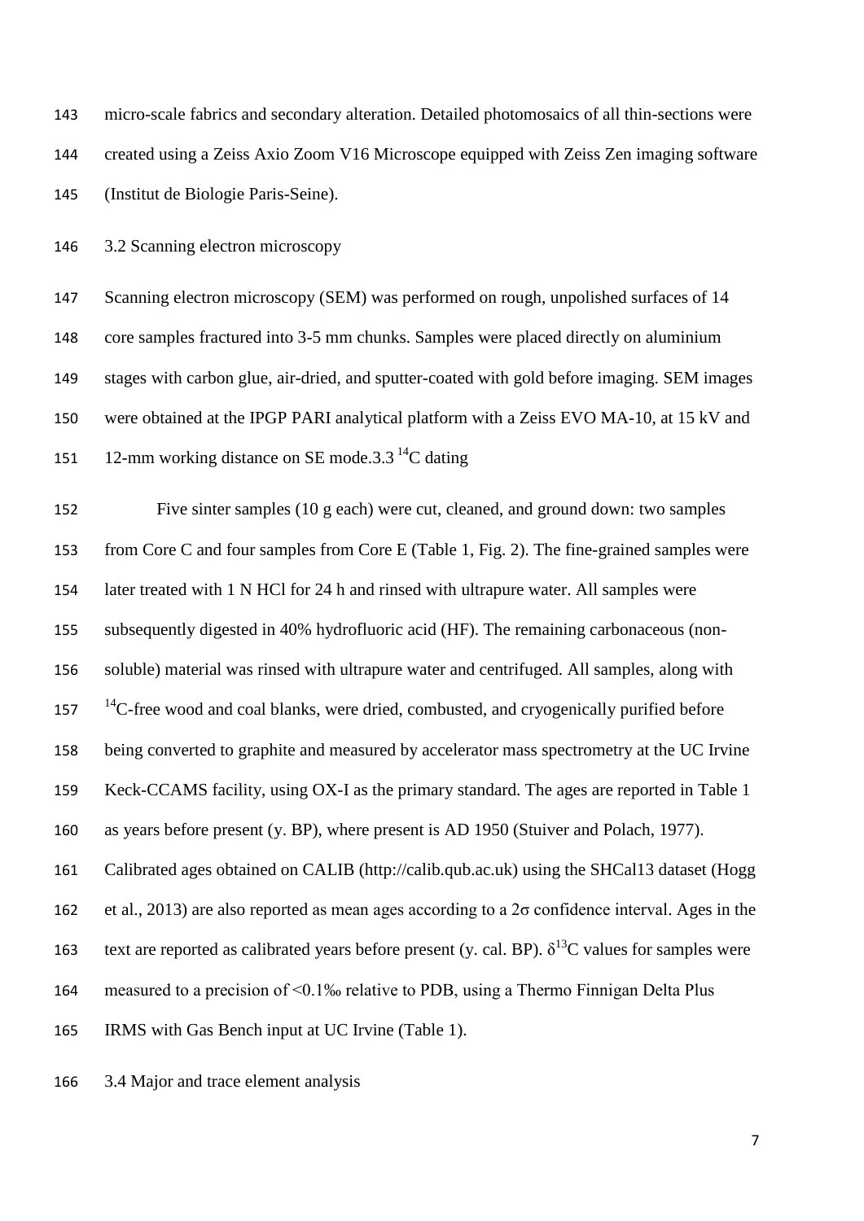micro-scale fabrics and secondary alteration. Detailed photomosaics of all thin-sections were created using a Zeiss Axio Zoom V16 Microscope equipped with Zeiss Zen imaging software (Institut de Biologie Paris-Seine).

### 3.2 Scanning electron microscopy

Scanning electron microscopy (SEM) was performed on rough, unpolished surfaces of 14 core samples fractured into 3-5 mm chunks. Samples were placed directly on aluminium stages with carbon glue, air-dried, and sputter-coated with gold before imaging. SEM images were obtained at the IPGP PARI analytical platform with a Zeiss EVO MA-10, at 15 kV and 12-mm working distance on SE mode.

### 3.3 $^{14}C$ dating

Five sinter samples (10 g each) were cut, cleaned, and ground down: two samples from Core C and four samples from Core E (Table 1, Fig. 2). The fine-grained samples were later treated with 1 N HCl for 24 h and rinsed with ultrapure water. All samples were subsequently digested in 40% hydrofluoric acid (HF). The remaining carbonaceous (non-soluble) material was rinsed with ultrapure water and centrifuged. All samples, along with $^{14}C$-free wood and coal blanks, were dried, combusted, and cryogenically purified before being converted to graphite and measured by accelerator mass spectrometry at the UC Irvine Keck-CCAMS facility, using OX-I as the primary standard. The ages are reported in Table 1 as years before present (y. BP), where present is AD 1950 (Stuiver and Polach, 1977). Calibrated ages obtained on CALIB (http://calib.qub.ac.uk) using the SHCal13 dataset (Hogg et al., 2013) are also reported as mean ages according to a $2\sigma$ confidence interval. Ages in the text are reported as calibrated years before present (y. cal. BP). $\delta^{13}C$ values for samples were measured to a precision of <0.1‰ relative to PDB, using a Thermo Finnigan Delta Plus IRMS with Gas Bench input at UC Irvine (Table 1).

### 3.4 Major and trace element analysis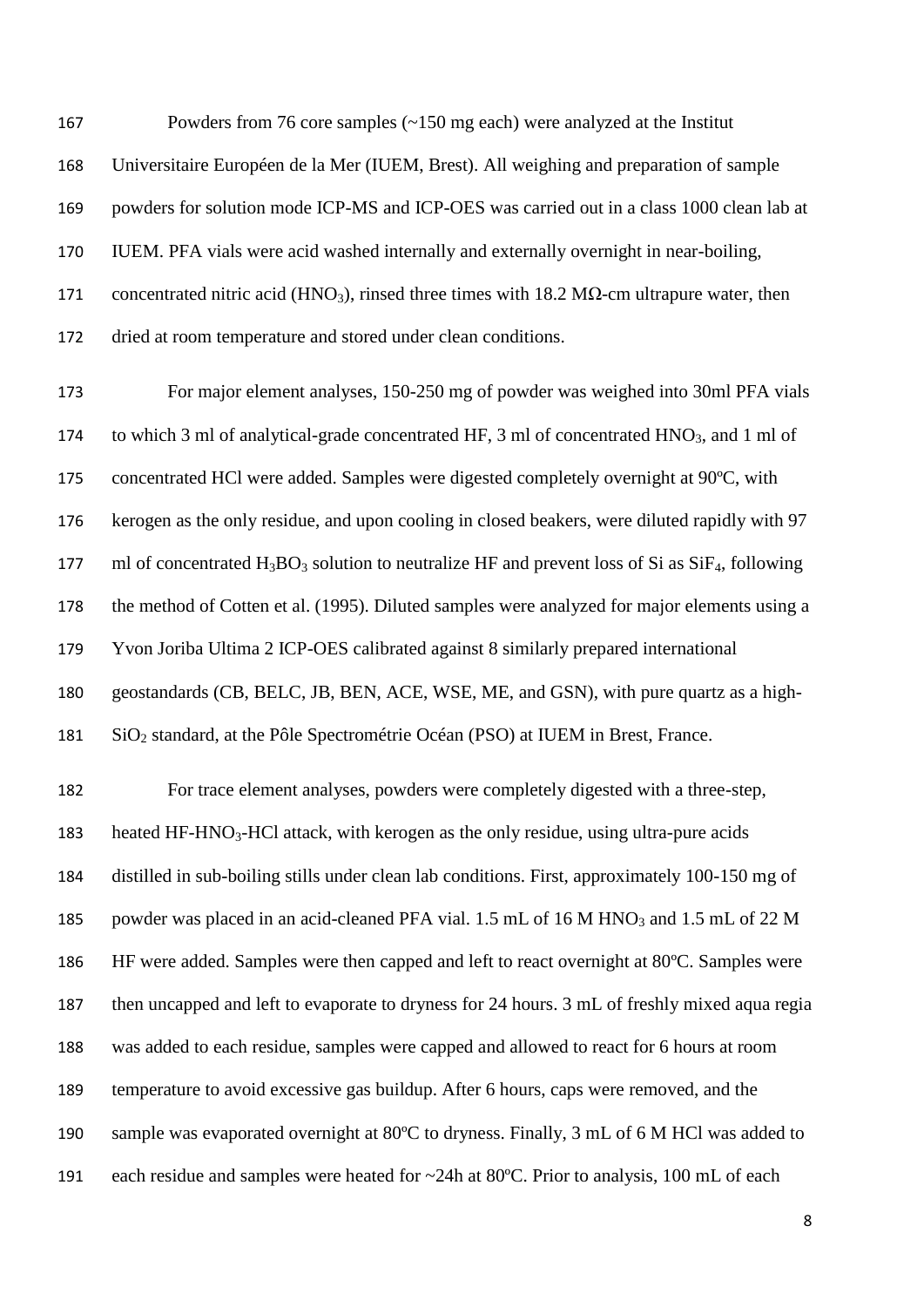Powders from 76 core samples (~150 mg each) were analyzed at the Institut Universitaire Européen de la Mer (IUEM, Brest). All weighing and preparation of sample powders for solution mode ICP-MS and ICP-OES was carried out in a class 1000 clean lab at IUEM. PFA vials were acid washed internally and externally overnight in near-boiling, concentrated nitric acid ($HNO_3$), rinsed three times with 18.2 MΩ-cm ultrapure water, then dried at room temperature and stored under clean conditions.

For major element analyses, 150-250 mg of powder was weighed into 30ml PFA vials to which 3 ml of analytical-grade concentrated HF, 3 ml of concentrated $HNO_3$, and 1 ml of concentrated HCl were added. Samples were digested completely overnight at 90ºC, with kerogen as the only residue, and upon cooling in closed beakers, were diluted rapidly with 97 ml of concentrated $H_3BO_3$ solution to neutralize HF and prevent loss of Si as $SiF_4$, following the method of Cotten et al. (1995). Diluted samples were analyzed for major elements using a Yvon Joriba Ultima 2 ICP-OES calibrated against 8 similarly prepared international geostandards (CB, BELC, JB, BEN, ACE, WSE, ME, and GSN), with pure quartz as a high-$SiO_2$ standard, at the Pôle Spectrométrie Océan (PSO) at IUEM in Brest, France.

For trace element analyses, powders were completely digested with a three-step, heated HF-$HNO_3$-HCl attack, with kerogen as the only residue, using ultra-pure acids distilled in sub-boiling stills under clean lab conditions. First, approximately 100-150 mg of powder was placed in an acid-cleaned PFA vial. 1.5 mL of 16 M $HNO_3$ and 1.5 mL of 22 M HF were added. Samples were then capped and left to react overnight at 80ºC. Samples were then uncapped and left to evaporate to dryness for 24 hours. 3 mL of freshly mixed aqua regia was added to each residue, samples were capped and allowed to react for 6 hours at room temperature to avoid excessive gas buildup. After 6 hours, caps were removed, and the sample was evaporated overnight at 80ºC to dryness. Finally, 3 mL of 6 M HCl was added to each residue and samples were heated for ~24h at 80ºC. Prior to analysis, 100 mL of each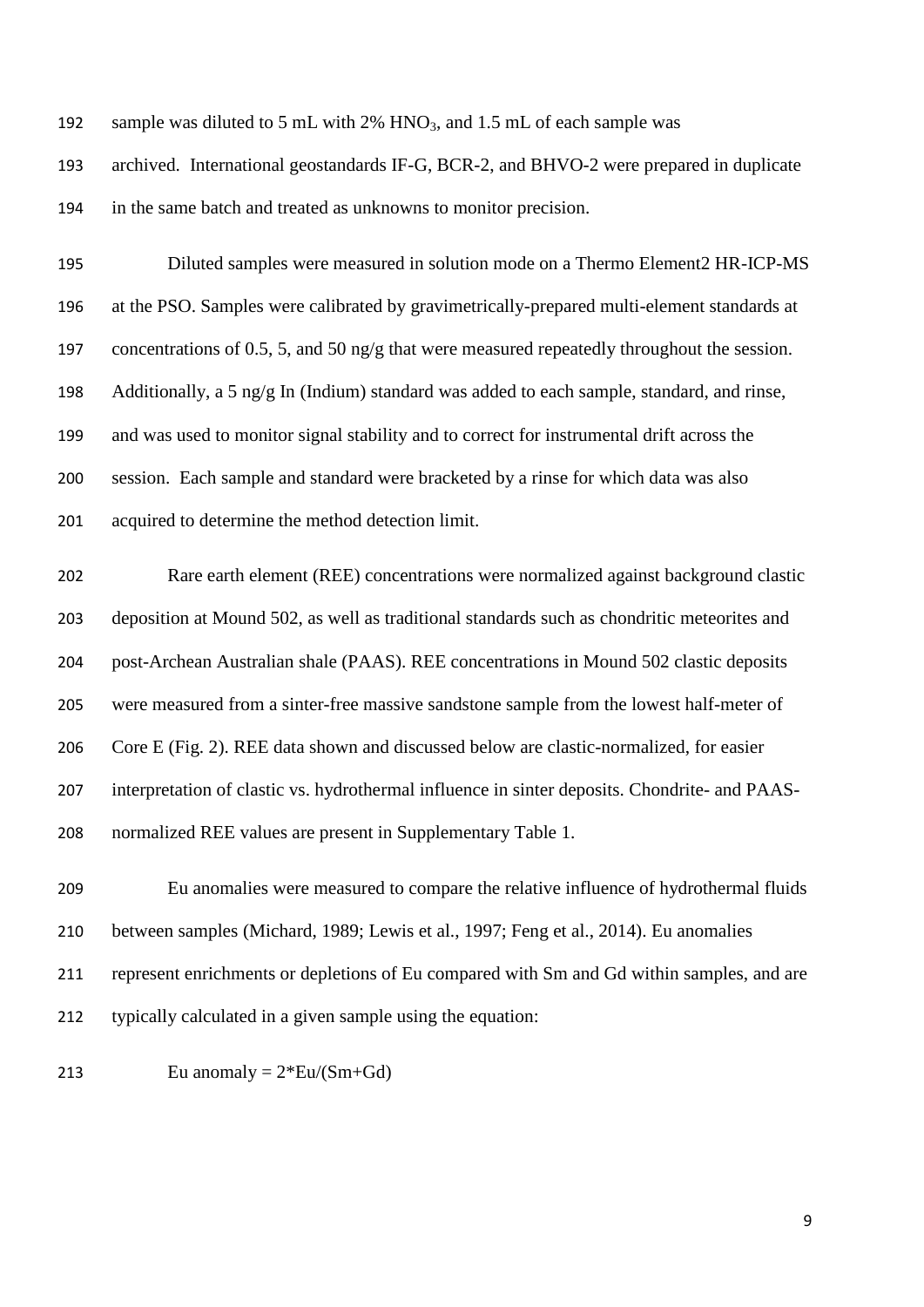sample was diluted to 5 mL with 2% $HNO_3$, and 1.5 mL of each sample was archived. International geostandards IF-G, BCR-2, and BHVO-2 were prepared in duplicate in the same batch and treated as unknowns to monitor precision.

Diluted samples were measured in solution mode on a Thermo Element2 HR-ICP-MS at the PSO. Samples were calibrated by gravimetrically-prepared multi-element standards at concentrations of 0.5, 5, and 50 ng/g that were measured repeatedly throughout the session. Additionally, a 5 ng/g In (Indium) standard was added to each sample, standard, and rinse, and was used to monitor signal stability and to correct for instrumental drift across the session. Each sample and standard were bracketed by a rinse for which data was also acquired to determine the method detection limit.

Rare earth element (REE) concentrations were normalized against background clastic deposition at Mound 502, as well as traditional standards such as chondritic meteorites and post-Archean Australian shale (PAAS). REE concentrations in Mound 502 clastic deposits were measured from a sinter-free massive sandstone sample from the lowest half-meter of Core E (Fig. 2). REE data shown and discussed below are clastic-normalized, for easier interpretation of clastic vs. hydrothermal influence in sinter deposits. Chondrite- and PAAS-normalized REE values are present in Supplementary Table 1.

Eu anomalies were measured to compare the relative influence of hydrothermal fluids between samples (Michard, 1989; Lewis et al., 1997; Feng et al., 2014). Eu anomalies represent enrichments or depletions of Eu compared with Sm and Gd within samples, and are typically calculated in a given sample using the equation:

$$\text{Eu anomaly} = 2*\text{Eu}/(\text{Sm}+\text{Gd})$$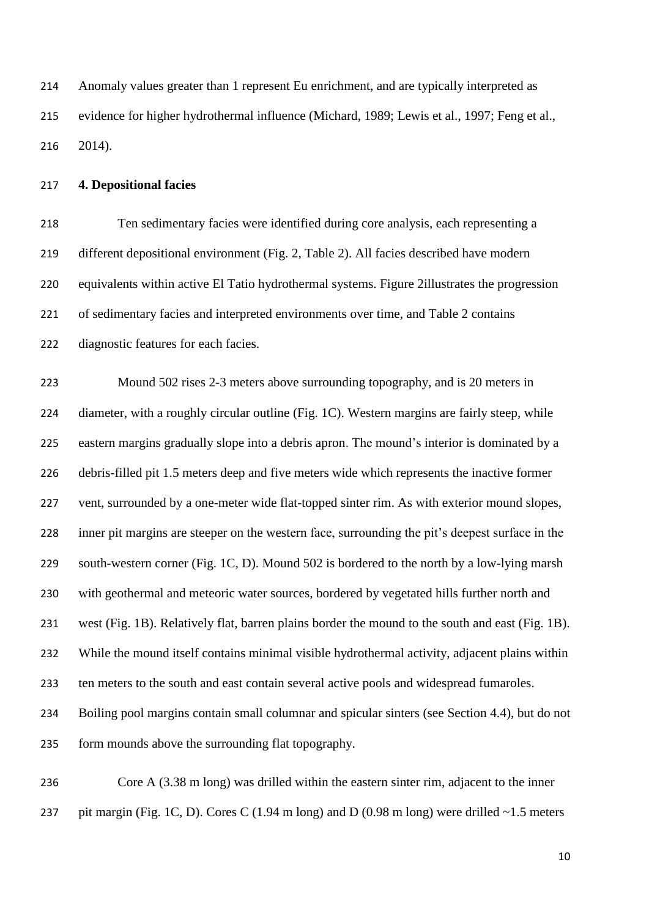Anomaly values greater than 1 represent Eu enrichment, and are typically interpreted as evidence for higher hydrothermal influence (Michard, 1989; Lewis et al., 1997; Feng et al., 2014).

## 4. Depositional facies

Ten sedimentary facies were identified during core analysis, each representing a different depositional environment (Fig. 2, Table 2). All facies described have modern equivalents within active El Tatio hydrothermal systems. Figure 2illustrates the progression of sedimentary facies and interpreted environments over time, and Table 2 contains diagnostic features for each facies.

Mound 502 rises 2-3 meters above surrounding topography, and is 20 meters in diameter, with a roughly circular outline (Fig. 1C). Western margins are fairly steep, while eastern margins gradually slope into a debris apron. The mound's interior is dominated by a debris-filled pit 1.5 meters deep and five meters wide which represents the inactive former vent, surrounded by a one-meter wide flat-topped sinter rim. As with exterior mound slopes, inner pit margins are steeper on the western face, surrounding the pit's deepest surface in the south-western corner (Fig. 1C, D). Mound 502 is bordered to the north by a low-lying marsh with geothermal and meteoric water sources, bordered by vegetated hills further north and west (Fig. 1B). Relatively flat, barren plains border the mound to the south and east (Fig. 1B). While the mound itself contains minimal visible hydrothermal activity, adjacent plains within ten meters to the south and east contain several active pools and widespread fumaroles. Boiling pool margins contain small columnar and spicular sinters (see Section 4.4), but do not form mounds above the surrounding flat topography.

Core A (3.38 m long) was drilled within the eastern sinter rim, adjacent to the inner pit margin (Fig. 1C, D). Cores C (1.94 m long) and D (0.98 m long) were drilled ~1.5 meters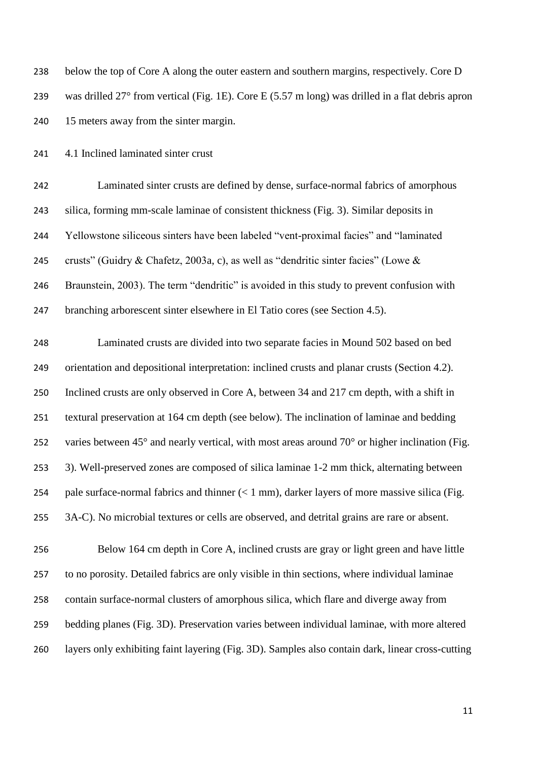below the top of Core A along the outer eastern and southern margins, respectively. Core D was drilled 27° from vertical (Fig. 1E). Core E (5.57 m long) was drilled in a flat debris apron 15 meters away from the sinter margin.

### 4.1 Inclined laminated sinter crust

Laminated sinter crusts are defined by dense, surface-normal fabrics of amorphous silica, forming mm-scale laminae of consistent thickness (Fig. 3). Similar deposits in Yellowstone siliceous sinters have been labeled "vent-proximal facies" and "laminated crusts" (Guidry & Chafetz, 2003a, c), as well as "dendritic sinter facies" (Lowe & Braunstein, 2003). The term "dendritic" is avoided in this study to prevent confusion with branching arborescent sinter elsewhere in El Tatio cores (see Section 4.5).

Laminated crusts are divided into two separate facies in Mound 502 based on bed orientation and depositional interpretation: inclined crusts and planar crusts (Section 4.2). Inclined crusts are only observed in Core A, between 34 and 217 cm depth, with a shift in textural preservation at 164 cm depth (see below). The inclination of laminae and bedding varies between 45° and nearly vertical, with most areas around 70° or higher inclination (Fig. 3). Well-preserved zones are composed of silica laminae 1-2 mm thick, alternating between pale surface-normal fabrics and thinner (< 1 mm), darker layers of more massive silica (Fig. 3A-C). No microbial textures or cells are observed, and detrital grains are rare or absent.

Below 164 cm depth in Core A, inclined crusts are gray or light green and have little to no porosity. Detailed fabrics are only visible in thin sections, where individual laminae contain surface-normal clusters of amorphous silica, which flare and diverge away from bedding planes (Fig. 3D). Preservation varies between individual laminae, with more altered layers only exhibiting faint layering (Fig. 3D). Samples also contain dark, linear cross-cutting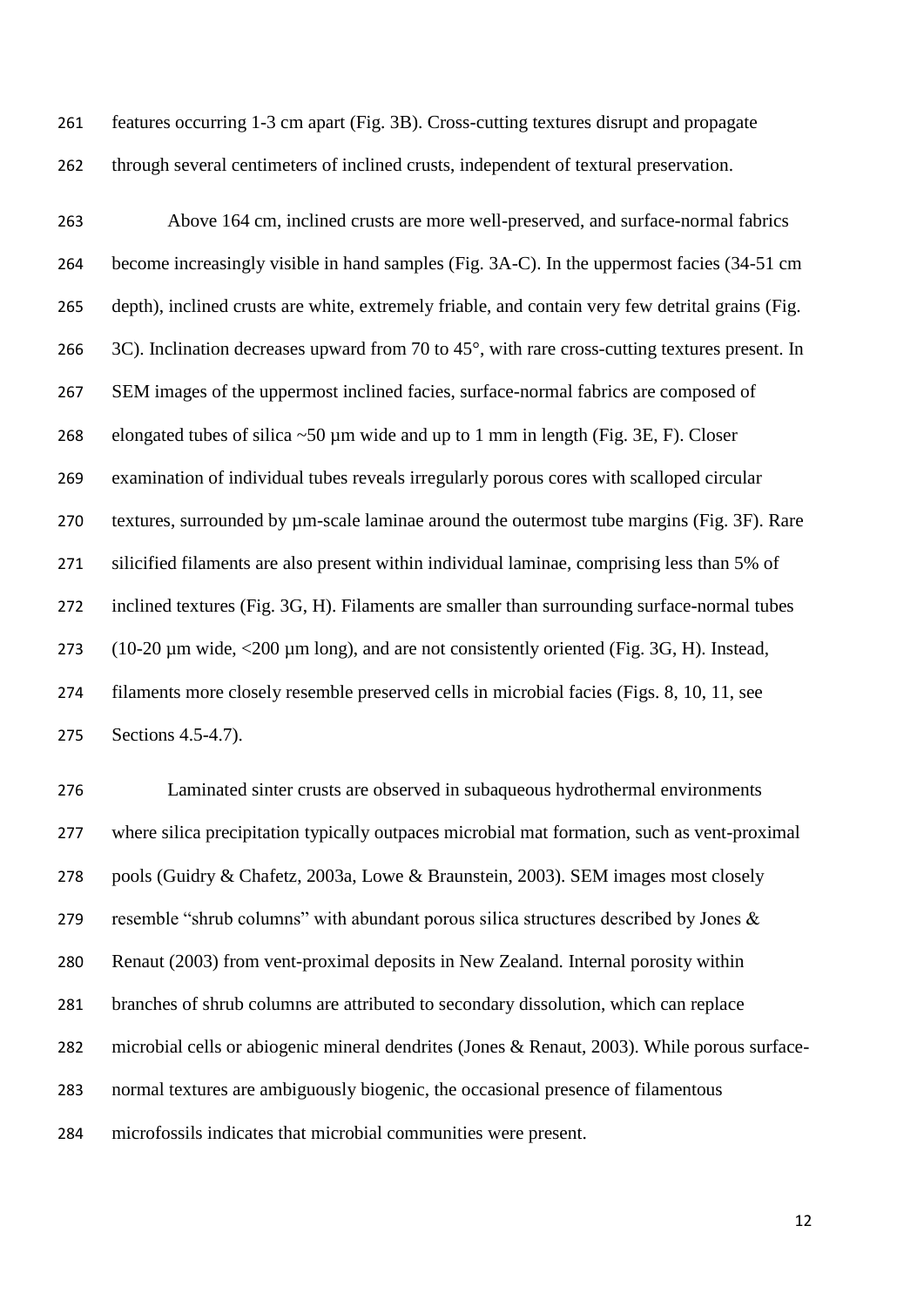features occurring 1-3 cm apart (Fig. 3B). Cross-cutting textures disrupt and propagate through several centimeters of inclined crusts, independent of textural preservation.

Above 164 cm, inclined crusts are more well-preserved, and surface-normal fabrics become increasingly visible in hand samples (Fig. 3A-C). In the uppermost facies (34-51 cm depth), inclined crusts are white, extremely friable, and contain very few detrital grains (Fig. 3C). Inclination decreases upward from 70 to 45°, with rare cross-cutting textures present. In SEM images of the uppermost inclined facies, surface-normal fabrics are composed of elongated tubes of silica ~50 µm wide and up to 1 mm in length (Fig. 3E, F). Closer examination of individual tubes reveals irregularly porous cores with scalloped circular textures, surrounded by µm-scale laminae around the outermost tube margins (Fig. 3F). Rare silicified filaments are also present within individual laminae, comprising less than 5% of inclined textures (Fig. 3G, H). Filaments are smaller than surrounding surface-normal tubes (10-20 µm wide, <200 µm long), and are not consistently oriented (Fig. 3G, H). Instead, filaments more closely resemble preserved cells in microbial facies (Figs. 8, 10, 11, see Sections 4.5-4.7).

Laminated sinter crusts are observed in subaqueous hydrothermal environments where silica precipitation typically outpaces microbial mat formation, such as vent-proximal pools (Guidry & Chafetz, 2003a, Lowe & Braunstein, 2003). SEM images most closely resemble "shrub columns" with abundant porous silica structures described by Jones & Renaut (2003) from vent-proximal deposits in New Zealand. Internal porosity within branches of shrub columns are attributed to secondary dissolution, which can replace microbial cells or abiogenic mineral dendrites (Jones & Renaut, 2003). While porous surface-normal textures are ambiguously biogenic, the occasional presence of filamentous microfossils indicates that microbial communities were present.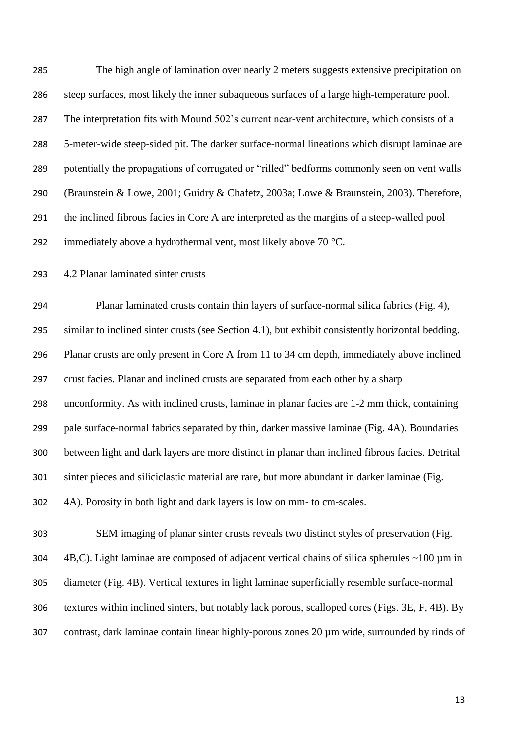The high angle of lamination over nearly 2 meters suggests extensive precipitation on steep surfaces, most likely the inner subaqueous surfaces of a large high-temperature pool. The interpretation fits with Mound 502's current near-vent architecture, which consists of a 5-meter-wide steep-sided pit. The darker surface-normal lineations which disrupt laminae are potentially the propagations of corrugated or "rilled" bedforms commonly seen on vent walls (Braunstein & Lowe, 2001; Guidry & Chafetz, 2003a; Lowe & Braunstein, 2003). Therefore, the inclined fibrous facies in Core A are interpreted as the margins of a steep-walled pool immediately above a hydrothermal vent, most likely above 70 °C.

### 4.2 Planar laminated sinter crusts

Planar laminated crusts contain thin layers of surface-normal silica fabrics (Fig. 4), similar to inclined sinter crusts (see Section 4.1), but exhibit consistently horizontal bedding. Planar crusts are only present in Core A from 11 to 34 cm depth, immediately above inclined crust facies. Planar and inclined crusts are separated from each other by a sharp unconformity. As with inclined crusts, laminae in planar facies are 1-2 mm thick, containing pale surface-normal fabrics separated by thin, darker massive laminae (Fig. 4A). Boundaries between light and dark layers are more distinct in planar than inclined fibrous facies. Detrital sinter pieces and siliciclastic material are rare, but more abundant in darker laminae (Fig. 4A). Porosity in both light and dark layers is low on mm- to cm-scales.

SEM imaging of planar sinter crusts reveals two distinct styles of preservation (Fig. 4B,C). Light laminae are composed of adjacent vertical chains of silica spherules ~100 µm in diameter (Fig. 4B). Vertical textures in light laminae superficially resemble surface-normal textures within inclined sinters, but notably lack porous, scalloped cores (Figs. 3E, F, 4B). By contrast, dark laminae contain linear highly-porous zones 20 µm wide, surrounded by rinds of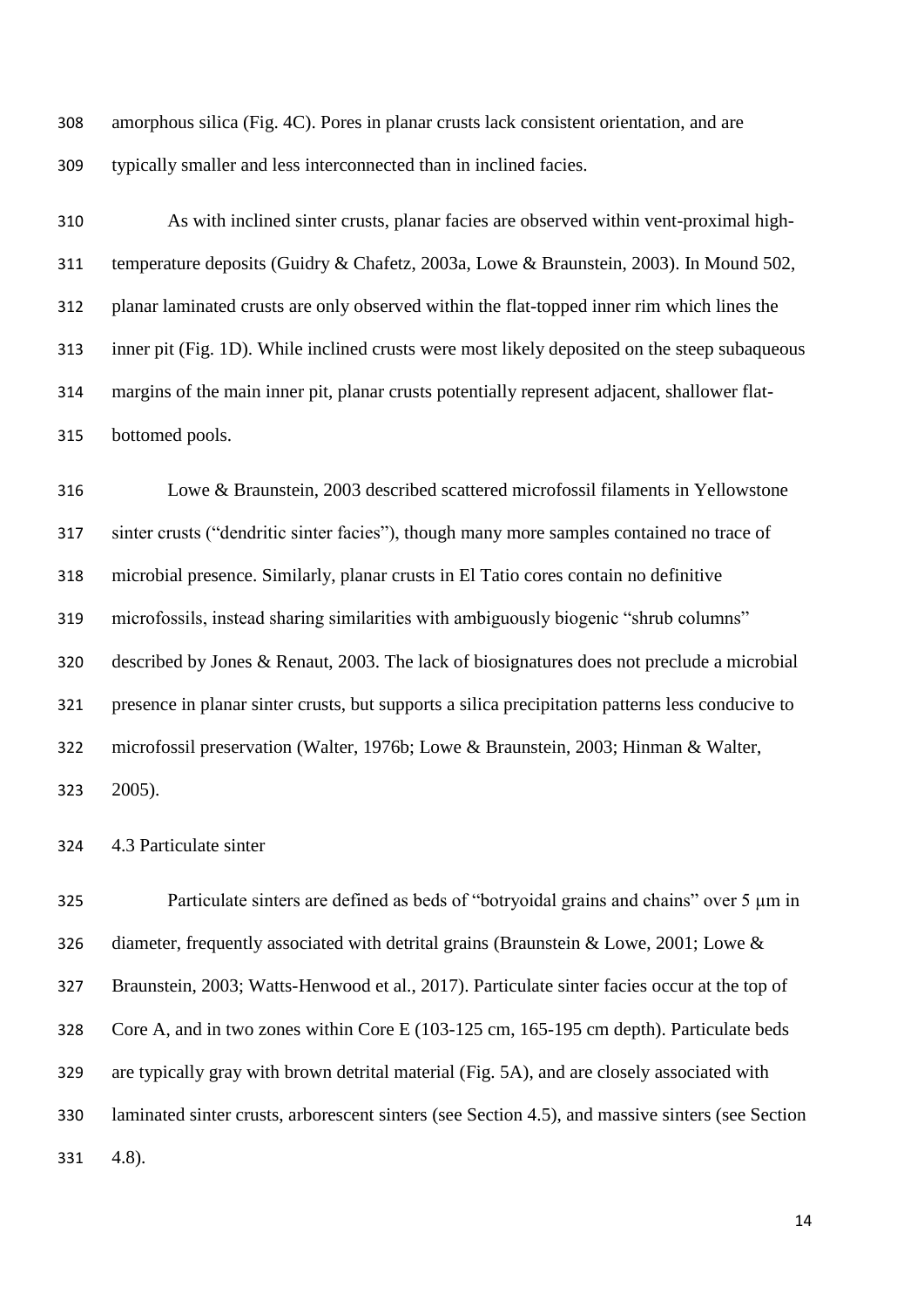amorphous silica (Fig. 4C). Pores in planar crusts lack consistent orientation, and are typically smaller and less interconnected than in inclined facies.

As with inclined sinter crusts, planar facies are observed within vent-proximal high-temperature deposits (Guidry & Chafetz, 2003a, Lowe & Braunstein, 2003). In Mound 502, planar laminated crusts are only observed within the flat-topped inner rim which lines the inner pit (Fig. 1D). While inclined crusts were most likely deposited on the steep subaqueous margins of the main inner pit, planar crusts potentially represent adjacent, shallower flat-bottomed pools.

Lowe & Braunstein, 2003 described scattered microfossil filaments in Yellowstone sinter crusts ("dendritic sinter facies"), though many more samples contained no trace of microbial presence. Similarly, planar crusts in El Tatio cores contain no definitive microfossils, instead sharing similarities with ambiguously biogenic "shrub columns" described by Jones & Renaut, 2003. The lack of biosignatures does not preclude a microbial presence in planar sinter crusts, but supports a silica precipitation patterns less conducive to microfossil preservation (Walter, 1976b; Lowe & Braunstein, 2003; Hinman & Walter, 2005).

### 4.3 Particulate sinter

Particulate sinters are defined as beds of "botryoidal grains and chains" over 5 μm in diameter, frequently associated with detrital grains (Braunstein & Lowe, 2001; Lowe & Braunstein, 2003; Watts-Henwood et al., 2017). Particulate sinter facies occur at the top of Core A, and in two zones within Core E (103-125 cm, 165-195 cm depth). Particulate beds are typically gray with brown detrital material (Fig. 5A), and are closely associated with laminated sinter crusts, arborescent sinters (see Section 4.5), and massive sinters (see Section 4.8).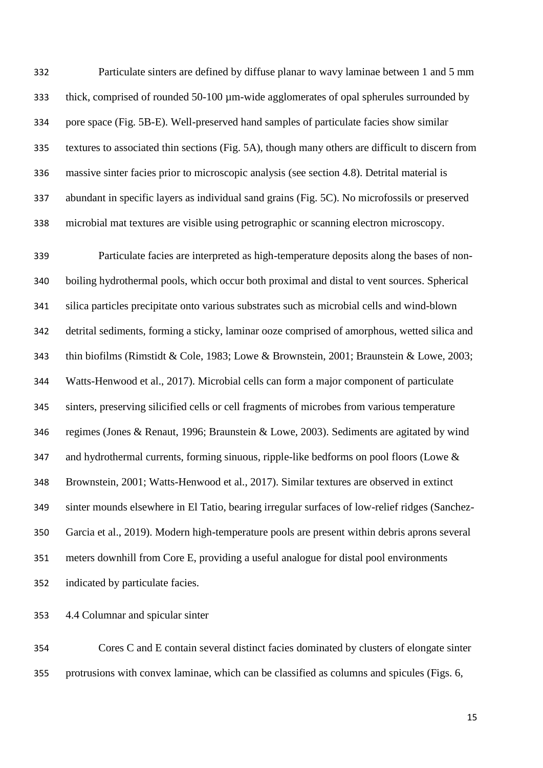Particulate sinters are defined by diffuse planar to wavy laminae between 1 and 5 mm thick, comprised of rounded 50-100 μm-wide agglomerates of opal spherules surrounded by pore space (Fig. 5B-E). Well-preserved hand samples of particulate facies show similar textures to associated thin sections (Fig. 5A), though many others are difficult to discern from massive sinter facies prior to microscopic analysis (see section 4.8). Detrital material is abundant in specific layers as individual sand grains (Fig. 5C). No microfossils or preserved microbial mat textures are visible using petrographic or scanning electron microscopy.

Particulate facies are interpreted as high-temperature deposits along the bases of non-boiling hydrothermal pools, which occur both proximal and distal to vent sources. Spherical silica particles precipitate onto various substrates such as microbial cells and wind-blown detrital sediments, forming a sticky, laminar ooze comprised of amorphous, wetted silica and thin biofilms (Rimstidt & Cole, 1983; Lowe & Brownstein, 2001; Braunstein & Lowe, 2003; Watts-Henwood et al., 2017). Microbial cells can form a major component of particulate sinters, preserving silicified cells or cell fragments of microbes from various temperature regimes (Jones & Renaut, 1996; Braunstein & Lowe, 2003). Sediments are agitated by wind and hydrothermal currents, forming sinuous, ripple-like bedforms on pool floors (Lowe & Brownstein, 2001; Watts-Henwood et al., 2017). Similar textures are observed in extinct sinter mounds elsewhere in El Tatio, bearing irregular surfaces of low-relief ridges (Sanchez-Garcia et al., 2019). Modern high-temperature pools are present within debris aprons several meters downhill from Core E, providing a useful analogue for distal pool environments indicated by particulate facies.

### 4.4 Columnar and spicular sinter

Cores C and E contain several distinct facies dominated by clusters of elongate sinter protrusions with convex laminae, which can be classified as columns and spicules (Figs. 6,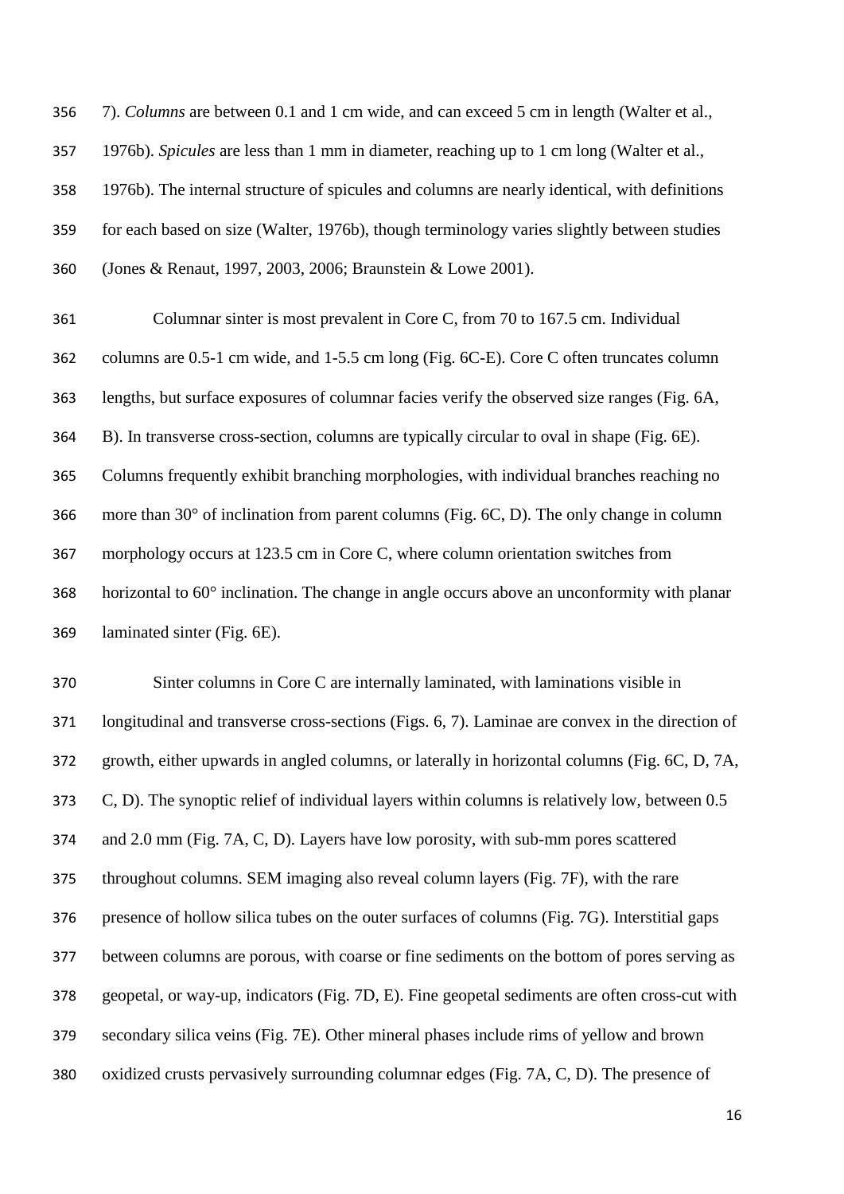7). *Columns* are between 0.1 and 1 cm wide, and can exceed 5 cm in length (Walter et al., 1976b). *Spicules* are less than 1 mm in diameter, reaching up to 1 cm long (Walter et al., 1976b). The internal structure of spicules and columns are nearly identical, with definitions for each based on size (Walter, 1976b), though terminology varies slightly between studies (Jones & Renaut, 1997, 2003, 2006; Braunstein & Lowe 2001).

Columnar sinter is most prevalent in Core C, from 70 to 167.5 cm. Individual columns are 0.5-1 cm wide, and 1-5.5 cm long (Fig. 6C-E). Core C often truncates column lengths, but surface exposures of columnar facies verify the observed size ranges (Fig. 6A, B). In transverse cross-section, columns are typically circular to oval in shape (Fig. 6E). Columns frequently exhibit branching morphologies, with individual branches reaching no more than 30° of inclination from parent columns (Fig. 6C, D). The only change in column morphology occurs at 123.5 cm in Core C, where column orientation switches from horizontal to 60° inclination. The change in angle occurs above an unconformity with planar laminated sinter (Fig. 6E).

Sinter columns in Core C are internally laminated, with laminations visible in longitudinal and transverse cross-sections (Figs. 6, 7). Laminae are convex in the direction of growth, either upwards in angled columns, or laterally in horizontal columns (Fig. 6C, D, 7A, C, D). The synoptic relief of individual layers within columns is relatively low, between 0.5 and 2.0 mm (Fig. 7A, C, D). Layers have low porosity, with sub-mm pores scattered throughout columns. SEM imaging also reveal column layers (Fig. 7F), with the rare presence of hollow silica tubes on the outer surfaces of columns (Fig. 7G). Interstitial gaps between columns are porous, with coarse or fine sediments on the bottom of pores serving as geopetal, or way-up, indicators (Fig. 7D, E). Fine geopetal sediments are often cross-cut with secondary silica veins (Fig. 7E). Other mineral phases include rims of yellow and brown oxidized crusts pervasively surrounding columnar edges (Fig. 7A, C, D). The presence of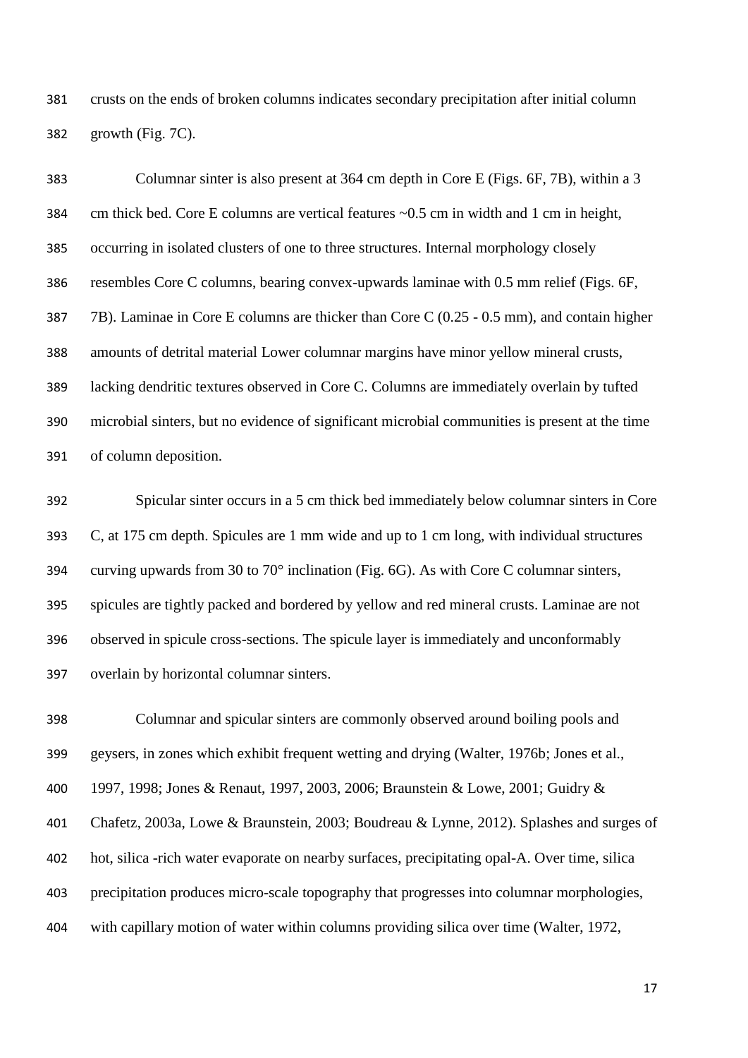crusts on the ends of broken columns indicates secondary precipitation after initial column growth (Fig. 7C).

Columnar sinter is also present at 364 cm depth in Core E (Figs. 6F, 7B), within a 3 cm thick bed. Core E columns are vertical features ~0.5 cm in width and 1 cm in height, occurring in isolated clusters of one to three structures. Internal morphology closely resembles Core C columns, bearing convex-upwards laminae with 0.5 mm relief (Figs. 6F, 7B). Laminae in Core E columns are thicker than Core C (0.25 - 0.5 mm), and contain higher amounts of detrital material Lower columnar margins have minor yellow mineral crusts, lacking dendritic textures observed in Core C. Columns are immediately overlain by tufted microbial sinters, but no evidence of significant microbial communities is present at the time of column deposition.

Spicular sinter occurs in a 5 cm thick bed immediately below columnar sinters in Core C, at 175 cm depth. Spicules are 1 mm wide and up to 1 cm long, with individual structures curving upwards from 30 to 70° inclination (Fig. 6G). As with Core C columnar sinters, spicules are tightly packed and bordered by yellow and red mineral crusts. Laminae are not observed in spicule cross-sections. The spicule layer is immediately and unconformably overlain by horizontal columnar sinters.

Columnar and spicular sinters are commonly observed around boiling pools and geysers, in zones which exhibit frequent wetting and drying (Walter, 1976b; Jones et al., 1997, 1998; Jones & Renaut, 1997, 2003, 2006; Braunstein & Lowe, 2001; Guidry & Chafetz, 2003a, Lowe & Braunstein, 2003; Boudreau & Lynne, 2012). Splashes and surges of hot, silica -rich water evaporate on nearby surfaces, precipitating opal-A. Over time, silica precipitation produces micro-scale topography that progresses into columnar morphologies, with capillary motion of water within columns providing silica over time (Walter, 1972,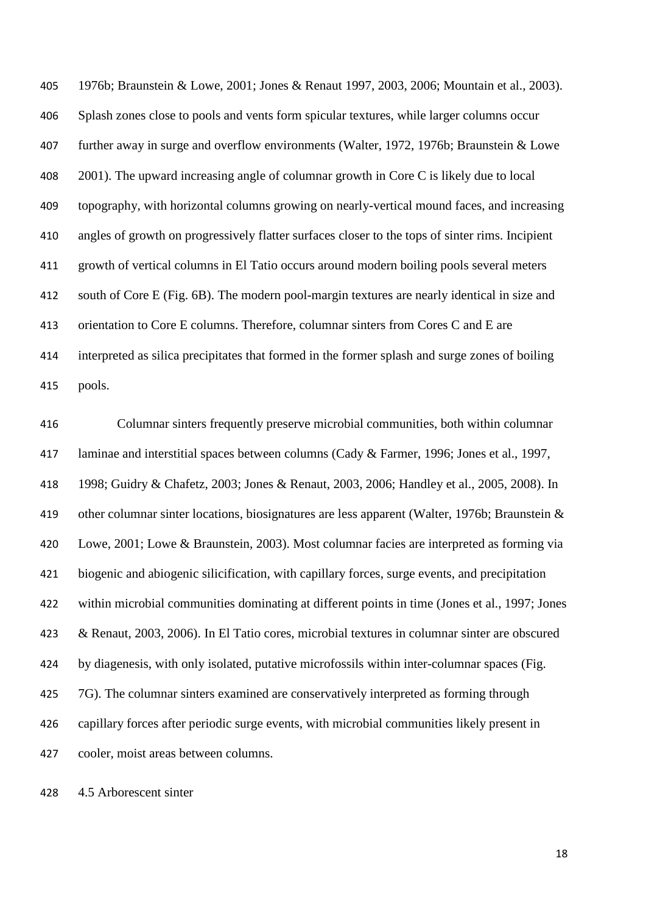1976b; Braunstein & Lowe, 2001; Jones & Renaut 1997, 2003, 2006; Mountain et al., 2003). Splash zones close to pools and vents form spicular textures, while larger columns occur further away in surge and overflow environments (Walter, 1972, 1976b; Braunstein & Lowe 2001). The upward increasing angle of columnar growth in Core C is likely due to local topography, with horizontal columns growing on nearly-vertical mound faces, and increasing angles of growth on progressively flatter surfaces closer to the tops of sinter rims. Incipient growth of vertical columns in El Tatio occurs around modern boiling pools several meters south of Core E (Fig. 6B). The modern pool-margin textures are nearly identical in size and orientation to Core E columns. Therefore, columnar sinters from Cores C and E are interpreted as silica precipitates that formed in the former splash and surge zones of boiling pools.

Columnar sinters frequently preserve microbial communities, both within columnar laminae and interstitial spaces between columns (Cady & Farmer, 1996; Jones et al., 1997, 1998; Guidry & Chafetz, 2003; Jones & Renaut, 2003, 2006; Handley et al., 2005, 2008). In other columnar sinter locations, biosignatures are less apparent (Walter, 1976b; Braunstein & Lowe, 2001; Lowe & Braunstein, 2003). Most columnar facies are interpreted as forming via biogenic and abiogenic silicification, with capillary forces, surge events, and precipitation within microbial communities dominating at different points in time (Jones et al., 1997; Jones & Renaut, 2003, 2006). In El Tatio cores, microbial textures in columnar sinter are obscured by diagenesis, with only isolated, putative microfossils within inter-columnar spaces (Fig. 7G). The columnar sinters examined are conservatively interpreted as forming through capillary forces after periodic surge events, with microbial communities likely present in cooler, moist areas between columns.

### 4.5 Arborescent sinter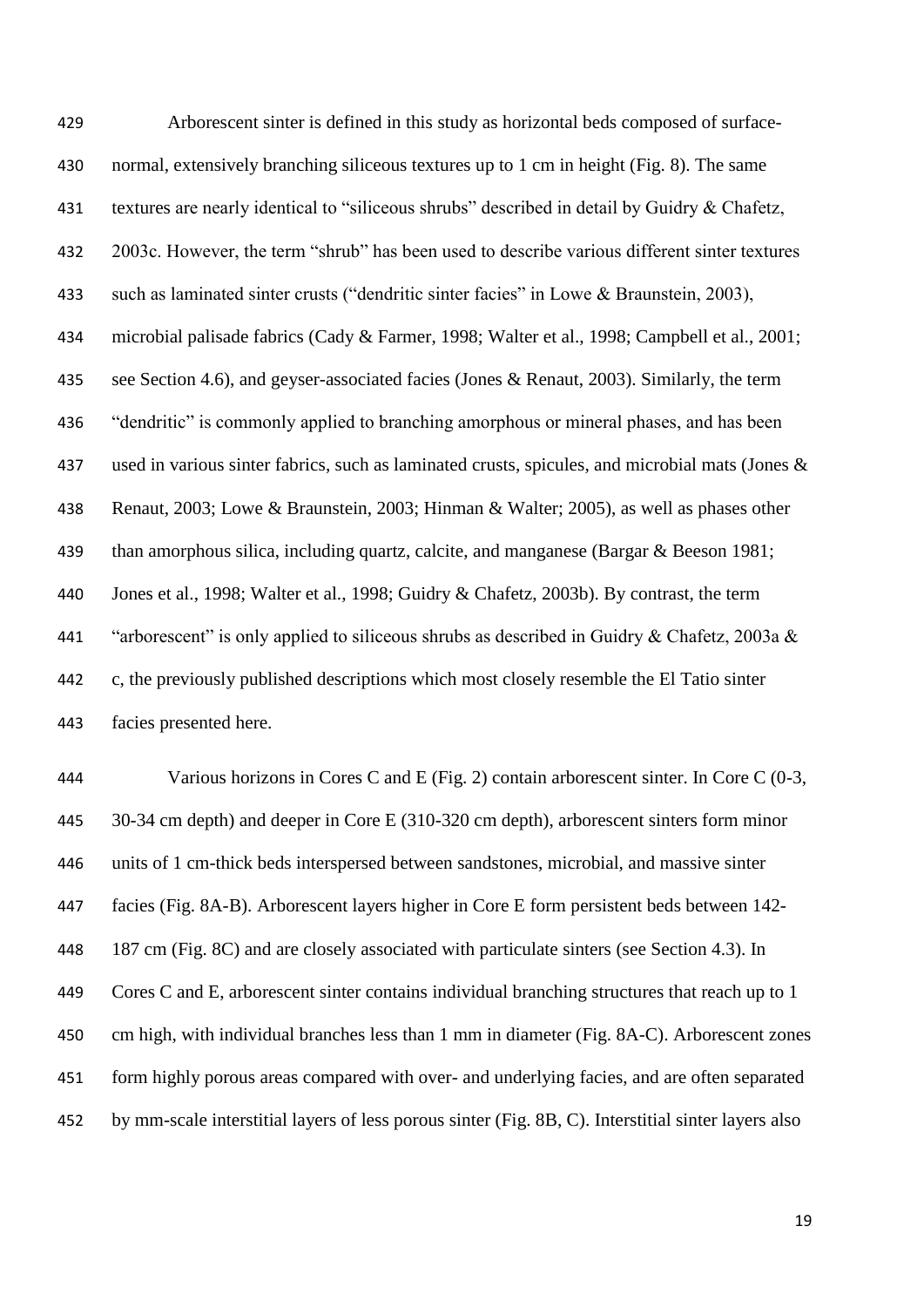Arborescent sinter is defined in this study as horizontal beds composed of surface-normal, extensively branching siliceous textures up to 1 cm in height (Fig. 8). The same textures are nearly identical to "siliceous shrubs" described in detail by Guidry & Chafetz, 2003c. However, the term "shrub" has been used to describe various different sinter textures such as laminated sinter crusts ("dendritic sinter facies" in Lowe & Braunstein, 2003), microbial palisade fabrics (Cady & Farmer, 1998; Walter et al., 1998; Campbell et al., 2001; see Section 4.6), and geyser-associated facies (Jones & Renaut, 2003). Similarly, the term "dendritic" is commonly applied to branching amorphous or mineral phases, and has been used in various sinter fabrics, such as laminated crusts, spicules, and microbial mats (Jones & Renaut, 2003; Lowe & Braunstein, 2003; Hinman & Walter; 2005), as well as phases other than amorphous silica, including quartz, calcite, and manganese (Bargar & Beeson 1981; Jones et al., 1998; Walter et al., 1998; Guidry & Chafetz, 2003b). By contrast, the term "arborescent" is only applied to siliceous shrubs as described in Guidry & Chafetz, 2003a & c, the previously published descriptions which most closely resemble the El Tatio sinter facies presented here.

Various horizons in Cores C and E (Fig. 2) contain arborescent sinter. In Core C (0-3, 30-34 cm depth) and deeper in Core E (310-320 cm depth), arborescent sinters form minor units of 1 cm-thick beds interspersed between sandstones, microbial, and massive sinter facies (Fig. 8A-B). Arborescent layers higher in Core E form persistent beds between 142-187 cm (Fig. 8C) and are closely associated with particulate sinters (see Section 4.3). In Cores C and E, arborescent sinter contains individual branching structures that reach up to 1 cm high, with individual branches less than 1 mm in diameter (Fig. 8A-C). Arborescent zones form highly porous areas compared with over- and underlying facies, and are often separated by mm-scale interstitial layers of less porous sinter (Fig. 8B, C). Interstitial sinter layers also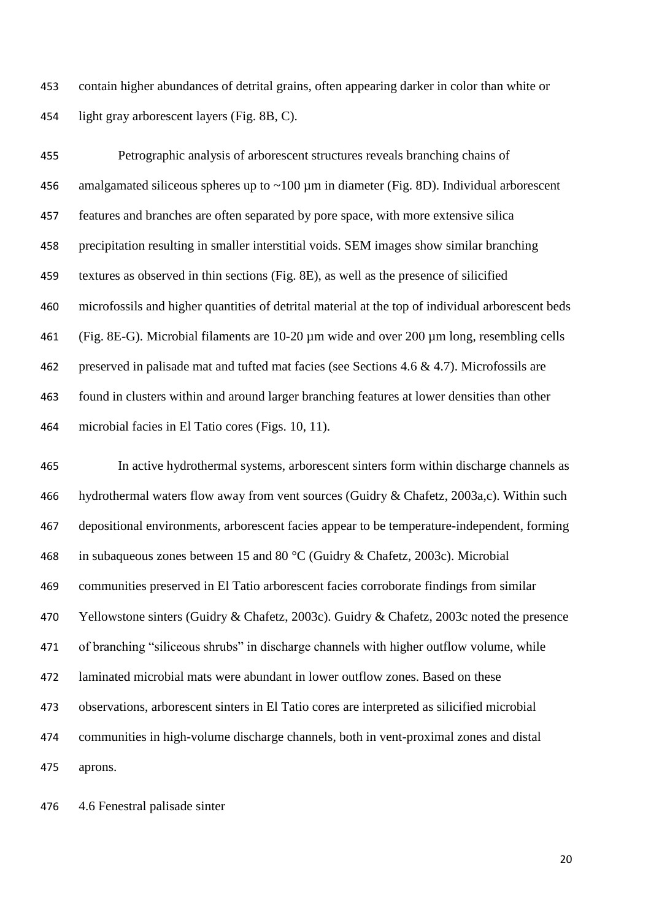contain higher abundances of detrital grains, often appearing darker in color than white or light gray arborescent layers (Fig. 8B, C).

Petrographic analysis of arborescent structures reveals branching chains of amalgamated siliceous spheres up to ~100 µm in diameter (Fig. 8D). Individual arborescent features and branches are often separated by pore space, with more extensive silica precipitation resulting in smaller interstitial voids. SEM images show similar branching textures as observed in thin sections (Fig. 8E), as well as the presence of silicified microfossils and higher quantities of detrital material at the top of individual arborescent beds (Fig. 8E-G). Microbial filaments are 10-20 µm wide and over 200 µm long, resembling cells preserved in palisade mat and tufted mat facies (see Sections 4.6 & 4.7). Microfossils are found in clusters within and around larger branching features at lower densities than other microbial facies in El Tatio cores (Figs. 10, 11).

In active hydrothermal systems, arborescent sinters form within discharge channels as hydrothermal waters flow away from vent sources (Guidry & Chafetz, 2003a,c). Within such depositional environments, arborescent facies appear to be temperature-independent, forming in subaqueous zones between 15 and 80 °C (Guidry & Chafetz, 2003c). Microbial communities preserved in El Tatio arborescent facies corroborate findings from similar Yellowstone sinters (Guidry & Chafetz, 2003c). Guidry & Chafetz, 2003c noted the presence of branching "siliceous shrubs" in discharge channels with higher outflow volume, while laminated microbial mats were abundant in lower outflow zones. Based on these observations, arborescent sinters in El Tatio cores are interpreted as silicified microbial communities in high-volume discharge channels, both in vent-proximal zones and distal aprons.

### 4.6 Fenestral palisade sinter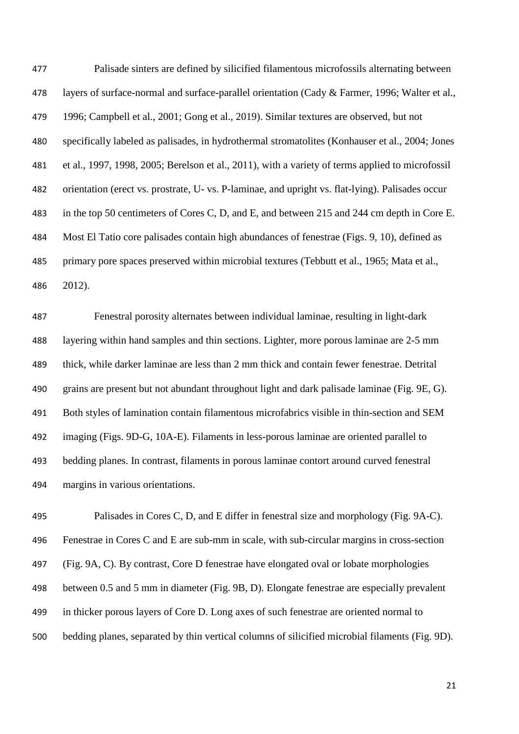Palisade sinters are defined by silicified filamentous microfossils alternating between layers of surface-normal and surface-parallel orientation (Cady & Farmer, 1996; Walter et al., 1996; Campbell et al., 2001; Gong et al., 2019). Similar textures are observed, but not specifically labeled as palisades, in hydrothermal stromatolites (Konhauser et al., 2004; Jones et al., 1997, 1998, 2005; Berelson et al., 2011), with a variety of terms applied to microfossil orientation (erect vs. prostrate, U- vs. P-laminae, and upright vs. flat-lying). Palisades occur in the top 50 centimeters of Cores C, D, and E, and between 215 and 244 cm depth in Core E. Most El Tatio core palisades contain high abundances of fenestrae (Figs. 9, 10), defined as primary pore spaces preserved within microbial textures (Tebbutt et al., 1965; Mata et al., 2012).

Fenestral porosity alternates between individual laminae, resulting in light-dark layering within hand samples and thin sections. Lighter, more porous laminae are 2-5 mm thick, while darker laminae are less than 2 mm thick and contain fewer fenestrae. Detrital grains are present but not abundant throughout light and dark palisade laminae (Fig. 9E, G). Both styles of lamination contain filamentous microfabrics visible in thin-section and SEM imaging (Figs. 9D-G, 10A-E). Filaments in less-porous laminae are oriented parallel to bedding planes. In contrast, filaments in porous laminae contort around curved fenestral margins in various orientations.

Palisades in Cores C, D, and E differ in fenestral size and morphology (Fig. 9A-C). Fenestrae in Cores C and E are sub-mm in scale, with sub-circular margins in cross-section (Fig. 9A, C). By contrast, Core D fenestrae have elongated oval or lobate morphologies between 0.5 and 5 mm in diameter (Fig. 9B, D). Elongate fenestrae are especially prevalent in thicker porous layers of Core D. Long axes of such fenestrae are oriented normal to bedding planes, separated by thin vertical columns of silicified microbial filaments (Fig. 9D).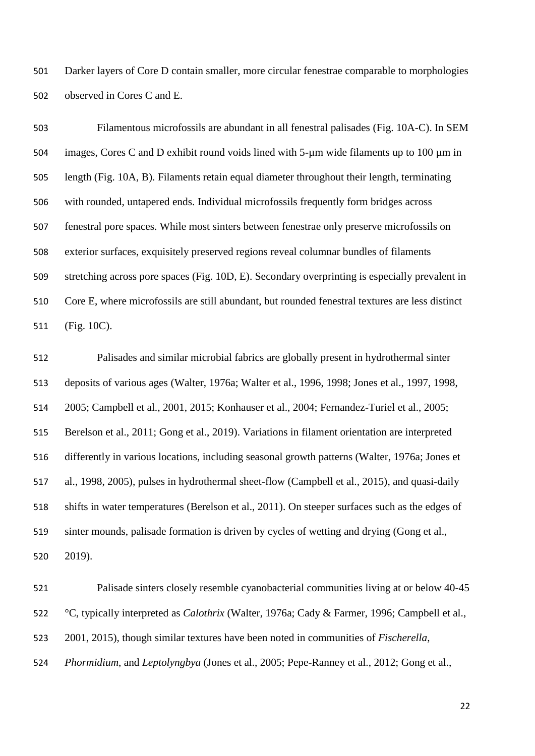Darker layers of Core D contain smaller, more circular fenestrae comparable to morphologies observed in Cores C and E.

Filamentous microfossils are abundant in all fenestral palisades (Fig. 10A-C). In SEM images, Cores C and D exhibit round voids lined with 5-µm wide filaments up to 100 µm in length (Fig. 10A, B). Filaments retain equal diameter throughout their length, terminating with rounded, untapered ends. Individual microfossils frequently form bridges across fenestral pore spaces. While most sinters between fenestrae only preserve microfossils on exterior surfaces, exquisitely preserved regions reveal columnar bundles of filaments stretching across pore spaces (Fig. 10D, E). Secondary overprinting is especially prevalent in Core E, where microfossils are still abundant, but rounded fenestral textures are less distinct (Fig. 10C).

Palisades and similar microbial fabrics are globally present in hydrothermal sinter deposits of various ages (Walter, 1976a; Walter et al., 1996, 1998; Jones et al., 1997, 1998, 2005; Campbell et al., 2001, 2015; Konhauser et al., 2004; Fernandez-Turiel et al., 2005; Berelson et al., 2011; Gong et al., 2019). Variations in filament orientation are interpreted differently in various locations, including seasonal growth patterns (Walter, 1976a; Jones et al., 1998, 2005), pulses in hydrothermal sheet-flow (Campbell et al., 2015), and quasi-daily shifts in water temperatures (Berelson et al., 2011). On steeper surfaces such as the edges of sinter mounds, palisade formation is driven by cycles of wetting and drying (Gong et al., 2019).

Palisade sinters closely resemble cyanobacterial communities living at or below 40-45 °C, typically interpreted as *Calothrix* (Walter, 1976a; Cady & Farmer, 1996; Campbell et al., 2001, 2015), though similar textures have been noted in communities of *Fischerella*, *Phormidium*, and *Leptolyngbya* (Jones et al., 2005; Pepe-Ranney et al., 2012; Gong et al.,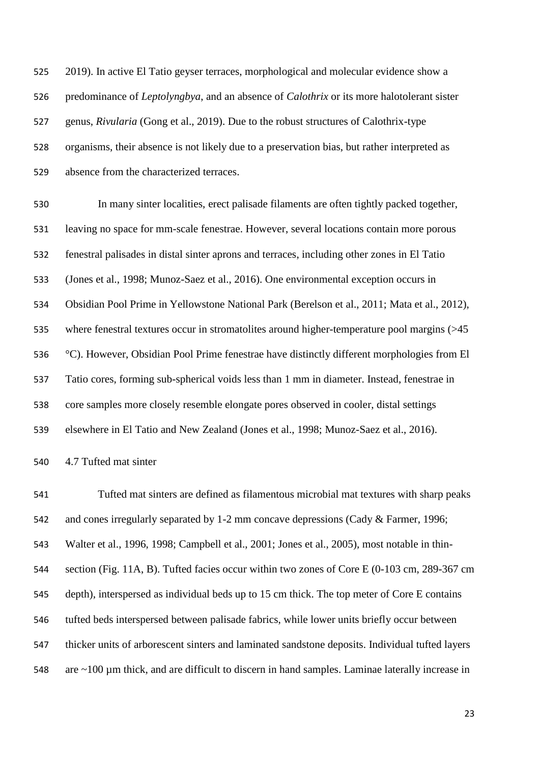2019). In active El Tatio geyser terraces, morphological and molecular evidence show a predominance of *Leptolyngbya*, and an absence of *Calothrix* or its more halotolerant sister genus, *Rivularia* (Gong et al., 2019). Due to the robust structures of Calothrix-type organisms, their absence is not likely due to a preservation bias, but rather interpreted as absence from the characterized terraces.

In many sinter localities, erect palisade filaments are often tightly packed together, leaving no space for mm-scale fenestrae. However, several locations contain more porous fenestral palisades in distal sinter aprons and terraces, including other zones in El Tatio (Jones et al., 1998; Munoz-Saez et al., 2016). One environmental exception occurs in Obsidian Pool Prime in Yellowstone National Park (Berelson et al., 2011; Mata et al., 2012), where fenestral textures occur in stromatolites around higher-temperature pool margins (>45 °C). However, Obsidian Pool Prime fenestrae have distinctly different morphologies from El Tatio cores, forming sub-spherical voids less than 1 mm in diameter. Instead, fenestrae in core samples more closely resemble elongate pores observed in cooler, distal settings elsewhere in El Tatio and New Zealand (Jones et al., 1998; Munoz-Saez et al., 2016).

### 4.7 Tufted mat sinter

Tufted mat sinters are defined as filamentous microbial mat textures with sharp peaks and cones irregularly separated by 1-2 mm concave depressions (Cady & Farmer, 1996; Walter et al., 1996, 1998; Campbell et al., 2001; Jones et al., 2005), most notable in thin-section (Fig. 11A, B). Tufted facies occur within two zones of Core E (0-103 cm, 289-367 cm depth), interspersed as individual beds up to 15 cm thick. The top meter of Core E contains tufted beds interspersed between palisade fabrics, while lower units briefly occur between thicker units of arborescent sinters and laminated sandstone deposits. Individual tufted layers are ~100 µm thick, and are difficult to discern in hand samples. Laminae laterally increase in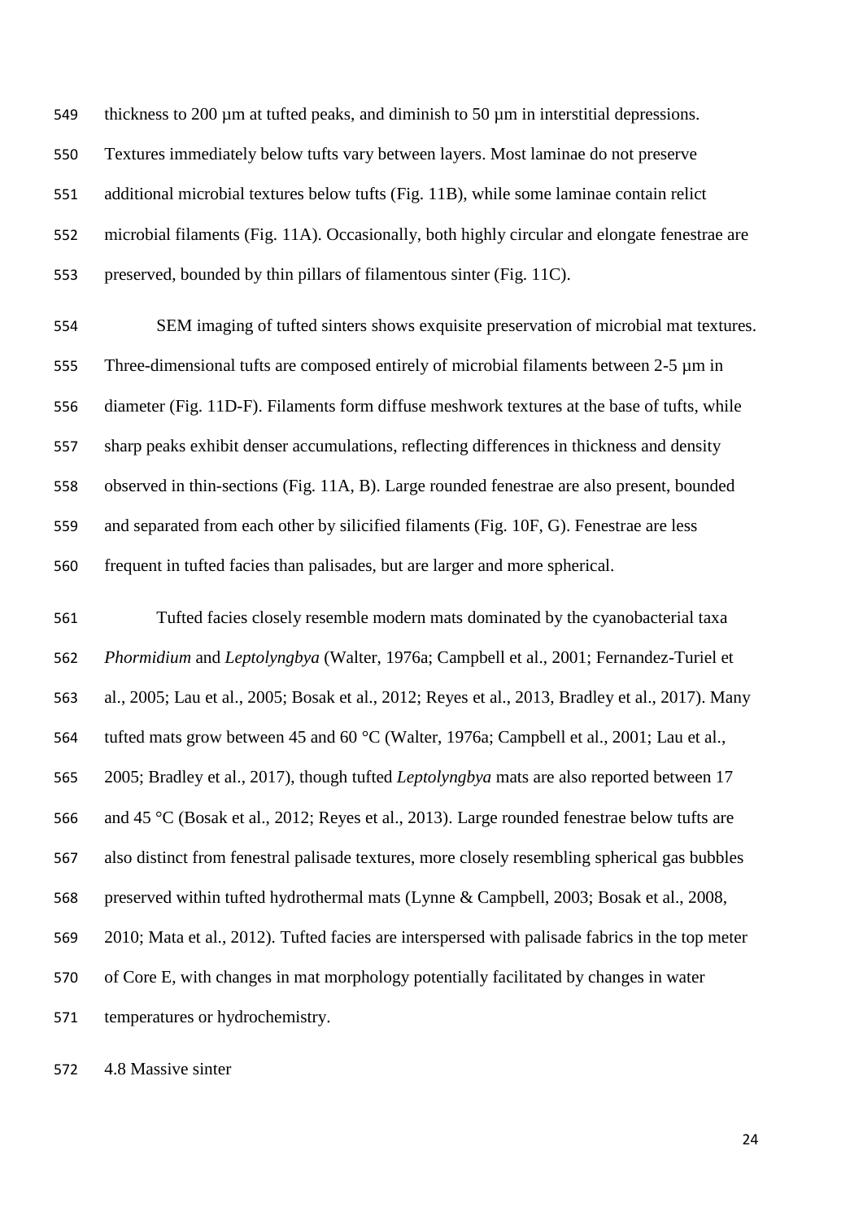thickness to 200 μm at tufted peaks, and diminish to 50 μm in interstitial depressions. Textures immediately below tufts vary between layers. Most laminae do not preserve additional microbial textures below tufts (Fig. 11B), while some laminae contain relict microbial filaments (Fig. 11A). Occasionally, both highly circular and elongate fenestrae are preserved, bounded by thin pillars of filamentous sinter (Fig. 11C).

SEM imaging of tufted sinters shows exquisite preservation of microbial mat textures. Three-dimensional tufts are composed entirely of microbial filaments between 2-5 μm in diameter (Fig. 11D-F). Filaments form diffuse meshwork textures at the base of tufts, while sharp peaks exhibit denser accumulations, reflecting differences in thickness and density observed in thin-sections (Fig. 11A, B). Large rounded fenestrae are also present, bounded and separated from each other by silicified filaments (Fig. 10F, G). Fenestrae are less frequent in tufted facies than palisades, but are larger and more spherical.

Tufted facies closely resemble modern mats dominated by the cyanobacterial taxa *Phormidium* and *Leptolyngbya* (Walter, 1976a; Campbell et al., 2001; Fernandez-Turiel et al., 2005; Lau et al., 2005; Bosak et al., 2012; Reyes et al., 2013, Bradley et al., 2017). Many tufted mats grow between 45 and 60 °C (Walter, 1976a; Campbell et al., 2001; Lau et al., 2005; Bradley et al., 2017), though tufted *Leptolyngbya* mats are also reported between 17 and 45 °C (Bosak et al., 2012; Reyes et al., 2013). Large rounded fenestrae below tufts are also distinct from fenestral palisade textures, more closely resembling spherical gas bubbles preserved within tufted hydrothermal mats (Lynne & Campbell, 2003; Bosak et al., 2008, 2010; Mata et al., 2012). Tufted facies are interspersed with palisade fabrics in the top meter of Core E, with changes in mat morphology potentially facilitated by changes in water temperatures or hydrochemistry.

## 4.8 Massive sinter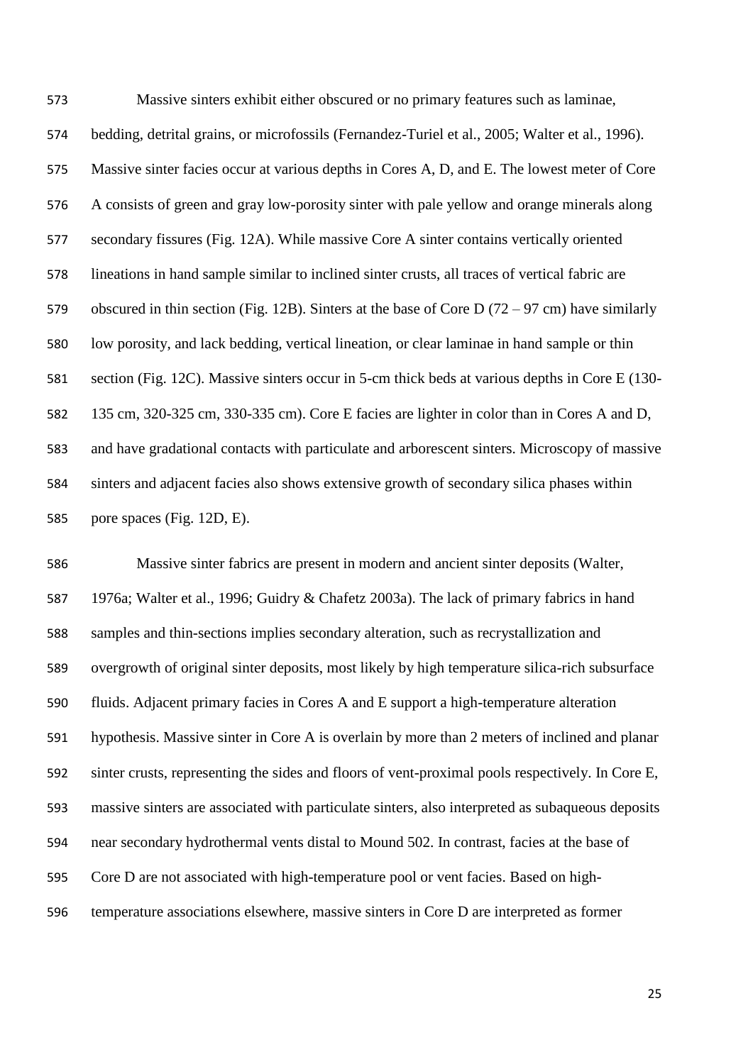Massive sinters exhibit either obscured or no primary features such as laminae, bedding, detrital grains, or microfossils (Fernandez-Turiel et al., 2005; Walter et al., 1996). Massive sinter facies occur at various depths in Cores A, D, and E. The lowest meter of Core A consists of green and gray low-porosity sinter with pale yellow and orange minerals along secondary fissures (Fig. 12A). While massive Core A sinter contains vertically oriented lineations in hand sample similar to inclined sinter crusts, all traces of vertical fabric are obscured in thin section (Fig. 12B). Sinters at the base of Core D (72 – 97 cm) have similarly low porosity, and lack bedding, vertical lineation, or clear laminae in hand sample or thin section (Fig. 12C). Massive sinters occur in 5-cm thick beds at various depths in Core E (130-135 cm, 320-325 cm, 330-335 cm). Core E facies are lighter in color than in Cores A and D, and have gradational contacts with particulate and arborescent sinters. Microscopy of massive sinters and adjacent facies also shows extensive growth of secondary silica phases within pore spaces (Fig. 12D, E).

Massive sinter fabrics are present in modern and ancient sinter deposits (Walter, 1976a; Walter et al., 1996; Guidry & Chafetz 2003a). The lack of primary fabrics in hand samples and thin-sections implies secondary alteration, such as recrystallization and overgrowth of original sinter deposits, most likely by high temperature silica-rich subsurface fluids. Adjacent primary facies in Cores A and E support a high-temperature alteration hypothesis. Massive sinter in Core A is overlain by more than 2 meters of inclined and planar sinter crusts, representing the sides and floors of vent-proximal pools respectively. In Core E, massive sinters are associated with particulate sinters, also interpreted as subaqueous deposits near secondary hydrothermal vents distal to Mound 502. In contrast, facies at the base of Core D are not associated with high-temperature pool or vent facies. Based on high-temperature associations elsewhere, massive sinters in Core D are interpreted as former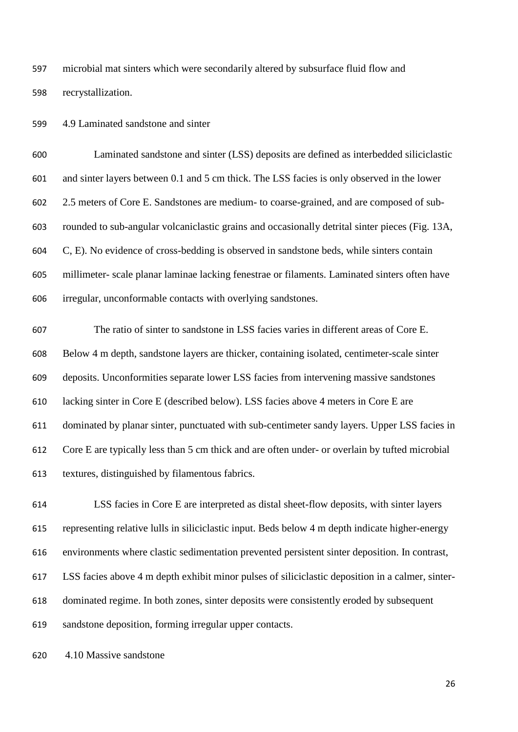microbial mat sinters which were secondarily altered by subsurface fluid flow and recrystallization.

### 4.9 Laminated sandstone and sinter

Laminated sandstone and sinter (LSS) deposits are defined as interbedded siliciclastic and sinter layers between 0.1 and 5 cm thick. The LSS facies is only observed in the lower 2.5 meters of Core E. Sandstones are medium- to coarse-grained, and are composed of sub-rounded to sub-angular volcaniclastic grains and occasionally detrital sinter pieces (Fig. 13A, C, E). No evidence of cross-bedding is observed in sandstone beds, while sinters contain millimeter- scale planar laminae lacking fenestrae or filaments. Laminated sinters often have irregular, unconformable contacts with overlying sandstones.

The ratio of sinter to sandstone in LSS facies varies in different areas of Core E. Below 4 m depth, sandstone layers are thicker, containing isolated, centimeter-scale sinter deposits. Unconformities separate lower LSS facies from intervening massive sandstones lacking sinter in Core E (described below). LSS facies above 4 meters in Core E are dominated by planar sinter, punctuated with sub-centimeter sandy layers. Upper LSS facies in Core E are typically less than 5 cm thick and are often under- or overlain by tufted microbial textures, distinguished by filamentous fabrics.

LSS facies in Core E are interpreted as distal sheet-flow deposits, with sinter layers representing relative lulls in siliciclastic input. Beds below 4 m depth indicate higher-energy environments where clastic sedimentation prevented persistent sinter deposition. In contrast, LSS facies above 4 m depth exhibit minor pulses of siliciclastic deposition in a calmer, sinter-dominated regime. In both zones, sinter deposits were consistently eroded by subsequent sandstone deposition, forming irregular upper contacts.

### 4.10 Massive sandstone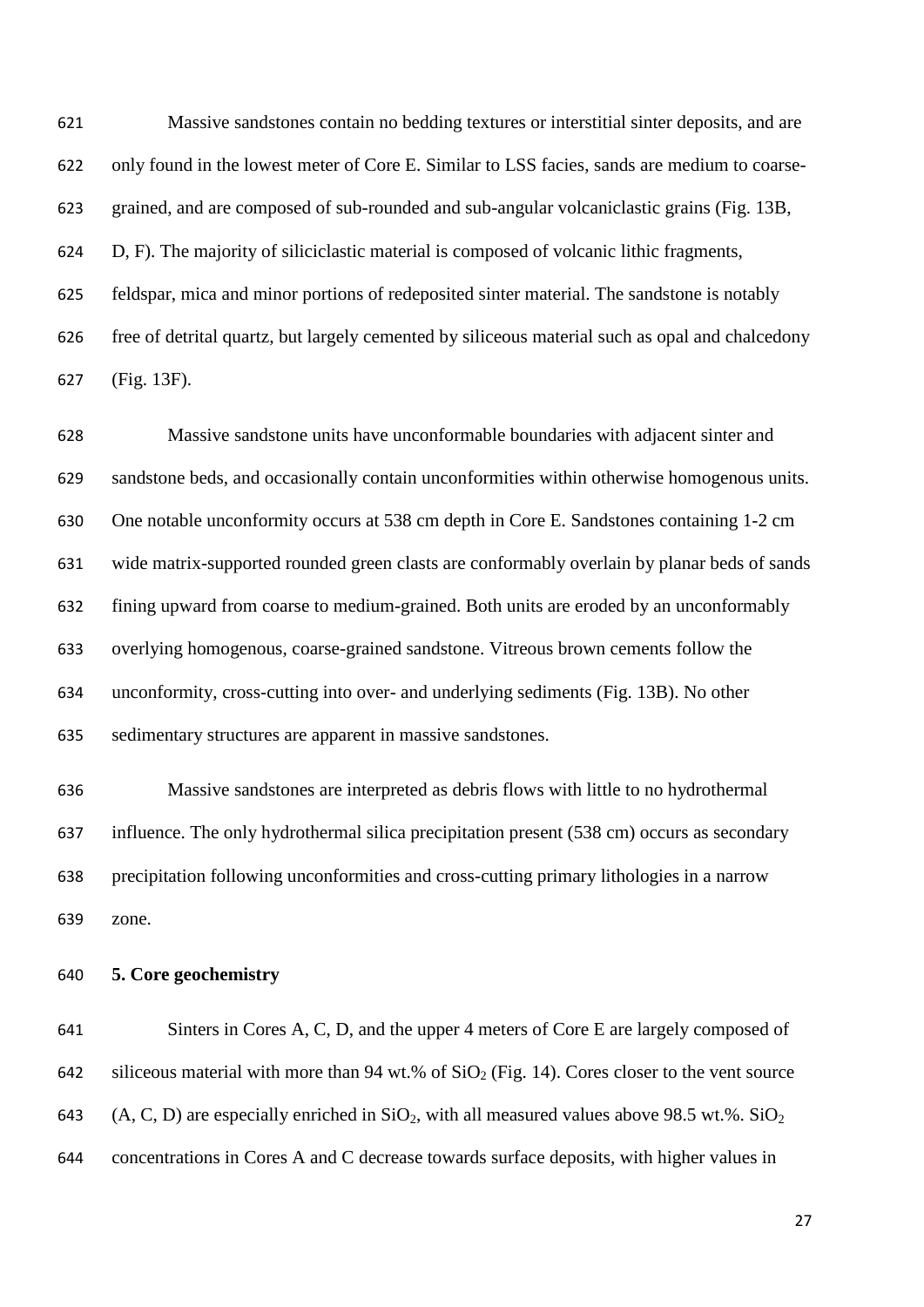Massive sandstones contain no bedding textures or interstitial sinter deposits, and are only found in the lowest meter of Core E. Similar to LSS facies, sands are medium to coarse-grained, and are composed of sub-rounded and sub-angular volcaniclastic grains (Fig. 13B, D, F). The majority of siliciclastic material is composed of volcanic lithic fragments, feldspar, mica and minor portions of redeposited sinter material. The sandstone is notably free of detrital quartz, but largely cemented by siliceous material such as opal and chalcedony (Fig. 13F).

Massive sandstone units have unconformable boundaries with adjacent sinter and sandstone beds, and occasionally contain unconformities within otherwise homogenous units. One notable unconformity occurs at 538 cm depth in Core E. Sandstones containing 1-2 cm wide matrix-supported rounded green clasts are conformably overlain by planar beds of sands fining upward from coarse to medium-grained. Both units are eroded by an unconformably overlying homogenous, coarse-grained sandstone. Vitreous brown cements follow the unconformity, cross-cutting into over- and underlying sediments (Fig. 13B). No other sedimentary structures are apparent in massive sandstones.

Massive sandstones are interpreted as debris flows with little to no hydrothermal influence. The only hydrothermal silica precipitation present (538 cm) occurs as secondary precipitation following unconformities and cross-cutting primary lithologies in a narrow zone.

## 5. Core geochemistry

Sinters in Cores A, C, D, and the upper 4 meters of Core E are largely composed of siliceous material with more than 94 wt.% of $SiO_2$ (Fig. 14). Cores closer to the vent source (A, C, D) are especially enriched in $SiO_2$, with all measured values above 98.5 wt.%. $SiO_2$ concentrations in Cores A and C decrease towards surface deposits, with higher values in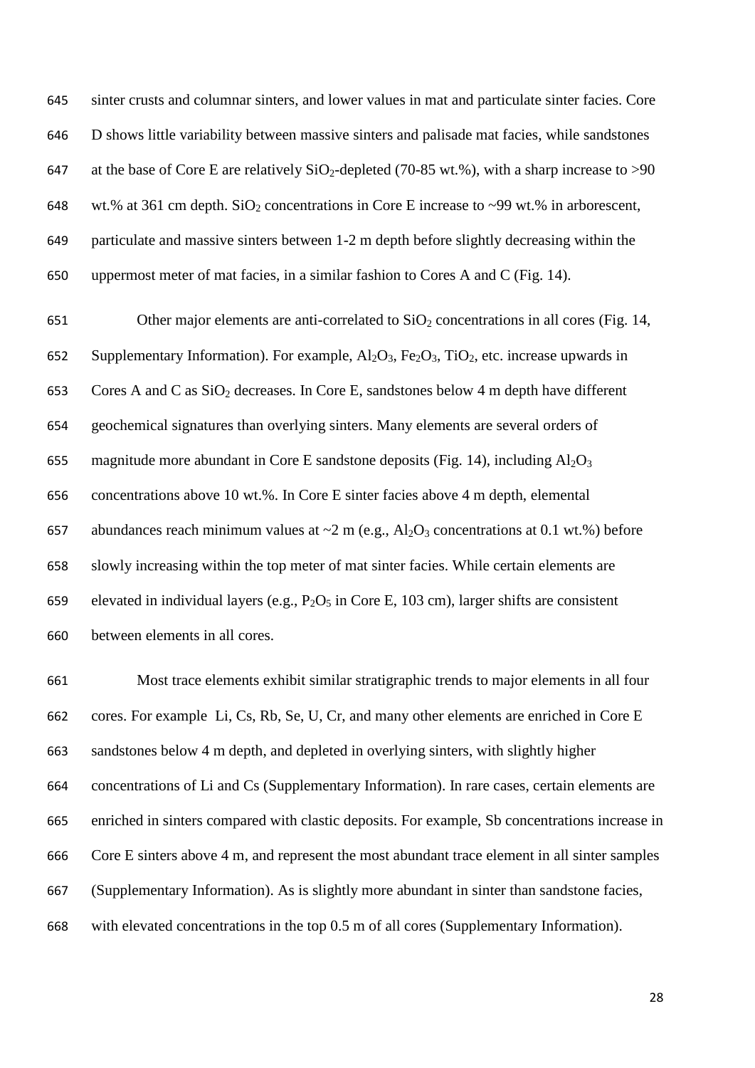sinter crusts and columnar sinters, and lower values in mat and particulate sinter facies. Core D shows little variability between massive sinters and palisade mat facies, while sandstones at the base of Core E are relatively $SiO_2$-depleted (70-85 wt.%), with a sharp increase to >90 wt.% at 361 cm depth. $SiO_2$ concentrations in Core E increase to ~99 wt.% in arborescent, particulate and massive sinters between 1-2 m depth before slightly decreasing within the uppermost meter of mat facies, in a similar fashion to Cores A and C (Fig. 14).

Other major elements are anti-correlated to $SiO_2$ concentrations in all cores (Fig. 14, Supplementary Information). For example, $Al_2O_3$, $Fe_2O_3$, $TiO_2$, etc. increase upwards in Cores A and C as $SiO_2$ decreases. In Core E, sandstones below 4 m depth have different geochemical signatures than overlying sinters. Many elements are several orders of magnitude more abundant in Core E sandstone deposits (Fig. 14), including $Al_2O_3$ concentrations above 10 wt.%. In Core E sinter facies above 4 m depth, elemental abundances reach minimum values at ~2 m (e.g., $Al_2O_3$ concentrations at 0.1 wt.%) before slowly increasing within the top meter of mat sinter facies. While certain elements are elevated in individual layers (e.g., $P_2O_5$ in Core E, 103 cm), larger shifts are consistent between elements in all cores.

Most trace elements exhibit similar stratigraphic trends to major elements in all four cores. For example Li, Cs, Rb, Se, U, Cr, and many other elements are enriched in Core E sandstones below 4 m depth, and depleted in overlying sinters, with slightly higher concentrations of Li and Cs (Supplementary Information). In rare cases, certain elements are enriched in sinters compared with clastic deposits. For example, Sb concentrations increase in Core E sinters above 4 m, and represent the most abundant trace element in all sinter samples (Supplementary Information). As is slightly more abundant in sinter than sandstone facies, with elevated concentrations in the top 0.5 m of all cores (Supplementary Information).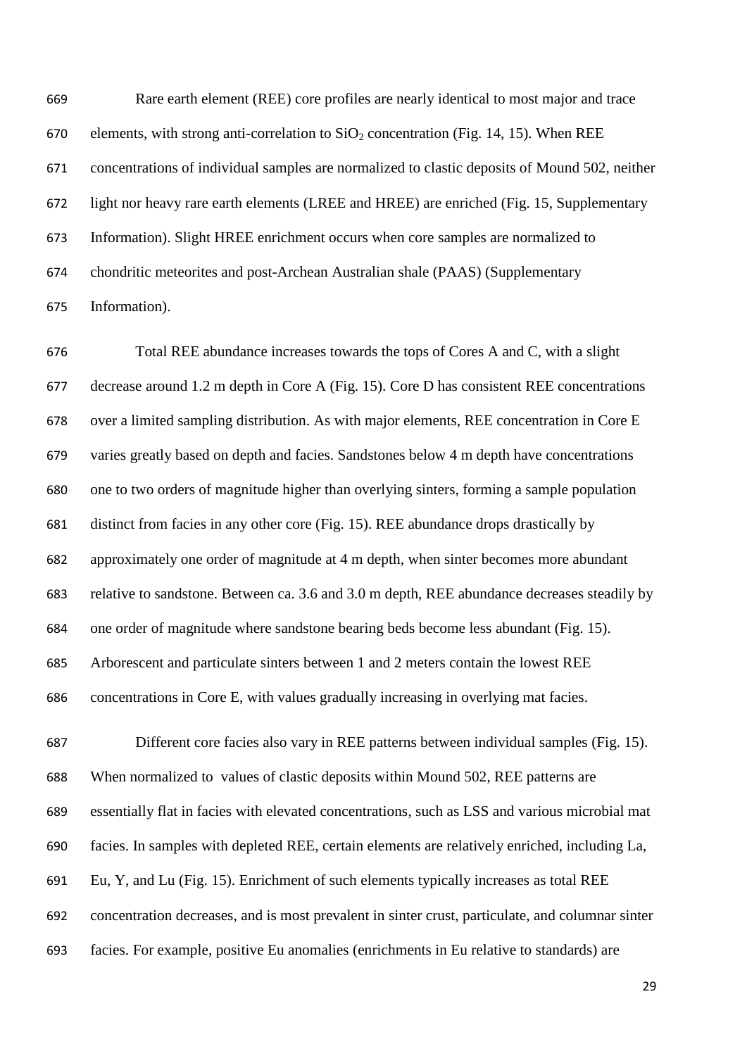Rare earth element (REE) core profiles are nearly identical to most major and trace elements, with strong anti-correlation to $SiO_2$ concentration (Fig. 14, 15). When REE concentrations of individual samples are normalized to clastic deposits of Mound 502, neither light nor heavy rare earth elements (LREE and HREE) are enriched (Fig. 15, Supplementary Information). Slight HREE enrichment occurs when core samples are normalized to chondritic meteorites and post-Archean Australian shale (PAAS) (Supplementary Information).

Total REE abundance increases towards the tops of Cores A and C, with a slight decrease around 1.2 m depth in Core A (Fig. 15). Core D has consistent REE concentrations over a limited sampling distribution. As with major elements, REE concentration in Core E varies greatly based on depth and facies. Sandstones below 4 m depth have concentrations one to two orders of magnitude higher than overlying sinters, forming a sample population distinct from facies in any other core (Fig. 15). REE abundance drops drastically by approximately one order of magnitude at 4 m depth, when sinter becomes more abundant relative to sandstone. Between ca. 3.6 and 3.0 m depth, REE abundance decreases steadily by one order of magnitude where sandstone bearing beds become less abundant (Fig. 15). Arborescent and particulate sinters between 1 and 2 meters contain the lowest REE concentrations in Core E, with values gradually increasing in overlying mat facies.

Different core facies also vary in REE patterns between individual samples (Fig. 15). When normalized to values of clastic deposits within Mound 502, REE patterns are essentially flat in facies with elevated concentrations, such as LSS and various microbial mat facies. In samples with depleted REE, certain elements are relatively enriched, including La, Eu, Y, and Lu (Fig. 15). Enrichment of such elements typically increases as total REE concentration decreases, and is most prevalent in sinter crust, particulate, and columnar sinter facies. For example, positive Eu anomalies (enrichments in Eu relative to standards) are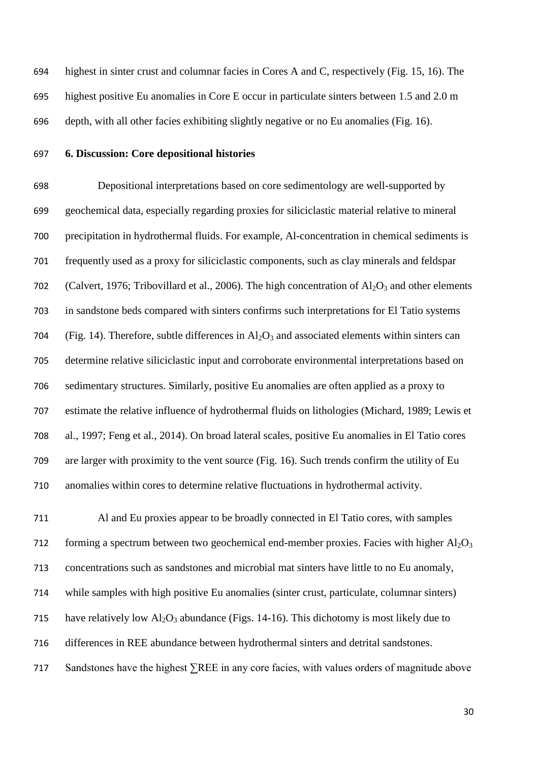highest in sinter crust and columnar facies in Cores A and C, respectively (Fig. 15, 16). The highest positive Eu anomalies in Core E occur in particulate sinters between 1.5 and 2.0 m depth, with all other facies exhibiting slightly negative or no Eu anomalies (Fig. 16).

## 6. Discussion: Core depositional histories

Depositional interpretations based on core sedimentology are well-supported by geochemical data, especially regarding proxies for siliciclastic material relative to mineral precipitation in hydrothermal fluids. For example, Al-concentration in chemical sediments is frequently used as a proxy for siliciclastic components, such as clay minerals and feldspar (Calvert, 1976; Tribovillard et al., 2006). The high concentration of $Al_2O_3$ and other elements in sandstone beds compared with sinters confirms such interpretations for El Tatio systems (Fig. 14). Therefore, subtle differences in $Al_2O_3$ and associated elements within sinters can determine relative siliciclastic input and corroborate environmental interpretations based on sedimentary structures. Similarly, positive Eu anomalies are often applied as a proxy to estimate the relative influence of hydrothermal fluids on lithologies (Michard, 1989; Lewis et al., 1997; Feng et al., 2014). On broad lateral scales, positive Eu anomalies in El Tatio cores are larger with proximity to the vent source (Fig. 16). Such trends confirm the utility of Eu anomalies within cores to determine relative fluctuations in hydrothermal activity.

Al and Eu proxies appear to be broadly connected in El Tatio cores, with samples forming a spectrum between two geochemical end-member proxies. Facies with higher $Al_2O_3$ concentrations such as sandstones and microbial mat sinters have little to no Eu anomaly, while samples with high positive Eu anomalies (sinter crust, particulate, columnar sinters) have relatively low $Al_2O_3$ abundance (Figs. 14-16). This dichotomy is most likely due to differences in REE abundance between hydrothermal sinters and detrital sandstones. Sandstones have the highest $\sum$REE in any core facies, with values orders of magnitude above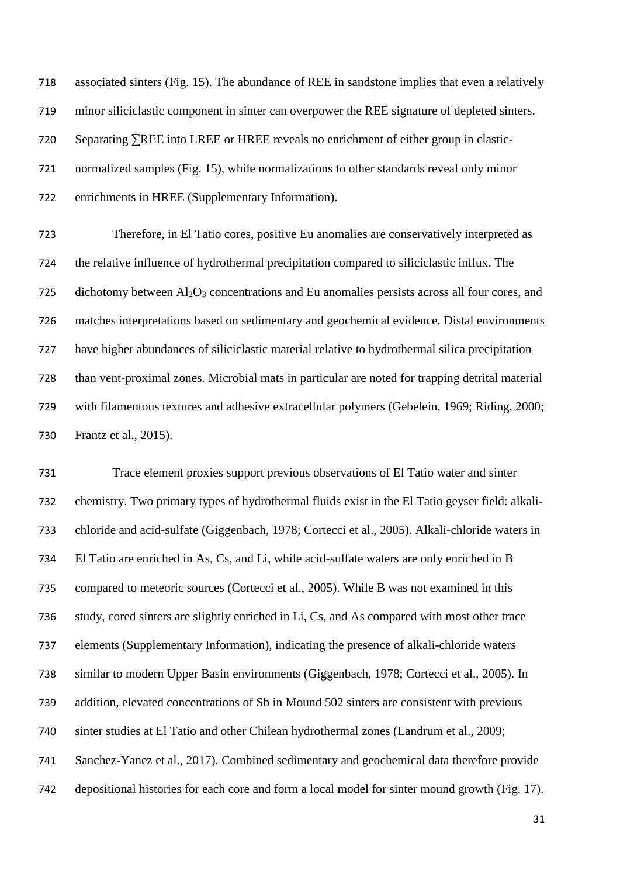associated sinters (Fig. 15). The abundance of REE in sandstone implies that even a relatively minor siliciclastic component in sinter can overpower the REE signature of depleted sinters. Separating ∑REE into LREE or HREE reveals no enrichment of either group in clastic-normalized samples (Fig. 15), while normalizations to other standards reveal only minor enrichments in HREE (Supplementary Information).

Therefore, in El Tatio cores, positive Eu anomalies are conservatively interpreted as the relative influence of hydrothermal precipitation compared to siliciclastic influx. The dichotomy between $Al_2O_3$ concentrations and Eu anomalies persists across all four cores, and matches interpretations based on sedimentary and geochemical evidence. Distal environments have higher abundances of siliciclastic material relative to hydrothermal silica precipitation than vent-proximal zones. Microbial mats in particular are noted for trapping detrital material with filamentous textures and adhesive extracellular polymers (Gebelein, 1969; Riding, 2000; Frantz et al., 2015).

Trace element proxies support previous observations of El Tatio water and sinter chemistry. Two primary types of hydrothermal fluids exist in the El Tatio geyser field: alkali-chloride and acid-sulfate (Giggenbach, 1978; Cortecci et al., 2005). Alkali-chloride waters in El Tatio are enriched in As, Cs, and Li, while acid-sulfate waters are only enriched in B compared to meteoric sources (Cortecci et al., 2005). While B was not examined in this study, cored sinters are slightly enriched in Li, Cs, and As compared with most other trace elements (Supplementary Information), indicating the presence of alkali-chloride waters similar to modern Upper Basin environments (Giggenbach, 1978; Cortecci et al., 2005). In addition, elevated concentrations of Sb in Mound 502 sinters are consistent with previous sinter studies at El Tatio and other Chilean hydrothermal zones (Landrum et al., 2009; Sanchez-Yanez et al., 2017). Combined sedimentary and geochemical data therefore provide depositional histories for each core and form a local model for sinter mound growth (Fig. 17).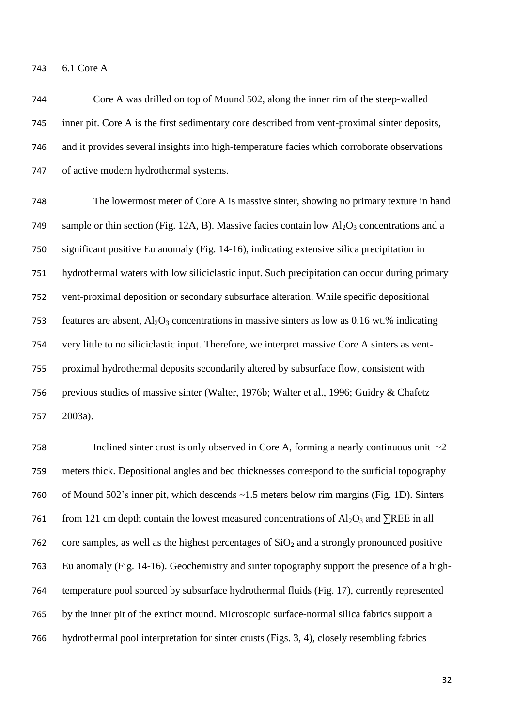### 6.1 Core A

Core A was drilled on top of Mound 502, along the inner rim of the steep-walled inner pit. Core A is the first sedimentary core described from vent-proximal sinter deposits, and it provides several insights into high-temperature facies which corroborate observations of active modern hydrothermal systems.

The lowermost meter of Core A is massive sinter, showing no primary texture in hand sample or thin section (Fig. 12A, B). Massive facies contain low $Al_2O_3$ concentrations and a significant positive Eu anomaly (Fig. 14-16), indicating extensive silica precipitation in hydrothermal waters with low siliciclastic input. Such precipitation can occur during primary vent-proximal deposition or secondary subsurface alteration. While specific depositional features are absent, $Al_2O_3$ concentrations in massive sinters as low as 0.16 wt.% indicating very little to no siliciclastic input. Therefore, we interpret massive Core A sinters as vent-proximal hydrothermal deposits secondarily altered by subsurface flow, consistent with previous studies of massive sinter (Walter, 1976b; Walter et al., 1996; Guidry & Chafetz 2003a).

Inclined sinter crust is only observed in Core A, forming a nearly continuous unit ~2 meters thick. Depositional angles and bed thicknesses correspond to the surficial topography of Mound 502's inner pit, which descends ~1.5 meters below rim margins (Fig. 1D). Sinters from 121 cm depth contain the lowest measured concentrations of $Al_2O_3$ and $\sum$REE in all core samples, as well as the highest percentages of $SiO_2$ and a strongly pronounced positive Eu anomaly (Fig. 14-16). Geochemistry and sinter topography support the presence of a high-temperature pool sourced by subsurface hydrothermal fluids (Fig. 17), currently represented by the inner pit of the extinct mound. Microscopic surface-normal silica fabrics support a hydrothermal pool interpretation for sinter crusts (Figs. 3, 4), closely resembling fabrics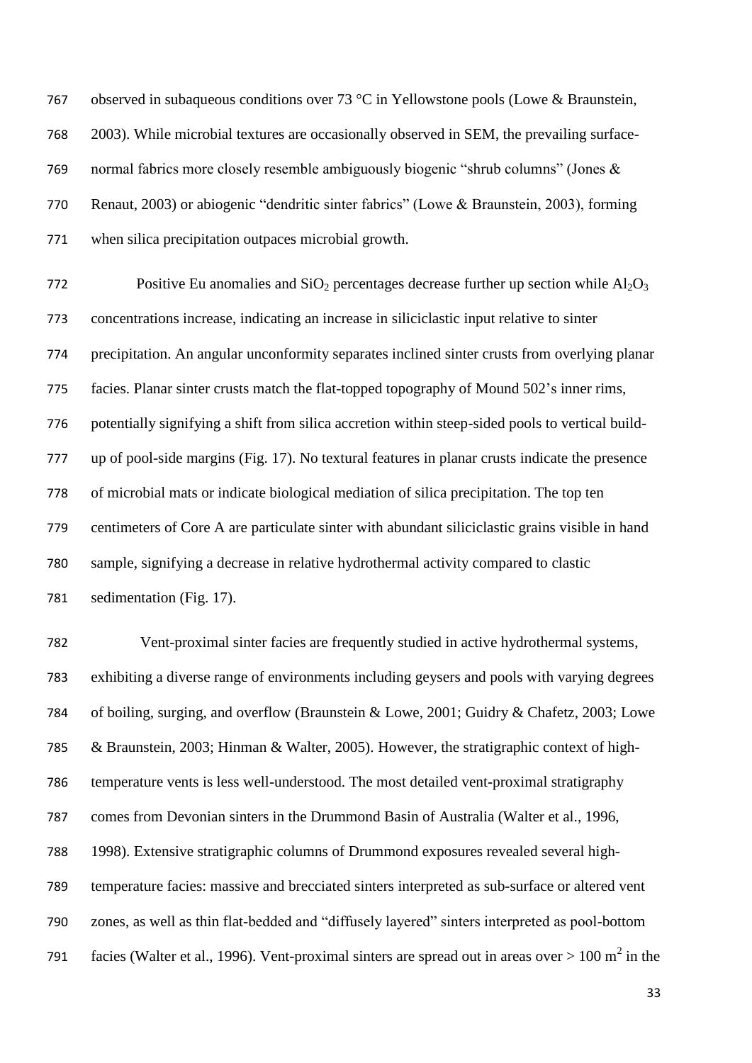observed in subaqueous conditions over 73 °C in Yellowstone pools (Lowe & Braunstein, 2003). While microbial textures are occasionally observed in SEM, the prevailing surface-normal fabrics more closely resemble ambiguously biogenic "shrub columns" (Jones & Renaut, 2003) or abiogenic "dendritic sinter fabrics" (Lowe & Braunstein, 2003), forming when silica precipitation outpaces microbial growth.

Positive Eu anomalies and $SiO_2$ percentages decrease further up section while $Al_2O_3$ concentrations increase, indicating an increase in siliciclastic input relative to sinter precipitation. An angular unconformity separates inclined sinter crusts from overlying planar facies. Planar sinter crusts match the flat-topped topography of Mound 502's inner rims, potentially signifying a shift from silica accretion within steep-sided pools to vertical build-up of pool-side margins (Fig. 17). No textural features in planar crusts indicate the presence of microbial mats or indicate biological mediation of silica precipitation. The top ten centimeters of Core A are particulate sinter with abundant siliciclastic grains visible in hand sample, signifying a decrease in relative hydrothermal activity compared to clastic sedimentation (Fig. 17).

Vent-proximal sinter facies are frequently studied in active hydrothermal systems, exhibiting a diverse range of environments including geysers and pools with varying degrees of boiling, surging, and overflow (Braunstein & Lowe, 2001; Guidry & Chafetz, 2003; Lowe & Braunstein, 2003; Hinman & Walter, 2005). However, the stratigraphic context of high-temperature vents is less well-understood. The most detailed vent-proximal stratigraphy comes from Devonian sinters in the Drummond Basin of Australia (Walter et al., 1996, 1998). Extensive stratigraphic columns of Drummond exposures revealed several high-temperature facies: massive and brecciated sinters interpreted as sub-surface or altered vent zones, as well as thin flat-bedded and "diffusely layered" sinters interpreted as pool-bottom facies (Walter et al., 1996). Vent-proximal sinters are spread out in areas over > 100 $m^2$ in the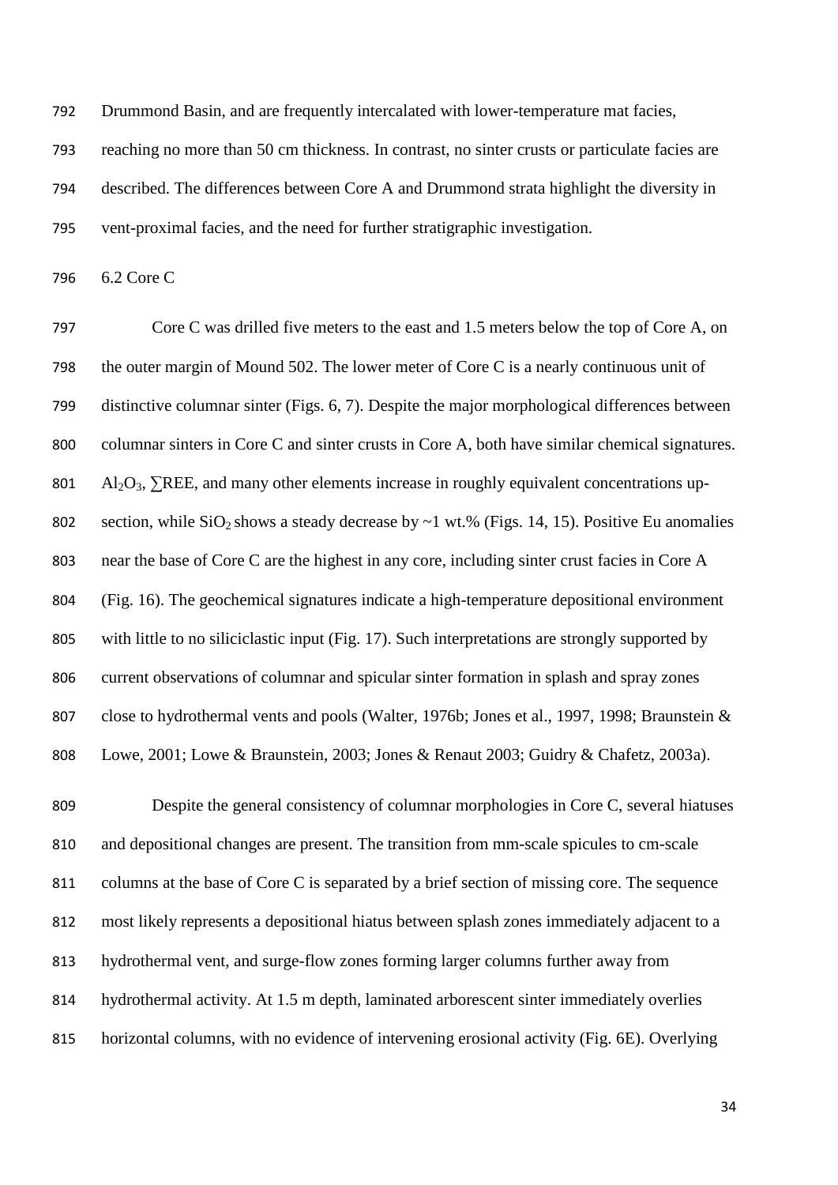Drummond Basin, and are frequently intercalated with lower-temperature mat facies, reaching no more than 50 cm thickness. In contrast, no sinter crusts or particulate facies are described. The differences between Core A and Drummond strata highlight the diversity in vent-proximal facies, and the need for further stratigraphic investigation.

### 6.2 Core C

Core C was drilled five meters to the east and 1.5 meters below the top of Core A, on the outer margin of Mound 502. The lower meter of Core C is a nearly continuous unit of distinctive columnar sinter (Figs. 6, 7). Despite the major morphological differences between columnar sinters in Core C and sinter crusts in Core A, both have similar chemical signatures. $Al_2O_3$, ∑REE, and many other elements increase in roughly equivalent concentrations up-section, while $SiO_2$ shows a steady decrease by ~1 wt.% (Figs. 14, 15). Positive Eu anomalies near the base of Core C are the highest in any core, including sinter crust facies in Core A (Fig. 16). The geochemical signatures indicate a high-temperature depositional environment with little to no siliciclastic input (Fig. 17). Such interpretations are strongly supported by current observations of columnar and spicular sinter formation in splash and spray zones close to hydrothermal vents and pools (Walter, 1976b; Jones et al., 1997, 1998; Braunstein & Lowe, 2001; Lowe & Braunstein, 2003; Jones & Renaut 2003; Guidry & Chafetz, 2003a).

Despite the general consistency of columnar morphologies in Core C, several hiatuses and depositional changes are present. The transition from mm-scale spicules to cm-scale columns at the base of Core C is separated by a brief section of missing core. The sequence most likely represents a depositional hiatus between splash zones immediately adjacent to a hydrothermal vent, and surge-flow zones forming larger columns further away from hydrothermal activity. At 1.5 m depth, laminated arborescent sinter immediately overlies horizontal columns, with no evidence of intervening erosional activity (Fig. 6E). Overlying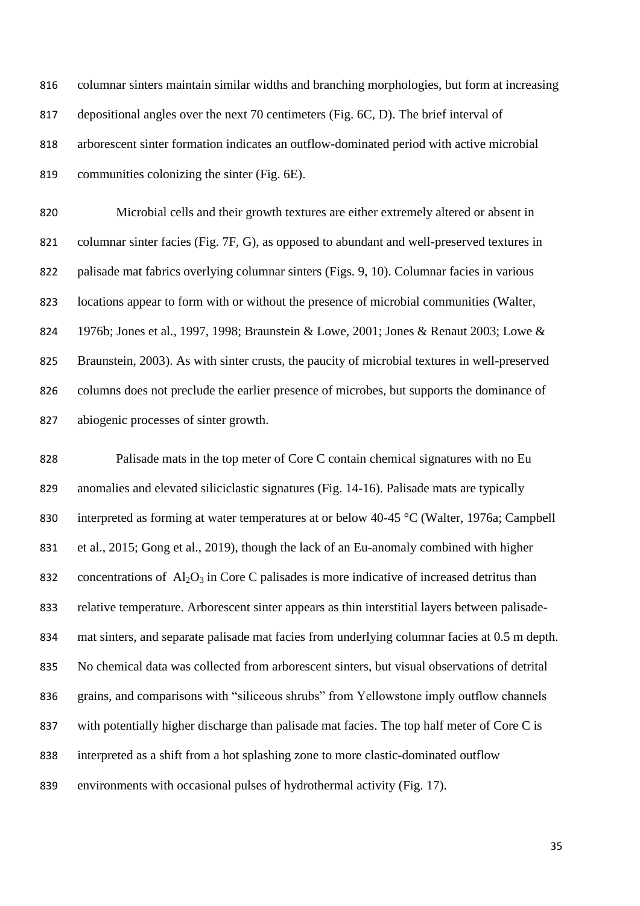columnar sinters maintain similar widths and branching morphologies, but form at increasing depositional angles over the next 70 centimeters (Fig. 6C, D). The brief interval of arborescent sinter formation indicates an outflow-dominated period with active microbial communities colonizing the sinter (Fig. 6E).

Microbial cells and their growth textures are either extremely altered or absent in columnar sinter facies (Fig. 7F, G), as opposed to abundant and well-preserved textures in palisade mat fabrics overlying columnar sinters (Figs. 9, 10). Columnar facies in various locations appear to form with or without the presence of microbial communities (Walter, 1976b; Jones et al., 1997, 1998; Braunstein & Lowe, 2001; Jones & Renaut 2003; Lowe & Braunstein, 2003). As with sinter crusts, the paucity of microbial textures in well-preserved columns does not preclude the earlier presence of microbes, but supports the dominance of abiogenic processes of sinter growth.

Palisade mats in the top meter of Core C contain chemical signatures with no Eu anomalies and elevated siliciclastic signatures (Fig. 14-16). Palisade mats are typically interpreted as forming at water temperatures at or below 40-45 °C (Walter, 1976a; Campbell et al., 2015; Gong et al., 2019), though the lack of an Eu-anomaly combined with higher concentrations of $Al_2O_3$ in Core C palisades is more indicative of increased detritus than relative temperature. Arborescent sinter appears as thin interstitial layers between palisade-mat sinters, and separate palisade mat facies from underlying columnar facies at 0.5 m depth. No chemical data was collected from arborescent sinters, but visual observations of detrital grains, and comparisons with "siliceous shrubs" from Yellowstone imply outflow channels with potentially higher discharge than palisade mat facies. The top half meter of Core C is interpreted as a shift from a hot splashing zone to more clastic-dominated outflow environments with occasional pulses of hydrothermal activity (Fig. 17).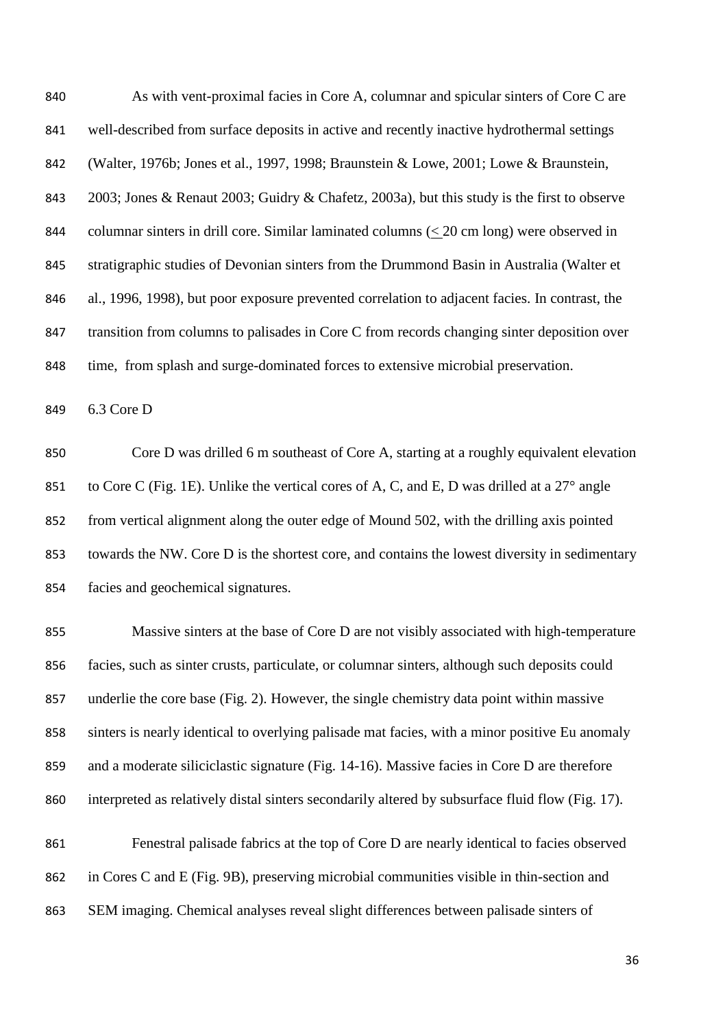As with vent-proximal facies in Core A, columnar and spicular sinters of Core C are well-described from surface deposits in active and recently inactive hydrothermal settings (Walter, 1976b; Jones et al., 1997, 1998; Braunstein & Lowe, 2001; Lowe & Braunstein, 2003; Jones & Renaut 2003; Guidry & Chafetz, 2003a), but this study is the first to observe columnar sinters in drill core. Similar laminated columns ($\leq$ 20 cm long) were observed in stratigraphic studies of Devonian sinters from the Drummond Basin in Australia (Walter et al., 1996, 1998), but poor exposure prevented correlation to adjacent facies. In contrast, the transition from columns to palisades in Core C from records changing sinter deposition over time, from splash and surge-dominated forces to extensive microbial preservation.

### 6.3 Core D

Core D was drilled 6 m southeast of Core A, starting at a roughly equivalent elevation to Core C (Fig. 1E). Unlike the vertical cores of A, C, and E, D was drilled at a 27° angle from vertical alignment along the outer edge of Mound 502, with the drilling axis pointed towards the NW. Core D is the shortest core, and contains the lowest diversity in sedimentary facies and geochemical signatures.

Massive sinters at the base of Core D are not visibly associated with high-temperature facies, such as sinter crusts, particulate, or columnar sinters, although such deposits could underlie the core base (Fig. 2). However, the single chemistry data point within massive sinters is nearly identical to overlying palisade mat facies, with a minor positive Eu anomaly and a moderate siliciclastic signature (Fig. 14-16). Massive facies in Core D are therefore interpreted as relatively distal sinters secondarily altered by subsurface fluid flow (Fig. 17).

Fenestral palisade fabrics at the top of Core D are nearly identical to facies observed in Cores C and E (Fig. 9B), preserving microbial communities visible in thin-section and SEM imaging. Chemical analyses reveal slight differences between palisade sinters of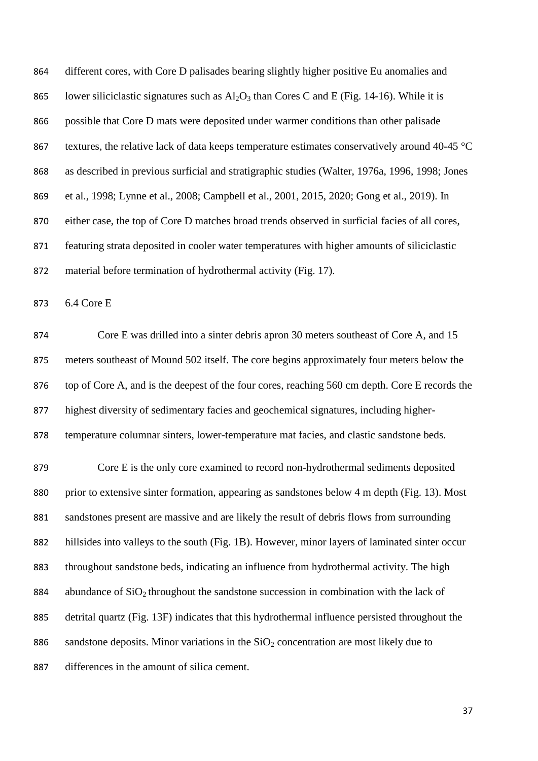different cores, with Core D palisades bearing slightly higher positive Eu anomalies and lower siliciclastic signatures such as $Al_2O_3$ than Cores C and E (Fig. 14-16). While it is possible that Core D mats were deposited under warmer conditions than other palisade textures, the relative lack of data keeps temperature estimates conservatively around 40-45 °C as described in previous surficial and stratigraphic studies (Walter, 1976a, 1996, 1998; Jones et al., 1998; Lynne et al., 2008; Campbell et al., 2001, 2015, 2020; Gong et al., 2019). In either case, the top of Core D matches broad trends observed in surficial facies of all cores, featuring strata deposited in cooler water temperatures with higher amounts of siliciclastic material before termination of hydrothermal activity (Fig. 17).

### 6.4 Core E

Core E was drilled into a sinter debris apron 30 meters southeast of Core A, and 15 meters southeast of Mound 502 itself. The core begins approximately four meters below the top of Core A, and is the deepest of the four cores, reaching 560 cm depth. Core E records the highest diversity of sedimentary facies and geochemical signatures, including higher-temperature columnar sinters, lower-temperature mat facies, and clastic sandstone beds.

Core E is the only core examined to record non-hydrothermal sediments deposited prior to extensive sinter formation, appearing as sandstones below 4 m depth (Fig. 13). Most sandstones present are massive and are likely the result of debris flows from surrounding hillsides into valleys to the south (Fig. 1B). However, minor layers of laminated sinter occur throughout sandstone beds, indicating an influence from hydrothermal activity. The high abundance of $SiO_2$ throughout the sandstone succession in combination with the lack of detrital quartz (Fig. 13F) indicates that this hydrothermal influence persisted throughout the sandstone deposits. Minor variations in the $SiO_2$ concentration are most likely due to differences in the amount of silica cement.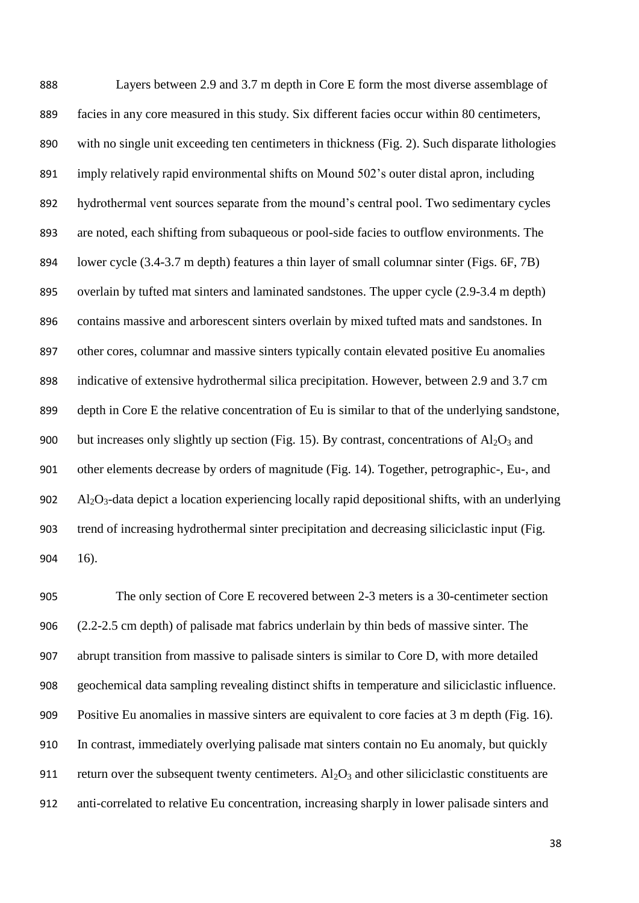Layers between 2.9 and 3.7 m depth in Core E form the most diverse assemblage of facies in any core measured in this study. Six different facies occur within 80 centimeters, with no single unit exceeding ten centimeters in thickness (Fig. 2). Such disparate lithologies imply relatively rapid environmental shifts on Mound 502's outer distal apron, including hydrothermal vent sources separate from the mound's central pool. Two sedimentary cycles are noted, each shifting from subaqueous or pool-side facies to outflow environments. The lower cycle (3.4-3.7 m depth) features a thin layer of small columnar sinter (Figs. 6F, 7B) overlain by tufted mat sinters and laminated sandstones. The upper cycle (2.9-3.4 m depth) contains massive and arborescent sinters overlain by mixed tufted mats and sandstones. In other cores, columnar and massive sinters typically contain elevated positive Eu anomalies indicative of extensive hydrothermal silica precipitation. However, between 2.9 and 3.7 cm depth in Core E the relative concentration of Eu is similar to that of the underlying sandstone, but increases only slightly up section (Fig. 15). By contrast, concentrations of $Al_2O_3$ and other elements decrease by orders of magnitude (Fig. 14). Together, petrographic-, Eu-, and $Al_2O_3$-data depict a location experiencing locally rapid depositional shifts, with an underlying trend of increasing hydrothermal sinter precipitation and decreasing siliciclastic input (Fig. 16).

The only section of Core E recovered between 2-3 meters is a 30-centimeter section (2.2-2.5 cm depth) of palisade mat fabrics underlain by thin beds of massive sinter. The abrupt transition from massive to palisade sinters is similar to Core D, with more detailed geochemical data sampling revealing distinct shifts in temperature and siliciclastic influence. Positive Eu anomalies in massive sinters are equivalent to core facies at 3 m depth (Fig. 16). In contrast, immediately overlying palisade mat sinters contain no Eu anomaly, but quickly return over the subsequent twenty centimeters. $Al_2O_3$ and other siliciclastic constituents are anti-correlated to relative Eu concentration, increasing sharply in lower palisade sinters and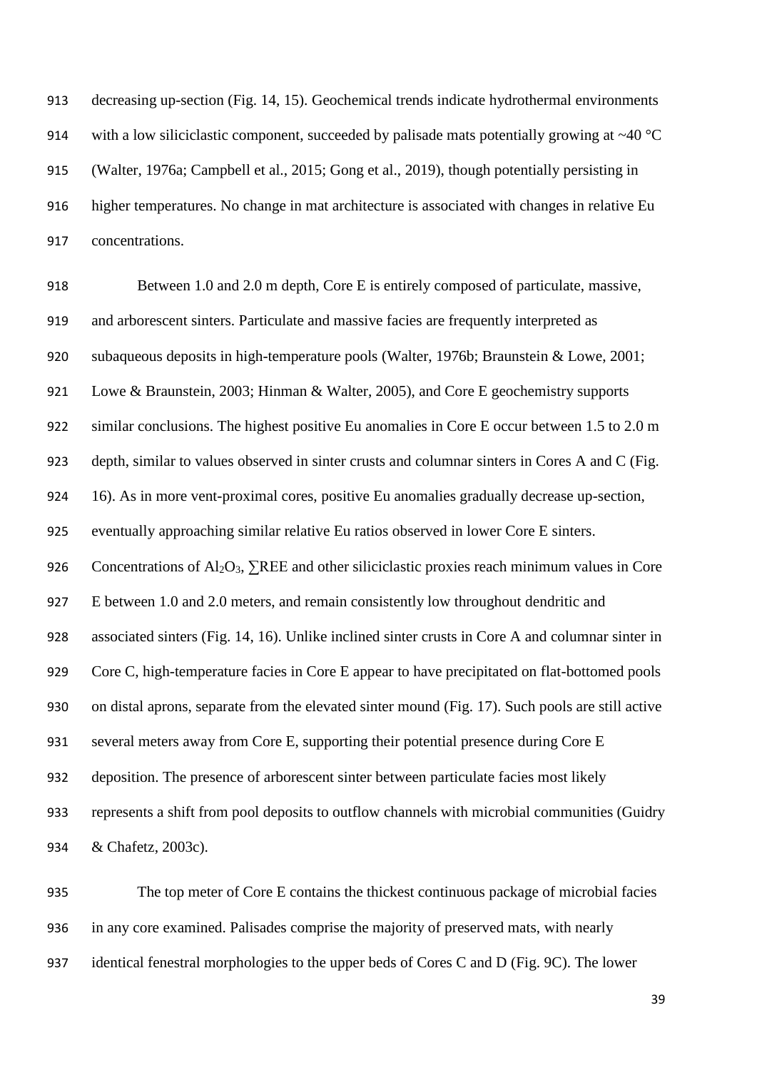decreasing up-section (Fig. 14, 15). Geochemical trends indicate hydrothermal environments with a low siliciclastic component, succeeded by palisade mats potentially growing at ~40 °C (Walter, 1976a; Campbell et al., 2015; Gong et al., 2019), though potentially persisting in higher temperatures. No change in mat architecture is associated with changes in relative Eu concentrations.

Between 1.0 and 2.0 m depth, Core E is entirely composed of particulate, massive, and arborescent sinters. Particulate and massive facies are frequently interpreted as subaqueous deposits in high-temperature pools (Walter, 1976b; Braunstein & Lowe, 2001; Lowe & Braunstein, 2003; Hinman & Walter, 2005), and Core E geochemistry supports similar conclusions. The highest positive Eu anomalies in Core E occur between 1.5 to 2.0 m depth, similar to values observed in sinter crusts and columnar sinters in Cores A and C (Fig. 16). As in more vent-proximal cores, positive Eu anomalies gradually decrease up-section, eventually approaching similar relative Eu ratios observed in lower Core E sinters. Concentrations of $Al_2O_3$, ∑REE and other siliciclastic proxies reach minimum values in Core E between 1.0 and 2.0 meters, and remain consistently low throughout dendritic and associated sinters (Fig. 14, 16). Unlike inclined sinter crusts in Core A and columnar sinter in Core C, high-temperature facies in Core E appear to have precipitated on flat-bottomed pools on distal aprons, separate from the elevated sinter mound (Fig. 17). Such pools are still active several meters away from Core E, supporting their potential presence during Core E deposition. The presence of arborescent sinter between particulate facies most likely represents a shift from pool deposits to outflow channels with microbial communities (Guidry & Chafetz, 2003c).

The top meter of Core E contains the thickest continuous package of microbial facies in any core examined. Palisades comprise the majority of preserved mats, with nearly identical fenestral morphologies to the upper beds of Cores C and D (Fig. 9C). The lower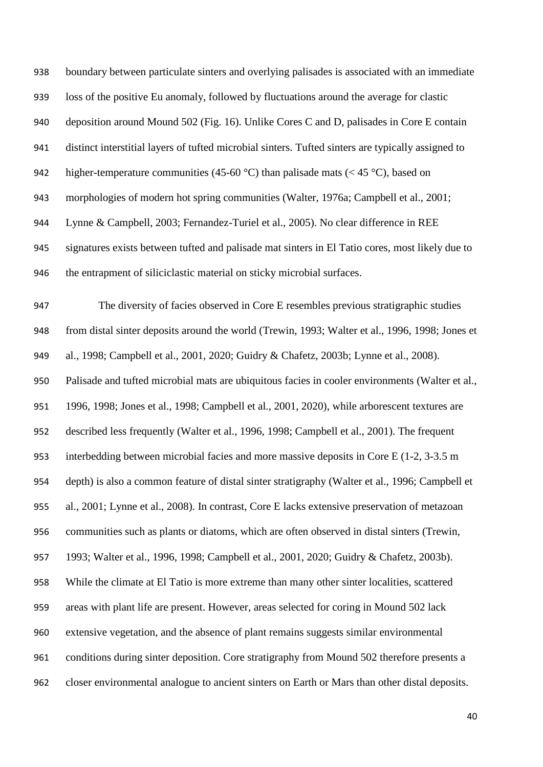boundary between particulate sinters and overlying palisades is associated with an immediate loss of the positive Eu anomaly, followed by fluctuations around the average for clastic deposition around Mound 502 (Fig. 16). Unlike Cores C and D, palisades in Core E contain distinct interstitial layers of tufted microbial sinters. Tufted sinters are typically assigned to higher-temperature communities (45-60 °C) than palisade mats (< 45 °C), based on morphologies of modern hot spring communities (Walter, 1976a; Campbell et al., 2001; Lynne & Campbell, 2003; Fernandez-Turiel et al., 2005). No clear difference in REE signatures exists between tufted and palisade mat sinters in El Tatio cores, most likely due to the entrapment of siliciclastic material on sticky microbial surfaces.

The diversity of facies observed in Core E resembles previous stratigraphic studies from distal sinter deposits around the world (Trewin, 1993; Walter et al., 1996, 1998; Jones et al., 1998; Campbell et al., 2001, 2020; Guidry & Chafetz, 2003b; Lynne et al., 2008). Palisade and tufted microbial mats are ubiquitous facies in cooler environments (Walter et al., 1996, 1998; Jones et al., 1998; Campbell et al., 2001, 2020), while arborescent textures are described less frequently (Walter et al., 1996, 1998; Campbell et al., 2001). The frequent interbedding between microbial facies and more massive deposits in Core E (1-2, 3-3.5 m depth) is also a common feature of distal sinter stratigraphy (Walter et al., 1996; Campbell et al., 2001; Lynne et al., 2008). In contrast, Core E lacks extensive preservation of metazoan communities such as plants or diatoms, which are often observed in distal sinters (Trewin, 1993; Walter et al., 1996, 1998; Campbell et al., 2001, 2020; Guidry & Chafetz, 2003b). While the climate at El Tatio is more extreme than many other sinter localities, scattered areas with plant life are present. However, areas selected for coring in Mound 502 lack extensive vegetation, and the absence of plant remains suggests similar environmental conditions during sinter deposition. Core stratigraphy from Mound 502 therefore presents a closer environmental analogue to ancient sinters on Earth or Mars than other distal deposits.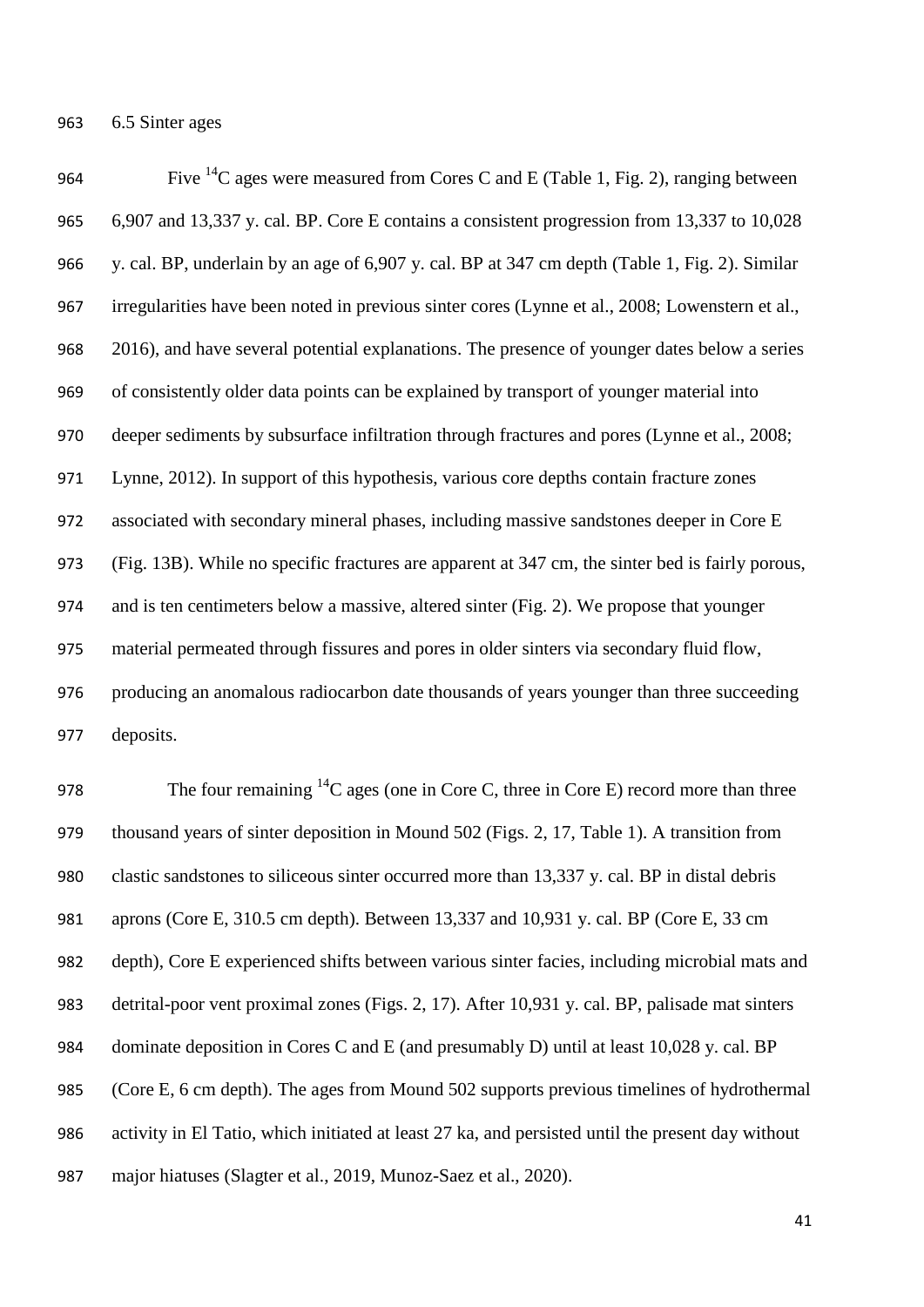## 6.5 Sinter ages

Five $^{14}C$ ages were measured from Cores C and E (Table 1, Fig. 2), ranging between 6,907 and 13,337 y. cal. BP. Core E contains a consistent progression from 13,337 to 10,028 y. cal. BP, underlain by an age of 6,907 y. cal. BP at 347 cm depth (Table 1, Fig. 2). Similar irregularities have been noted in previous sinter cores (Lynne et al., 2008; Lowenstern et al., 2016), and have several potential explanations. The presence of younger dates below a series of consistently older data points can be explained by transport of younger material into deeper sediments by subsurface infiltration through fractures and pores (Lynne et al., 2008; Lynne, 2012). In support of this hypothesis, various core depths contain fracture zones associated with secondary mineral phases, including massive sandstones deeper in Core E (Fig. 13B). While no specific fractures are apparent at 347 cm, the sinter bed is fairly porous, and is ten centimeters below a massive, altered sinter (Fig. 2). We propose that younger material permeated through fissures and pores in older sinters via secondary fluid flow, producing an anomalous radiocarbon date thousands of years younger than three succeeding deposits.

The four remaining $^{14}C$ ages (one in Core C, three in Core E) record more than three thousand years of sinter deposition in Mound 502 (Figs. 2, 17, Table 1). A transition from clastic sandstones to siliceous sinter occurred more than 13,337 y. cal. BP in distal debris aprons (Core E, 310.5 cm depth). Between 13,337 and 10,931 y. cal. BP (Core E, 33 cm depth), Core E experienced shifts between various sinter facies, including microbial mats and detrital-poor vent proximal zones (Figs. 2, 17). After 10,931 y. cal. BP, palisade mat sinters dominate deposition in Cores C and E (and presumably D) until at least 10,028 y. cal. BP (Core E, 6 cm depth). The ages from Mound 502 supports previous timelines of hydrothermal activity in El Tatio, which initiated at least 27 ka, and persisted until the present day without major hiatuses (Slagter et al., 2019, Munoz-Saez et al., 2020).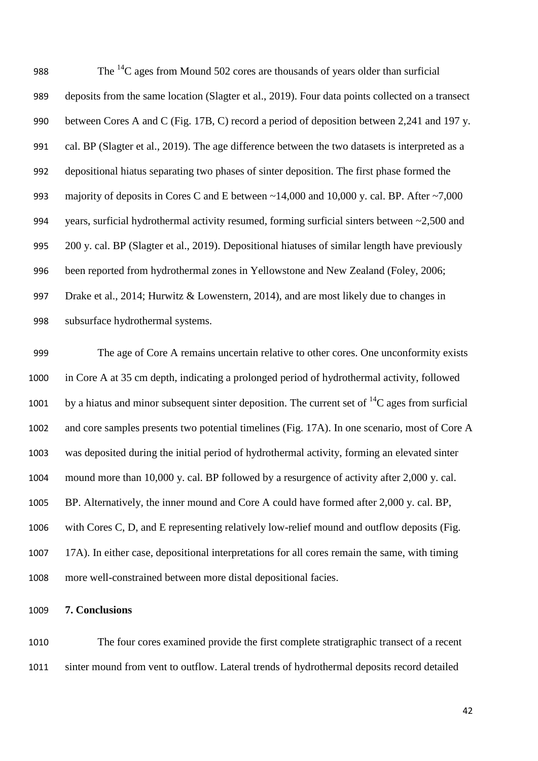The $^{14}C$ ages from Mound 502 cores are thousands of years older than surficial deposits from the same location (Slagter et al., 2019). Four data points collected on a transect between Cores A and C (Fig. 17B, C) record a period of deposition between 2,241 and 197 y. cal. BP (Slagter et al., 2019). The age difference between the two datasets is interpreted as a depositional hiatus separating two phases of sinter deposition. The first phase formed the majority of deposits in Cores C and E between ~14,000 and 10,000 y. cal. BP. After ~7,000 years, surficial hydrothermal activity resumed, forming surficial sinters between ~2,500 and 200 y. cal. BP (Slagter et al., 2019). Depositional hiatuses of similar length have previously been reported from hydrothermal zones in Yellowstone and New Zealand (Foley, 2006; Drake et al., 2014; Hurwitz & Lowenstern, 2014), and are most likely due to changes in subsurface hydrothermal systems.

The age of Core A remains uncertain relative to other cores. One unconformity exists in Core A at 35 cm depth, indicating a prolonged period of hydrothermal activity, followed by a hiatus and minor subsequent sinter deposition. The current set of $^{14}C$ ages from surficial and core samples presents two potential timelines (Fig. 17A). In one scenario, most of Core A was deposited during the initial period of hydrothermal activity, forming an elevated sinter mound more than 10,000 y. cal. BP followed by a resurgence of activity after 2,000 y. cal. BP. Alternatively, the inner mound and Core A could have formed after 2,000 y. cal. BP, with Cores C, D, and E representing relatively low-relief mound and outflow deposits (Fig. 17A). In either case, depositional interpretations for all cores remain the same, with timing more well-constrained between more distal depositional facies.

## 7. Conclusions

The four cores examined provide the first complete stratigraphic transect of a recent sinter mound from vent to outflow. Lateral trends of hydrothermal deposits record detailed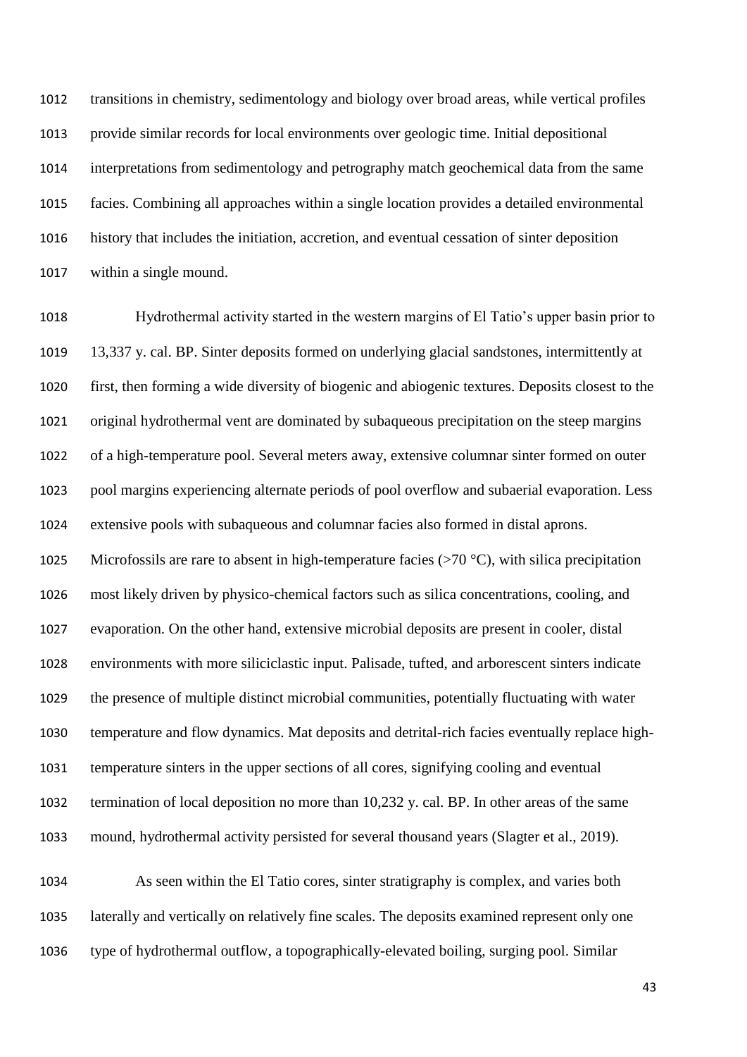transitions in chemistry, sedimentology and biology over broad areas, while vertical profiles provide similar records for local environments over geologic time. Initial depositional interpretations from sedimentology and petrography match geochemical data from the same facies. Combining all approaches within a single location provides a detailed environmental history that includes the initiation, accretion, and eventual cessation of sinter deposition within a single mound.

Hydrothermal activity started in the western margins of El Tatio's upper basin prior to 13,337 y. cal. BP. Sinter deposits formed on underlying glacial sandstones, intermittently at first, then forming a wide diversity of biogenic and abiogenic textures. Deposits closest to the original hydrothermal vent are dominated by subaqueous precipitation on the steep margins of a high-temperature pool. Several meters away, extensive columnar sinter formed on outer pool margins experiencing alternate periods of pool overflow and subaerial evaporation. Less extensive pools with subaqueous and columnar facies also formed in distal aprons. Microfossils are rare to absent in high-temperature facies (>70 °C), with silica precipitation most likely driven by physico-chemical factors such as silica concentrations, cooling, and evaporation. On the other hand, extensive microbial deposits are present in cooler, distal environments with more siliciclastic input. Palisade, tufted, and arborescent sinters indicate the presence of multiple distinct microbial communities, potentially fluctuating with water temperature and flow dynamics. Mat deposits and detrital-rich facies eventually replace high-temperature sinters in the upper sections of all cores, signifying cooling and eventual termination of local deposition no more than 10,232 y. cal. BP. In other areas of the same mound, hydrothermal activity persisted for several thousand years (Slagter et al., 2019).

As seen within the El Tatio cores, sinter stratigraphy is complex, and varies both laterally and vertically on relatively fine scales. The deposits examined represent only one type of hydrothermal outflow, a topographically-elevated boiling, surging pool. Similar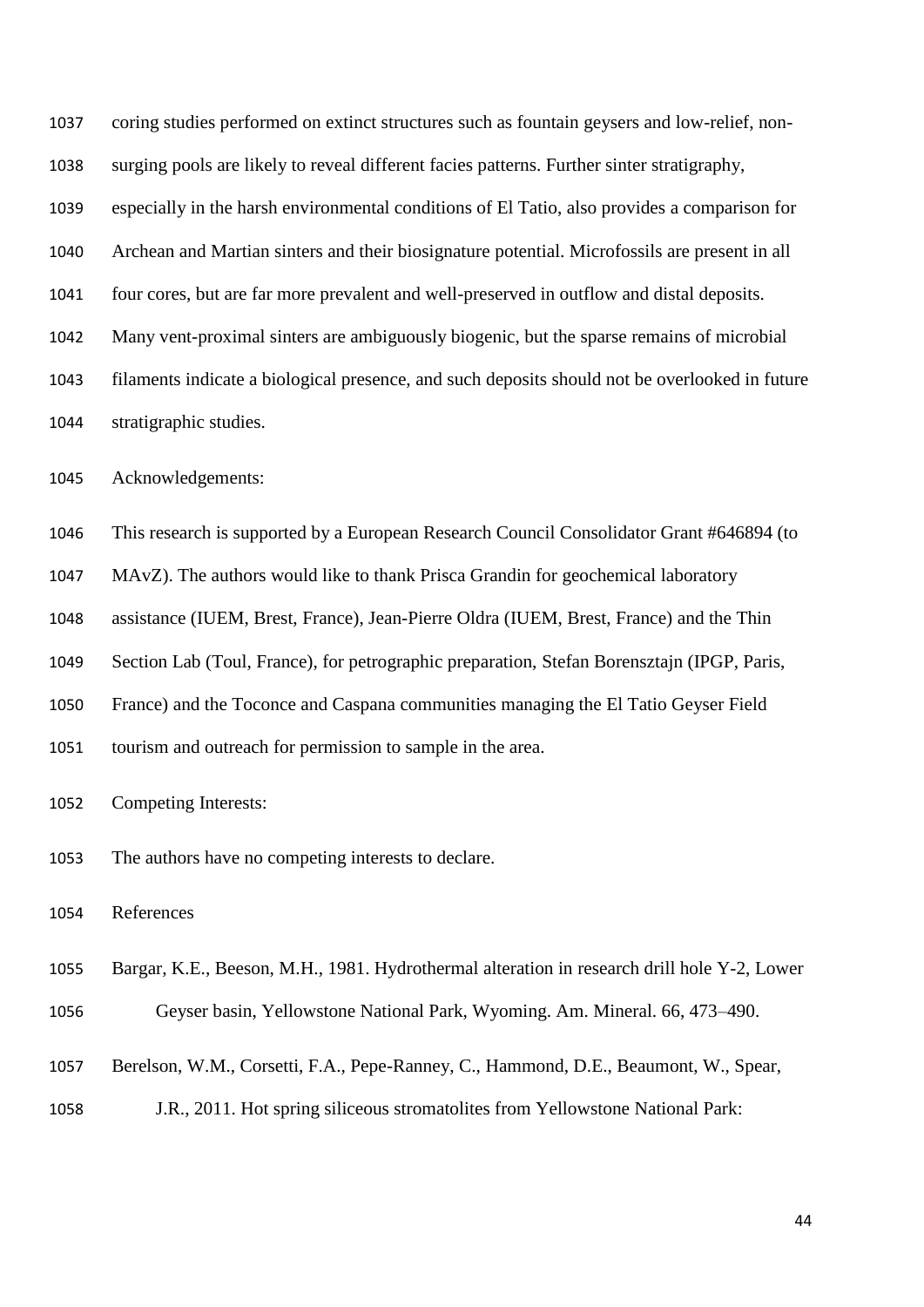coring studies performed on extinct structures such as fountain geysers and low-relief, non-surging pools are likely to reveal different facies patterns. Further sinter stratigraphy, especially in the harsh environmental conditions of El Tatio, also provides a comparison for Archean and Martian sinters and their biosignature potential. Microfossils are present in all four cores, but are far more prevalent and well-preserved in outflow and distal deposits. Many vent-proximal sinters are ambiguously biogenic, but the sparse remains of microbial filaments indicate a biological presence, and such deposits should not be overlooked in future stratigraphic studies.

## Acknowledgements:

This research is supported by a European Research Council Consolidator Grant #646894 (to MAvZ). The authors would like to thank Prisca Grandin for geochemical laboratory assistance (IUEM, Brest, France), Jean-Pierre Oldra (IUEM, Brest, France) and the Thin Section Lab (Toul, France), for petrographic preparation, Stefan Borensztajn (IPGP, Paris, France) and the Toconce and Caspana communities managing the El Tatio Geyser Field tourism and outreach for permission to sample in the area.

## Competing Interests:

The authors have no competing interests to declare.

## References

Bargar, K.E., Beeson, M.H., 1981. Hydrothermal alteration in research drill hole Y-2, Lower Geyser basin, Yellowstone National Park, Wyoming. Am. Mineral. 66, 473–490.

Berelson, W.M., Corsetti, F.A., Pepe-Ranney, C., Hammond, D.E., Beaumont, W., Spear, J.R., 2011. Hot spring siliceous stromatolites from Yellowstone National Park: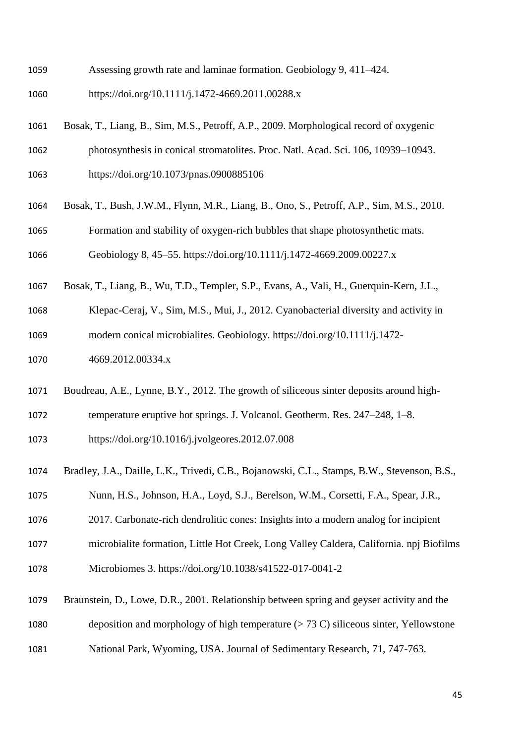Assessing growth rate and laminae formation. Geobiology 9, 411–424. https://doi.org/10.1111/j.1472-4669.2011.00288.x

Bosak, T., Liang, B., Sim, M.S., Petroff, A.P., 2009. Morphological record of oxygenic photosynthesis in conical stromatolites. Proc. Natl. Acad. Sci. 106, 10939–10943. https://doi.org/10.1073/pnas.0900885106

Bosak, T., Bush, J.W.M., Flynn, M.R., Liang, B., Ono, S., Petroff, A.P., Sim, M.S., 2010. Formation and stability of oxygen-rich bubbles that shape photosynthetic mats. Geobiology 8, 45–55. https://doi.org/10.1111/j.1472-4669.2009.00227.x

Bosak, T., Liang, B., Wu, T.D., Templer, S.P., Evans, A., Vali, H., Guerquin-Kern, J.L., Klepac-Ceraj, V., Sim, M.S., Mui, J., 2012. Cyanobacterial diversity and activity in modern conical microbialites. Geobiology. https://doi.org/10.1111/j.1472-4669.2012.00334.x

Boudreau, A.E., Lynne, B.Y., 2012. The growth of siliceous sinter deposits around high-temperature eruptive hot springs. J. Volcanol. Geotherm. Res. 247–248, 1–8. https://doi.org/10.1016/j.jvolgeores.2012.07.008

Bradley, J.A., Daille, L.K., Trivedi, C.B., Bojanowski, C.L., Stamps, B.W., Stevenson, B.S., Nunn, H.S., Johnson, H.A., Loyd, S.J., Berelson, W.M., Corsetti, F.A., Spear, J.R., 2017. Carbonate-rich dendrolitic cones: Insights into a modern analog for incipient microbialite formation, Little Hot Creek, Long Valley Caldera, California. npj Biofilms Microbiomes 3. https://doi.org/10.1038/s41522-017-0041-2

Braunstein, D., Lowe, D.R., 2001. Relationship between spring and geyser activity and the deposition and morphology of high temperature (> 73 C) siliceous sinter, Yellowstone National Park, Wyoming, USA. Journal of Sedimentary Research, 71, 747-763.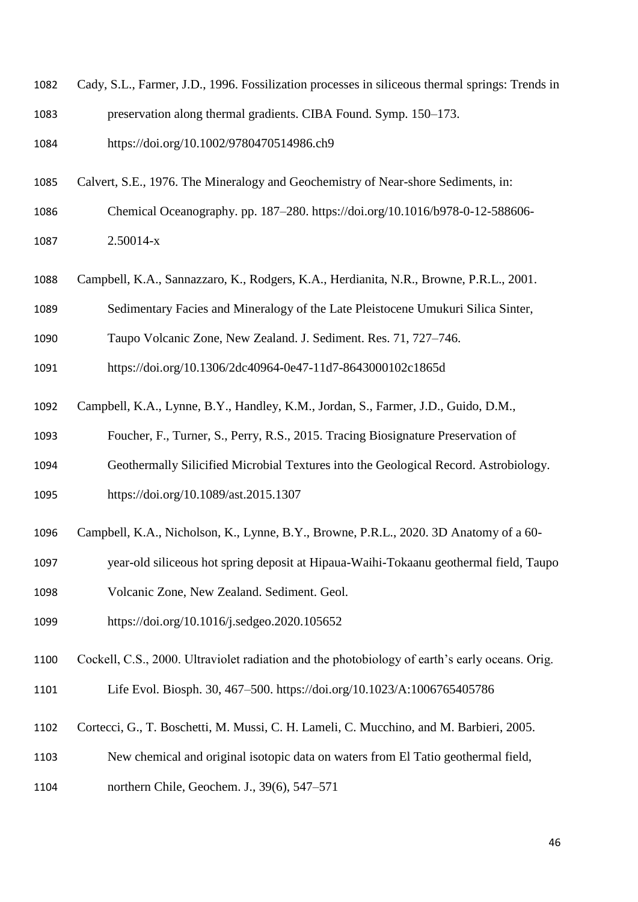Cady, S.L., Farmer, J.D., 1996. Fossilization processes in siliceous thermal springs: Trends in preservation along thermal gradients. CIBA Found. Symp. 150–173. https://doi.org/10.1002/9780470514986.ch9

Calvert, S.E., 1976. The Mineralogy and Geochemistry of Near-shore Sediments, in: Chemical Oceanography. pp. 187–280. https://doi.org/10.1016/b978-0-12-588606-2.50014-x

Campbell, K.A., Sannazzaro, K., Rodgers, K.A., Herdianita, N.R., Browne, P.R.L., 2001. Sedimentary Facies and Mineralogy of the Late Pleistocene Umukuri Silica Sinter, Taupo Volcanic Zone, New Zealand. J. Sediment. Res. 71, 727–746. https://doi.org/10.1306/2dc40964-0e47-11d7-8643000102c1865d

Campbell, K.A., Lynne, B.Y., Handley, K.M., Jordan, S., Farmer, J.D., Guido, D.M., Foucher, F., Turner, S., Perry, R.S., 2015. Tracing Biosignature Preservation of Geothermally Silicified Microbial Textures into the Geological Record. Astrobiology. https://doi.org/10.1089/ast.2015.1307

Campbell, K.A., Nicholson, K., Lynne, B.Y., Browne, P.R.L., 2020. 3D Anatomy of a 60-year-old siliceous hot spring deposit at Hipaua-Waihi-Tokaanu geothermal field, Taupo Volcanic Zone, New Zealand. Sediment. Geol. https://doi.org/10.1016/j.sedgeo.2020.105652

Cockell, C.S., 2000. Ultraviolet radiation and the photobiology of earth's early oceans. Orig. Life Evol. Biosph. 30, 467–500. https://doi.org/10.1023/A:1006765405786

Cortecci, G., T. Boschetti, M. Mussi, C. H. Lameli, C. Mucchino, and M. Barbieri, 2005. New chemical and original isotopic data on waters from El Tatio geothermal field, northern Chile, Geochem. J., 39(6), 547–571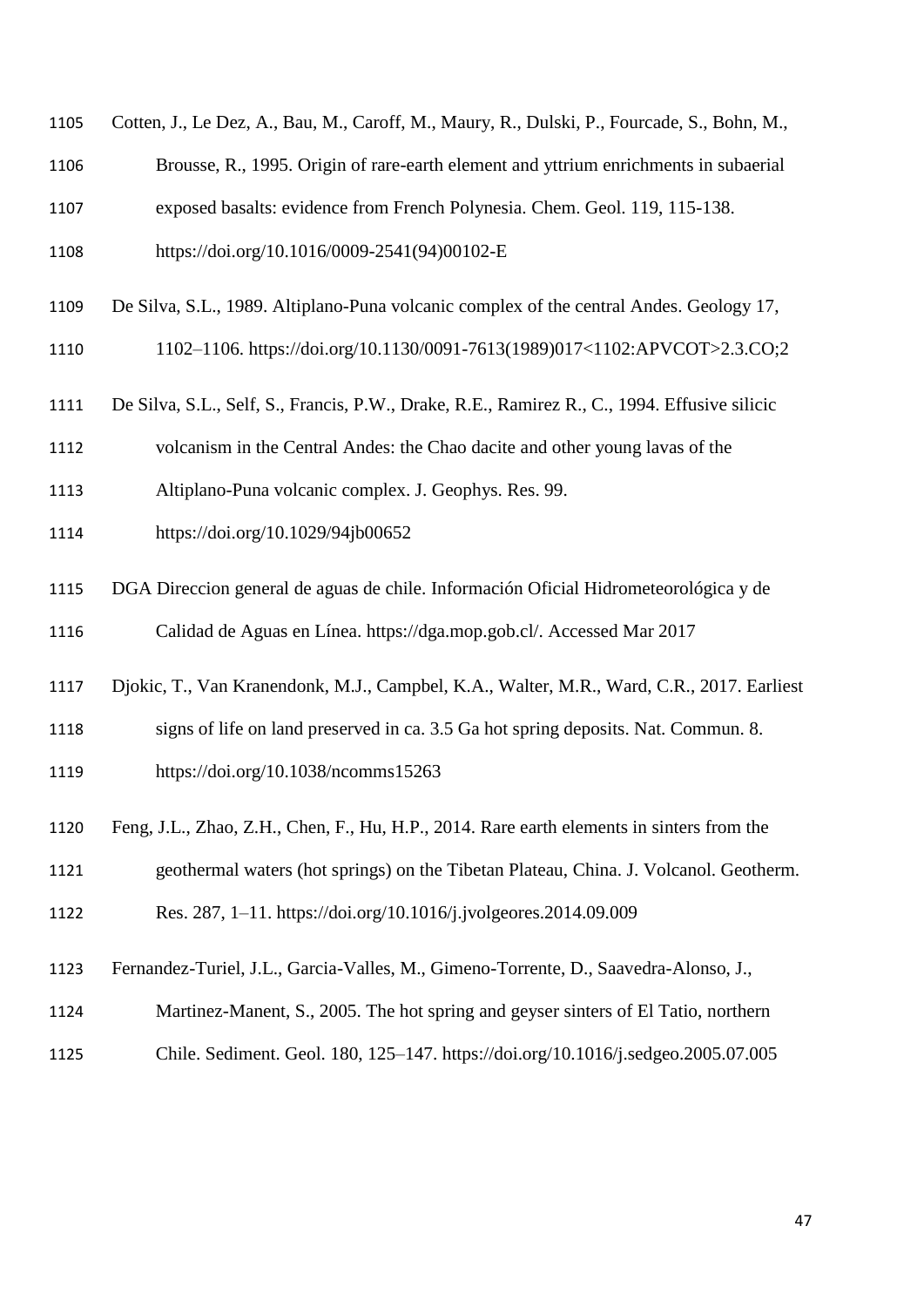Cotten, J., Le Dez, A., Bau, M., Caroff, M., Maury, R., Dulski, P., Fourcade, S., Bohn, M., Brousse, R., 1995. Origin of rare-earth element and yttrium enrichments in subaerial exposed basalts: evidence from French Polynesia. Chem. Geol. 119, 115-138. https://doi.org/10.1016/0009-2541(94)00102-E

De Silva, S.L., 1989. Altiplano-Puna volcanic complex of the central Andes. Geology 17, 1102–1106. https://doi.org/10.1130/0091-7613(1989)017<1102:APVCOT>2.3.CO;2

De Silva, S.L., Self, S., Francis, P.W., Drake, R.E., Ramirez R., C., 1994. Effusive silicic volcanism in the Central Andes: the Chao dacite and other young lavas of the Altiplano-Puna volcanic complex. J. Geophys. Res. 99. https://doi.org/10.1029/94jb00652

DGA Direccion general de aguas de chile. Información Oficial Hidrometeorológica y de Calidad de Aguas en Línea. https://dga.mop.gob.cl/. Accessed Mar 2017

Djokic, T., Van Kranendonk, M.J., Campbel, K.A., Walter, M.R., Ward, C.R., 2017. Earliest signs of life on land preserved in ca. 3.5 Ga hot spring deposits. Nat. Commun. 8. https://doi.org/10.1038/ncomms15263

Feng, J.L., Zhao, Z.H., Chen, F., Hu, H.P., 2014. Rare earth elements in sinters from the geothermal waters (hot springs) on the Tibetan Plateau, China. J. Volcanol. Geotherm. Res. 287, 1–11. https://doi.org/10.1016/j.jvolgeores.2014.09.009

Fernandez-Turiel, J.L., Garcia-Valles, M., Gimeno-Torrente, D., Saavedra-Alonso, J., Martinez-Manent, S., 2005. The hot spring and geyser sinters of El Tatio, northern Chile. Sediment. Geol. 180, 125–147. https://doi.org/10.1016/j.sedgeo.2005.07.005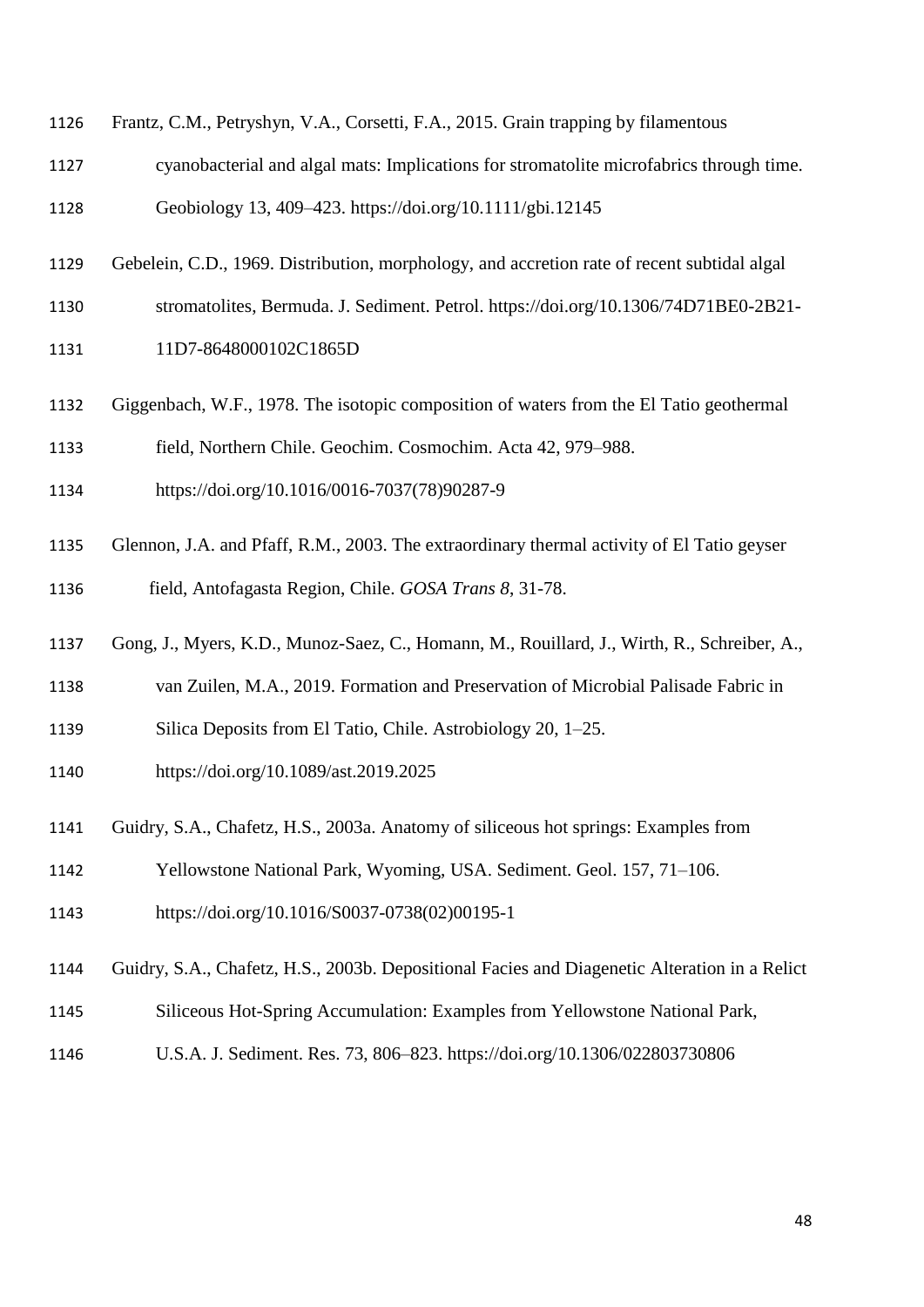Frantz, C.M., Petryshyn, V.A., Corsetti, F.A., 2015. Grain trapping by filamentous cyanobacterial and algal mats: Implications for stromatolite microfabrics through time. Geobiology 13, 409–423. https://doi.org/10.1111/gbi.12145

Gebelein, C.D., 1969. Distribution, morphology, and accretion rate of recent subtidal algal stromatolites, Bermuda. J. Sediment. Petrol. https://doi.org/10.1306/74D71BE0-2B21-11D7-8648000102C1865D

Giggenbach, W.F., 1978. The isotopic composition of waters from the El Tatio geothermal field, Northern Chile. Geochim. Cosmochim. Acta 42, 979–988. https://doi.org/10.1016/0016-7037(78)90287-9

Glennon, J.A. and Pfaff, R.M., 2003. The extraordinary thermal activity of El Tatio geyser field, Antofagasta Region, Chile. *GOSA Trans 8*, 31-78.

Gong, J., Myers, K.D., Munoz-Saez, C., Homann, M., Rouillard, J., Wirth, R., Schreiber, A., van Zuilen, M.A., 2019. Formation and Preservation of Microbial Palisade Fabric in Silica Deposits from El Tatio, Chile. Astrobiology 20, 1–25. https://doi.org/10.1089/ast.2019.2025

Guidry, S.A., Chafetz, H.S., 2003a. Anatomy of siliceous hot springs: Examples from Yellowstone National Park, Wyoming, USA. Sediment. Geol. 157, 71–106. https://doi.org/10.1016/S0037-0738(02)00195-1

Guidry, S.A., Chafetz, H.S., 2003b. Depositional Facies and Diagenetic Alteration in a Relict Siliceous Hot-Spring Accumulation: Examples from Yellowstone National Park, U.S.A. J. Sediment. Res. 73, 806–823. https://doi.org/10.1306/022803730806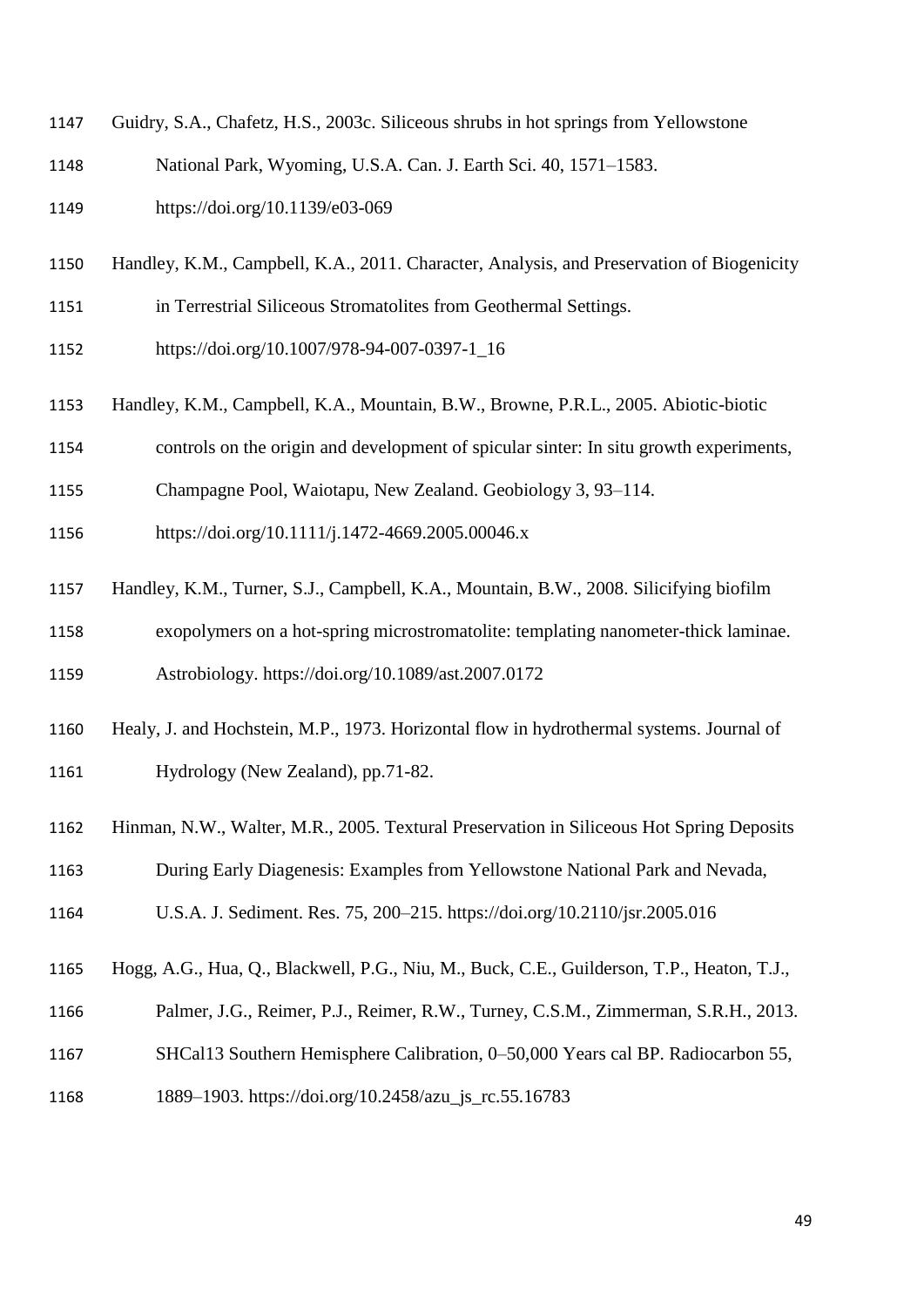Guidry, S.A., Chafetz, H.S., 2003c. Siliceous shrubs in hot springs from Yellowstone National Park, Wyoming, U.S.A. Can. J. Earth Sci. 40, 1571–1583. https://doi.org/10.1139/e03-069

Handley, K.M., Campbell, K.A., 2011. Character, Analysis, and Preservation of Biogenicity in Terrestrial Siliceous Stromatolites from Geothermal Settings. https://doi.org/10.1007/978-94-007-0397-1_16

Handley, K.M., Campbell, K.A., Mountain, B.W., Browne, P.R.L., 2005. Abiotic-biotic controls on the origin and development of spicular sinter: In situ growth experiments, Champagne Pool, Waiotapu, New Zealand. Geobiology 3, 93–114. https://doi.org/10.1111/j.1472-4669.2005.00046.x

Handley, K.M., Turner, S.J., Campbell, K.A., Mountain, B.W., 2008. Silicifying biofilm exopolymers on a hot-spring microstromatolite: templating nanometer-thick laminae. Astrobiology. https://doi.org/10.1089/ast.2007.0172

Healy, J. and Hochstein, M.P., 1973. Horizontal flow in hydrothermal systems. Journal of Hydrology (New Zealand), pp.71-82.

Hinman, N.W., Walter, M.R., 2005. Textural Preservation in Siliceous Hot Spring Deposits During Early Diagenesis: Examples from Yellowstone National Park and Nevada, U.S.A. J. Sediment. Res. 75, 200–215. https://doi.org/10.2110/jsr.2005.016

Hogg, A.G., Hua, Q., Blackwell, P.G., Niu, M., Buck, C.E., Guilderson, T.P., Heaton, T.J., Palmer, J.G., Reimer, P.J., Reimer, R.W., Turney, C.S.M., Zimmerman, S.R.H., 2013. SHCal13 Southern Hemisphere Calibration, 0–50,000 Years cal BP. Radiocarbon 55, 1889–1903. https://doi.org/10.2458/azu_js_rc.55.16783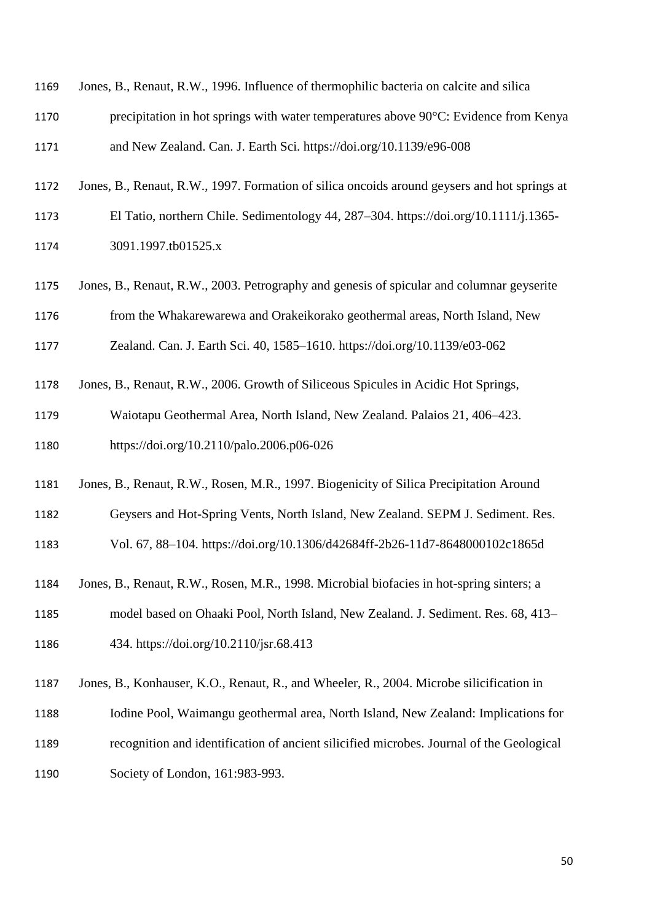Jones, B., Renaut, R.W., 1996. Influence of thermophilic bacteria on calcite and silica precipitation in hot springs with water temperatures above 90°C: Evidence from Kenya and New Zealand. Can. J. Earth Sci. https://doi.org/10.1139/e96-008

Jones, B., Renaut, R.W., 1997. Formation of silica oncoids around geysers and hot springs at El Tatio, northern Chile. Sedimentology 44, 287–304. https://doi.org/10.1111/j.1365-3091.1997.tb01525.x

Jones, B., Renaut, R.W., 2003. Petrography and genesis of spicular and columnar geyserite from the Whakarewarewa and Orakeikorako geothermal areas, North Island, New Zealand. Can. J. Earth Sci. 40, 1585–1610. https://doi.org/10.1139/e03-062

Jones, B., Renaut, R.W., 2006. Growth of Siliceous Spicules in Acidic Hot Springs, Waiotapu Geothermal Area, North Island, New Zealand. Palaios 21, 406–423. https://doi.org/10.2110/palo.2006.p06-026

Jones, B., Renaut, R.W., Rosen, M.R., 1997. Biogenicity of Silica Precipitation Around Geysers and Hot-Spring Vents, North Island, New Zealand. SEPM J. Sediment. Res. Vol. 67, 88–104. https://doi.org/10.1306/d42684ff-2b26-11d7-8648000102c1865d

Jones, B., Renaut, R.W., Rosen, M.R., 1998. Microbial biofacies in hot-spring sinters; a model based on Ohaaki Pool, North Island, New Zealand. J. Sediment. Res. 68, 413–434. https://doi.org/10.2110/jsr.68.413

Jones, B., Konhauser, K.O., Renaut, R., and Wheeler, R., 2004. Microbe silicification in Iodine Pool, Waimangu geothermal area, North Island, New Zealand: Implications for recognition and identification of ancient silicified microbes. Journal of the Geological Society of London, 161:983-993.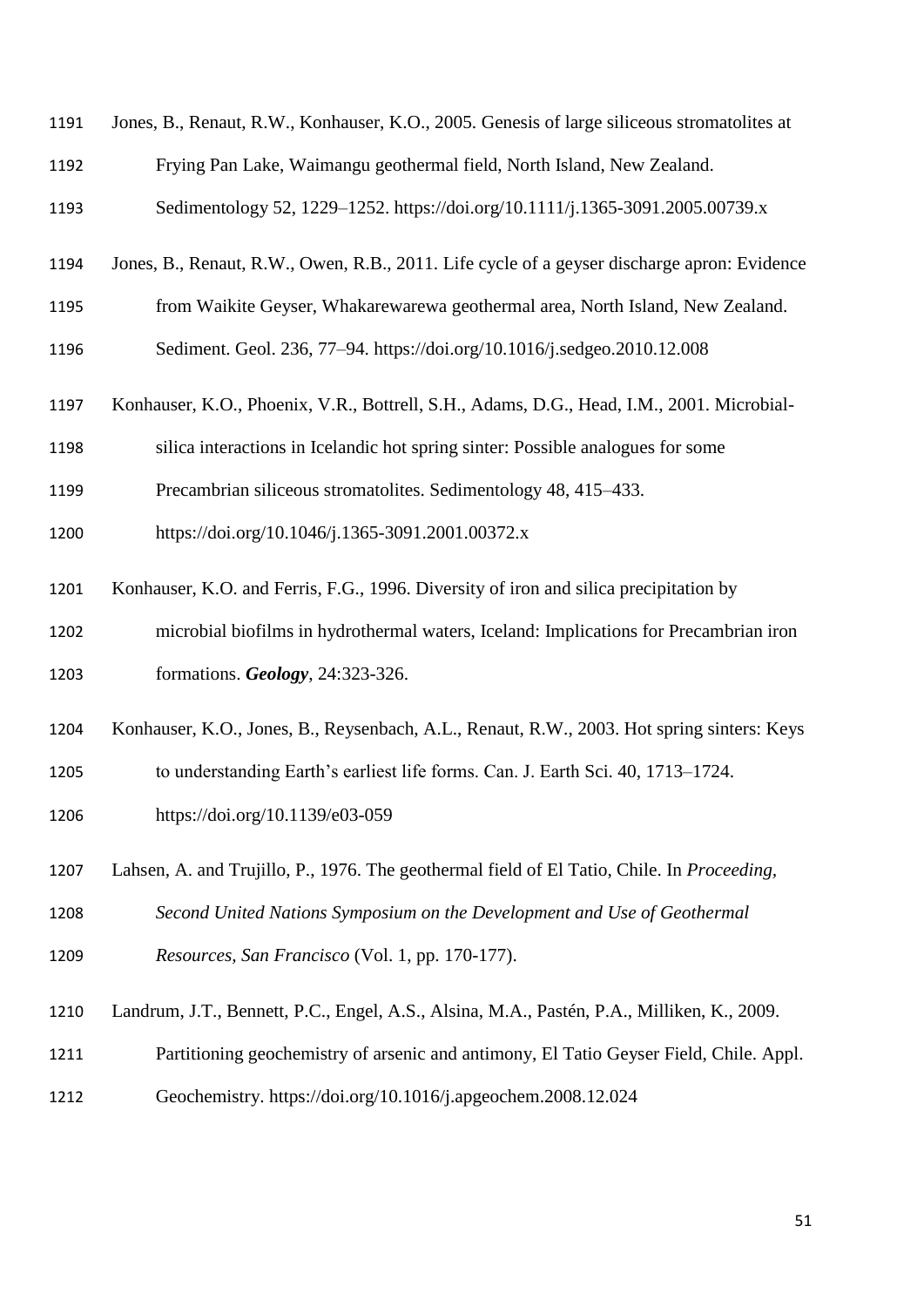Jones, B., Renaut, R.W., Konhauser, K.O., 2005. Genesis of large siliceous stromatolites at Frying Pan Lake, Waimangu geothermal field, North Island, New Zealand. Sedimentology 52, 1229–1252. https://doi.org/10.1111/j.1365-3091.2005.00739.x

Jones, B., Renaut, R.W., Owen, R.B., 2011. Life cycle of a geyser discharge apron: Evidence from Waikite Geyser, Whakarewarewa geothermal area, North Island, New Zealand. Sediment. Geol. 236, 77–94. https://doi.org/10.1016/j.sedgeo.2010.12.008

Konhauser, K.O., Phoenix, V.R., Bottrell, S.H., Adams, D.G., Head, I.M., 2001. Microbial-silica interactions in Icelandic hot spring sinter: Possible analogues for some Precambrian siliceous stromatolites. Sedimentology 48, 415–433. https://doi.org/10.1046/j.1365-3091.2001.00372.x

Konhauser, K.O. and Ferris, F.G., 1996. Diversity of iron and silica precipitation by microbial biofilms in hydrothermal waters, Iceland: Implications for Precambrian iron formations. ***Geology***, 24:323-326.

Konhauser, K.O., Jones, B., Reysenbach, A.L., Renaut, R.W., 2003. Hot spring sinters: Keys to understanding Earth's earliest life forms. Can. J. Earth Sci. 40, 1713–1724. https://doi.org/10.1139/e03-059

Lahsen, A. and Trujillo, P., 1976. The geothermal field of El Tatio, Chile. In *Proceeding, Second United Nations Symposium on the Development and Use of Geothermal Resources, San Francisco* (Vol. 1, pp. 170-177).

Landrum, J.T., Bennett, P.C., Engel, A.S., Alsina, M.A., Pastén, P.A., Milliken, K., 2009. Partitioning geochemistry of arsenic and antimony, El Tatio Geyser Field, Chile. Appl. Geochemistry. https://doi.org/10.1016/j.apgeochem.2008.12.024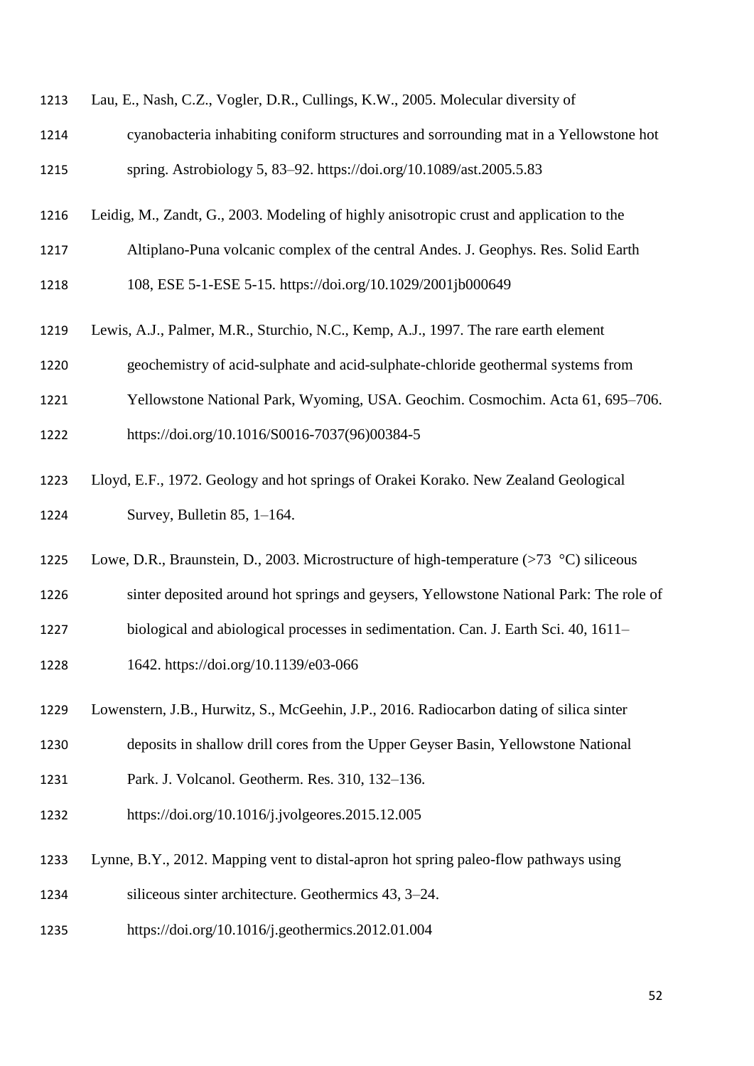Lau, E., Nash, C.Z., Vogler, D.R., Cullings, K.W., 2005. Molecular diversity of cyanobacteria inhabiting coniform structures and sorrounding mat in a Yellowstone hot spring. Astrobiology 5, 83–92. https://doi.org/10.1089/ast.2005.5.83

Leidig, M., Zandt, G., 2003. Modeling of highly anisotropic crust and application to the Altiplano-Puna volcanic complex of the central Andes. J. Geophys. Res. Solid Earth 108, ESE 5-1-ESE 5-15. https://doi.org/10.1029/2001jb000649

Lewis, A.J., Palmer, M.R., Sturchio, N.C., Kemp, A.J., 1997. The rare earth element geochemistry of acid-sulphate and acid-sulphate-chloride geothermal systems from Yellowstone National Park, Wyoming, USA. Geochim. Cosmochim. Acta 61, 695–706. https://doi.org/10.1016/S0016-7037(96)00384-5

Lloyd, E.F., 1972. Geology and hot springs of Orakei Korako. New Zealand Geological Survey, Bulletin 85, 1–164.

Lowe, D.R., Braunstein, D., 2003. Microstructure of high-temperature (>73 °C) siliceous sinter deposited around hot springs and geysers, Yellowstone National Park: The role of biological and abiological processes in sedimentation. Can. J. Earth Sci. 40, 1611–1642. https://doi.org/10.1139/e03-066

Lowenstern, J.B., Hurwitz, S., McGeehin, J.P., 2016. Radiocarbon dating of silica sinter deposits in shallow drill cores from the Upper Geyser Basin, Yellowstone National Park. J. Volcanol. Geotherm. Res. 310, 132–136. https://doi.org/10.1016/j.jvolgeores.2015.12.005

Lynne, B.Y., 2012. Mapping vent to distal-apron hot spring paleo-flow pathways using siliceous sinter architecture. Geothermics 43, 3–24. https://doi.org/10.1016/j.geothermics.2012.01.004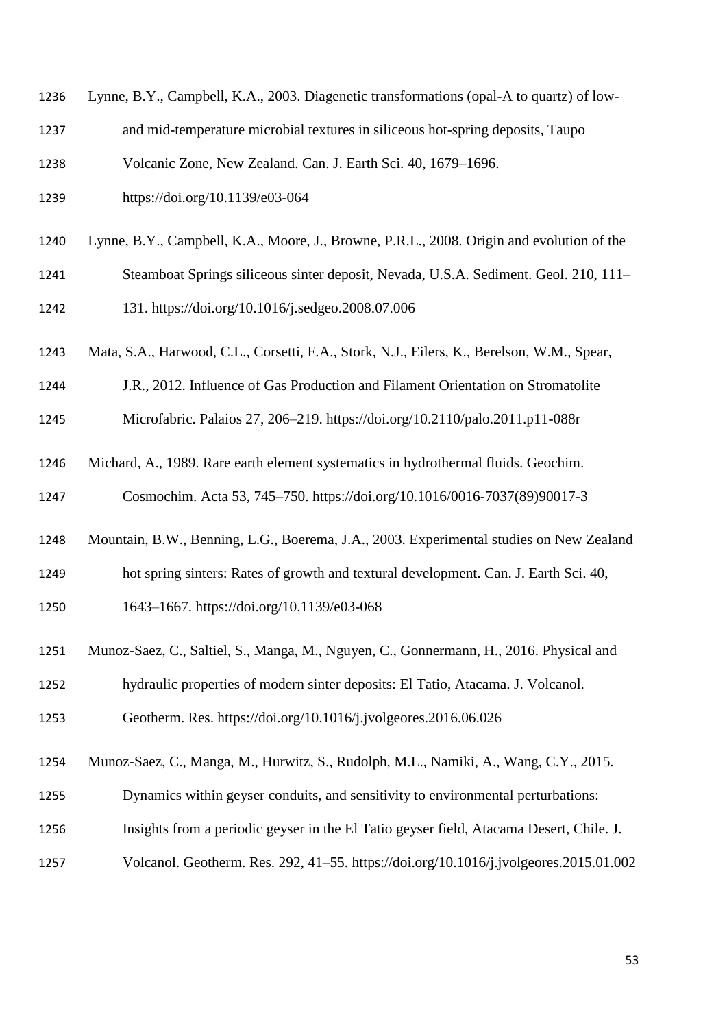Lynne, B.Y., Campbell, K.A., 2003. Diagenetic transformations (opal-A to quartz) of low- and mid-temperature microbial textures in siliceous hot-spring deposits, Taupo Volcanic Zone, New Zealand. Can. J. Earth Sci. 40, 1679–1696. https://doi.org/10.1139/e03-064

Lynne, B.Y., Campbell, K.A., Moore, J., Browne, P.R.L., 2008. Origin and evolution of the Steamboat Springs siliceous sinter deposit, Nevada, U.S.A. Sediment. Geol. 210, 111–131. https://doi.org/10.1016/j.sedgeo.2008.07.006

Mata, S.A., Harwood, C.L., Corsetti, F.A., Stork, N.J., Eilers, K., Berelson, W.M., Spear, J.R., 2012. Influence of Gas Production and Filament Orientation on Stromatolite Microfabric. Palaios 27, 206–219. https://doi.org/10.2110/palo.2011.p11-088r

Michard, A., 1989. Rare earth element systematics in hydrothermal fluids. Geochim. Cosmochim. Acta 53, 745–750. https://doi.org/10.1016/0016-7037(89)90017-3

Mountain, B.W., Benning, L.G., Boerema, J.A., 2003. Experimental studies on New Zealand hot spring sinters: Rates of growth and textural development. Can. J. Earth Sci. 40, 1643–1667. https://doi.org/10.1139/e03-068

Munoz-Saez, C., Saltiel, S., Manga, M., Nguyen, C., Gonnermann, H., 2016. Physical and hydraulic properties of modern sinter deposits: El Tatio, Atacama. J. Volcanol. Geotherm. Res. https://doi.org/10.1016/j.jvolgeores.2016.06.026

Munoz-Saez, C., Manga, M., Hurwitz, S., Rudolph, M.L., Namiki, A., Wang, C.Y., 2015. Dynamics within geyser conduits, and sensitivity to environmental perturbations: Insights from a periodic geyser in the El Tatio geyser field, Atacama Desert, Chile. J. Volcanol. Geotherm. Res. 292, 41–55. https://doi.org/10.1016/j.jvolgeores.2015.01.002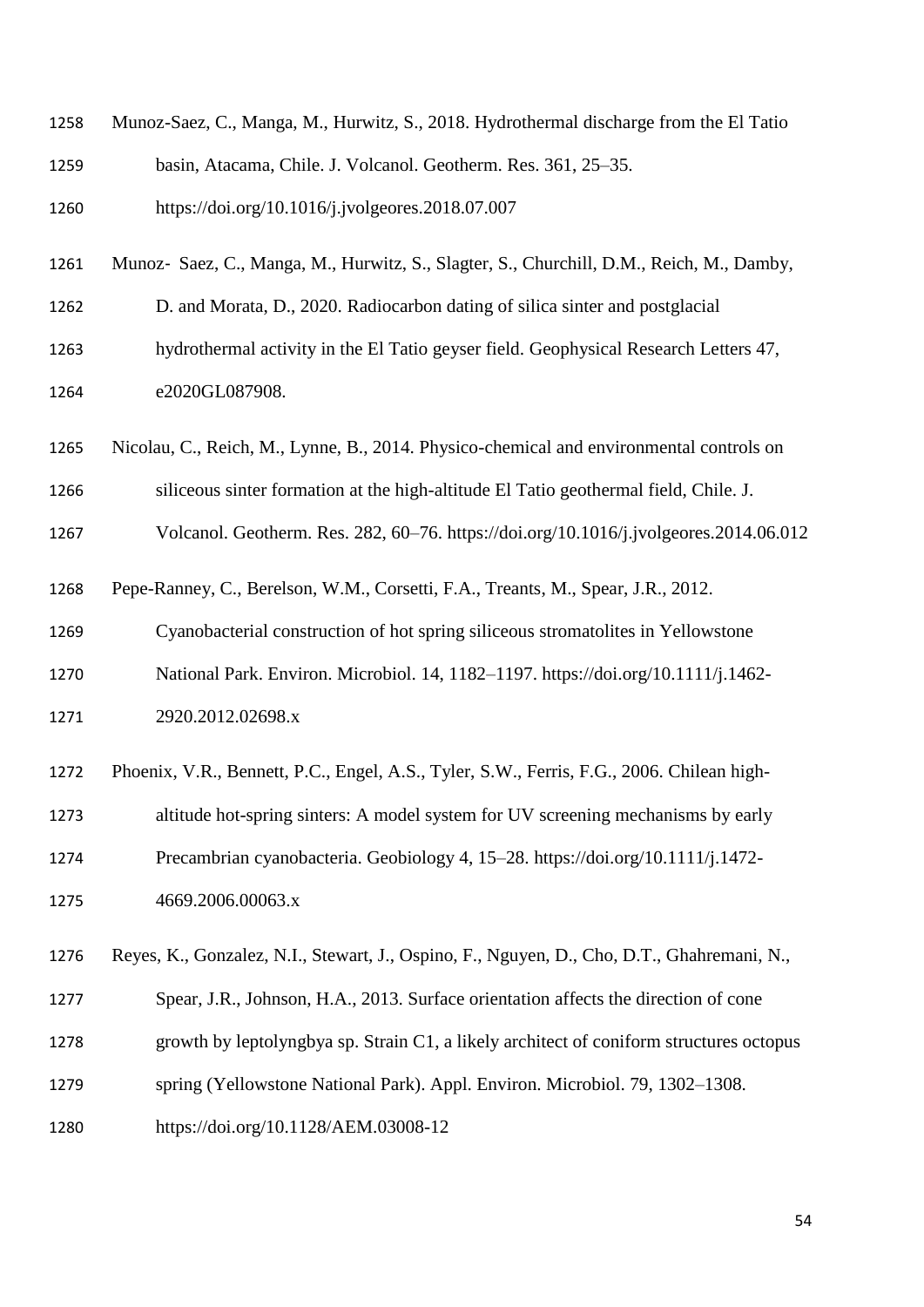Munoz-Saez, C., Manga, M., Hurwitz, S., 2018. Hydrothermal discharge from the El Tatio basin, Atacama, Chile. J. Volcanol. Geotherm. Res. 361, 25–35. https://doi.org/10.1016/j.jvolgeores.2018.07.007

Munoz- Saez, C., Manga, M., Hurwitz, S., Slagter, S., Churchill, D.M., Reich, M., Damby, D. and Morata, D., 2020. Radiocarbon dating of silica sinter and postglacial hydrothermal activity in the El Tatio geyser field. Geophysical Research Letters 47, e2020GL087908.

Nicolau, C., Reich, M., Lynne, B., 2014. Physico-chemical and environmental controls on siliceous sinter formation at the high-altitude El Tatio geothermal field, Chile. J. Volcanol. Geotherm. Res. 282, 60–76. https://doi.org/10.1016/j.jvolgeores.2014.06.012

Pepe-Ranney, C., Berelson, W.M., Corsetti, F.A., Treants, M., Spear, J.R., 2012. Cyanobacterial construction of hot spring siliceous stromatolites in Yellowstone National Park. Environ. Microbiol. 14, 1182–1197. https://doi.org/10.1111/j.1462-2920.2012.02698.x

Phoenix, V.R., Bennett, P.C., Engel, A.S., Tyler, S.W., Ferris, F.G., 2006. Chilean high-altitude hot-spring sinters: A model system for UV screening mechanisms by early Precambrian cyanobacteria. Geobiology 4, 15–28. https://doi.org/10.1111/j.1472-4669.2006.00063.x

Reyes, K., Gonzalez, N.I., Stewart, J., Ospino, F., Nguyen, D., Cho, D.T., Ghahremani, N., Spear, J.R., Johnson, H.A., 2013. Surface orientation affects the direction of cone growth by leptolyngbya sp. Strain C1, a likely architect of coniform structures octopus spring (Yellowstone National Park). Appl. Environ. Microbiol. 79, 1302–1308. https://doi.org/10.1128/AEM.03008-12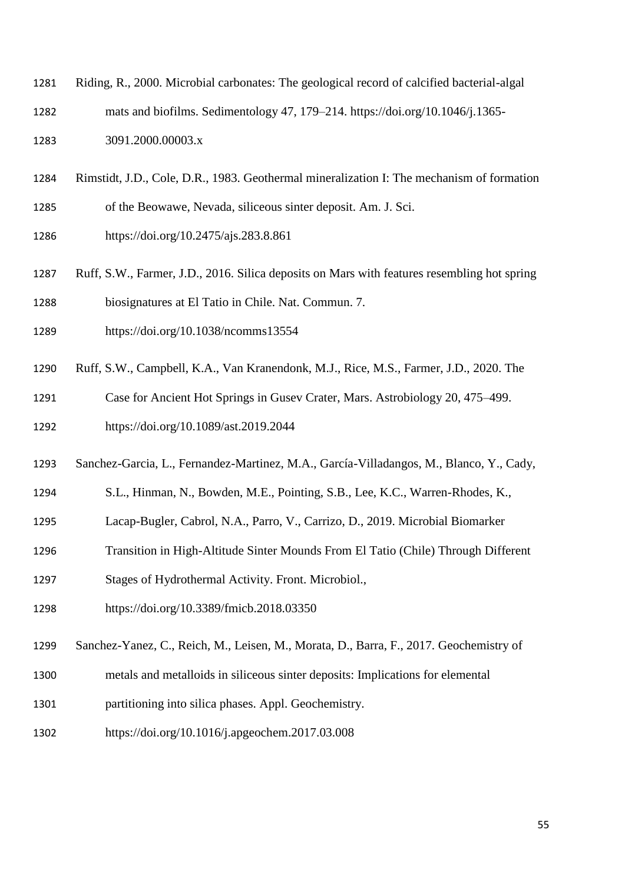Riding, R., 2000. Microbial carbonates: The geological record of calcified bacterial-algal mats and biofilms. Sedimentology 47, 179–214. https://doi.org/10.1046/j.1365-3091.2000.00003.x

Rimstidt, J.D., Cole, D.R., 1983. Geothermal mineralization I: The mechanism of formation of the Beowawe, Nevada, siliceous sinter deposit. Am. J. Sci. https://doi.org/10.2475/ajs.283.8.861

Ruff, S.W., Farmer, J.D., 2016. Silica deposits on Mars with features resembling hot spring biosignatures at El Tatio in Chile. Nat. Commun. 7. https://doi.org/10.1038/ncomms13554

Ruff, S.W., Campbell, K.A., Van Kranendonk, M.J., Rice, M.S., Farmer, J.D., 2020. The Case for Ancient Hot Springs in Gusev Crater, Mars. Astrobiology 20, 475–499. https://doi.org/10.1089/ast.2019.2044

Sanchez-Garcia, L., Fernandez-Martinez, M.A., García-Villadangos, M., Blanco, Y., Cady, S.L., Hinman, N., Bowden, M.E., Pointing, S.B., Lee, K.C., Warren-Rhodes, K., Lacap-Bugler, Cabrol, N.A., Parro, V., Carrizo, D., 2019. Microbial Biomarker Transition in High-Altitude Sinter Mounds From El Tatio (Chile) Through Different Stages of Hydrothermal Activity. Front. Microbiol., https://doi.org/10.3389/fmicb.2018.03350

Sanchez-Yanez, C., Reich, M., Leisen, M., Morata, D., Barra, F., 2017. Geochemistry of metals and metalloids in siliceous sinter deposits: Implications for elemental partitioning into silica phases. Appl. Geochemistry. https://doi.org/10.1016/j.apgeochem.2017.03.008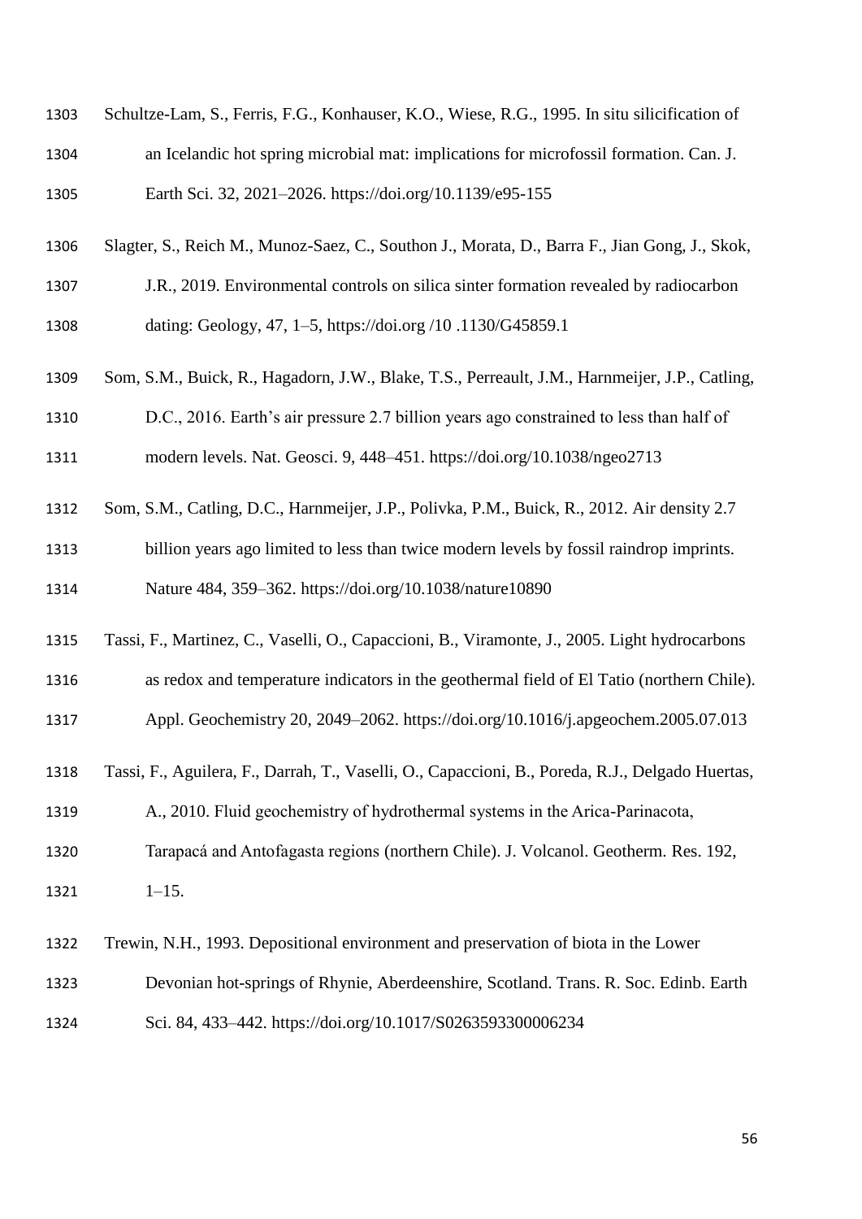Schultze-Lam, S., Ferris, F.G., Konhauser, K.O., Wiese, R.G., 1995. In situ silicification of an Icelandic hot spring microbial mat: implications for microfossil formation. Can. J. Earth Sci. 32, 2021–2026. https://doi.org/10.1139/e95-155

Slagter, S., Reich M., Munoz-Saez, C., Southon J., Morata, D., Barra F., Jian Gong, J., Skok, J.R., 2019. Environmental controls on silica sinter formation revealed by radiocarbon dating: Geology, 47, 1–5, https://doi.org /10 .1130/G45859.1

Som, S.M., Buick, R., Hagadorn, J.W., Blake, T.S., Perreault, J.M., Harnmeijer, J.P., Catling, D.C., 2016. Earth's air pressure 2.7 billion years ago constrained to less than half of modern levels. Nat. Geosci. 9, 448–451. https://doi.org/10.1038/ngeo2713

Som, S.M., Catling, D.C., Harnmeijer, J.P., Polivka, P.M., Buick, R., 2012. Air density 2.7 billion years ago limited to less than twice modern levels by fossil raindrop imprints. Nature 484, 359–362. https://doi.org/10.1038/nature10890

Tassi, F., Martinez, C., Vaselli, O., Capaccioni, B., Viramonte, J., 2005. Light hydrocarbons as redox and temperature indicators in the geothermal field of El Tatio (northern Chile). Appl. Geochemistry 20, 2049–2062. https://doi.org/10.1016/j.apgeochem.2005.07.013

Tassi, F., Aguilera, F., Darrah, T., Vaselli, O., Capaccioni, B., Poreda, R.J., Delgado Huertas, A., 2010. Fluid geochemistry of hydrothermal systems in the Arica-Parinacota, Tarapacá and Antofagasta regions (northern Chile). J. Volcanol. Geotherm. Res. 192, 1–15.

Trewin, N.H., 1993. Depositional environment and preservation of biota in the Lower Devonian hot-springs of Rhynie, Aberdeenshire, Scotland. Trans. R. Soc. Edinb. Earth Sci. 84, 433–442. https://doi.org/10.1017/S0263593300006234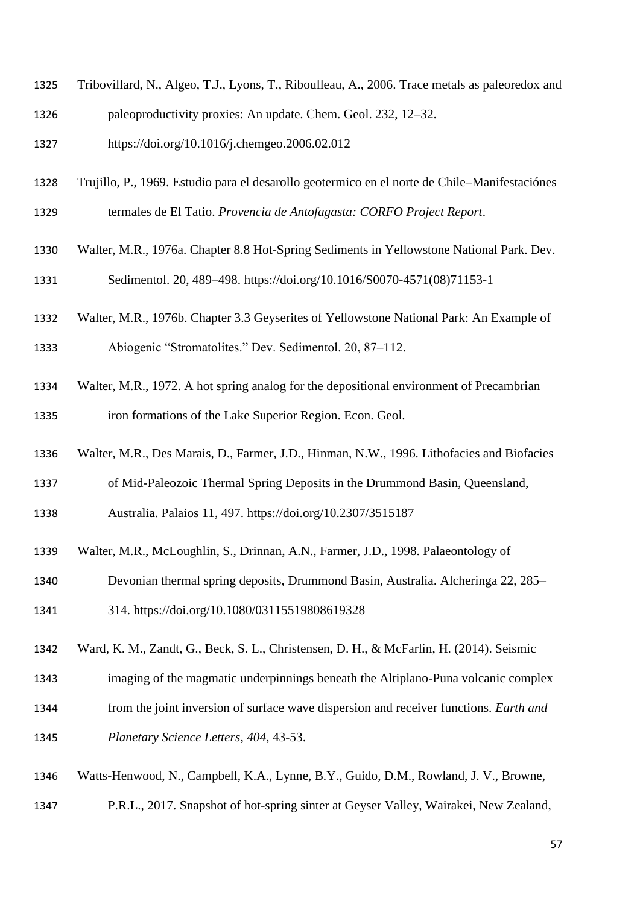Tribovillard, N., Algeo, T.J., Lyons, T., Riboulleau, A., 2006. Trace metals as paleoredox and paleoproductivity proxies: An update. Chem. Geol. 232, 12–32. https://doi.org/10.1016/j.chemgeo.2006.02.012

Trujillo, P., 1969. Estudio para el desarollo geotermico en el norte de Chile–Manifestaciónes termales de El Tatio. *Provencia de Antofagasta: CORFO Project Report*.

Walter, M.R., 1976a. Chapter 8.8 Hot-Spring Sediments in Yellowstone National Park. Dev. Sedimentol. 20, 489–498. https://doi.org/10.1016/S0070-4571(08)71153-1

Walter, M.R., 1976b. Chapter 3.3 Geyserites of Yellowstone National Park: An Example of Abiogenic "Stromatolites." Dev. Sedimentol. 20, 87–112.

Walter, M.R., 1972. A hot spring analog for the depositional environment of Precambrian iron formations of the Lake Superior Region. Econ. Geol.

Walter, M.R., Des Marais, D., Farmer, J.D., Hinman, N.W., 1996. Lithofacies and Biofacies of Mid-Paleozoic Thermal Spring Deposits in the Drummond Basin, Queensland, Australia. Palaios 11, 497. https://doi.org/10.2307/3515187

Walter, M.R., McLoughlin, S., Drinnan, A.N., Farmer, J.D., 1998. Palaeontology of Devonian thermal spring deposits, Drummond Basin, Australia. Alcheringa 22, 285–314. https://doi.org/10.1080/03115519808619328

Ward, K. M., Zandt, G., Beck, S. L., Christensen, D. H., & McFarlin, H. (2014). Seismic imaging of the magmatic underpinnings beneath the Altiplano-Puna volcanic complex from the joint inversion of surface wave dispersion and receiver functions. *Earth and Planetary Science Letters*, *404*, 43-53.

Watts-Henwood, N., Campbell, K.A., Lynne, B.Y., Guido, D.M., Rowland, J. V., Browne, P.R.L., 2017. Snapshot of hot-spring sinter at Geyser Valley, Wairakei, New Zealand,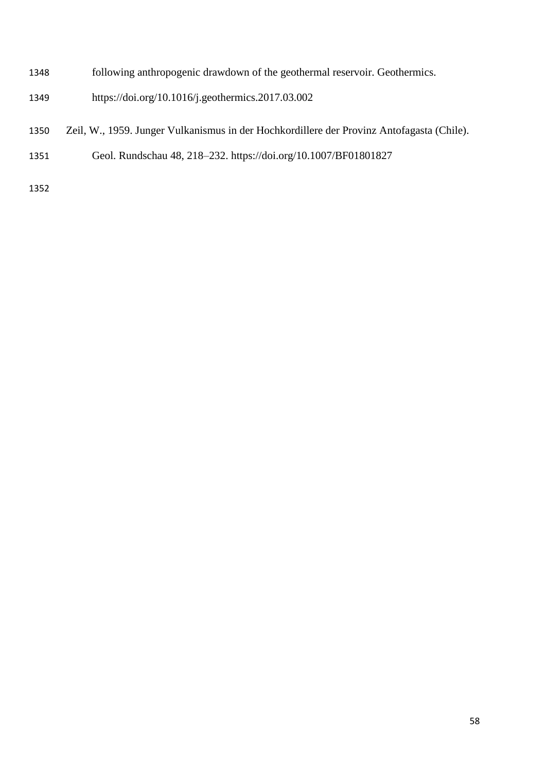following anthropogenic drawdown of the geothermal reservoir. Geothermics. https://doi.org/10.1016/j.geothermics.2017.03.002

Zeil, W., 1959. Junger Vulkanismus in der Hochkordillere der Provinz Antofagasta (Chile). Geol. Rundschau 48, 218–232. https://doi.org/10.1007/BF01801827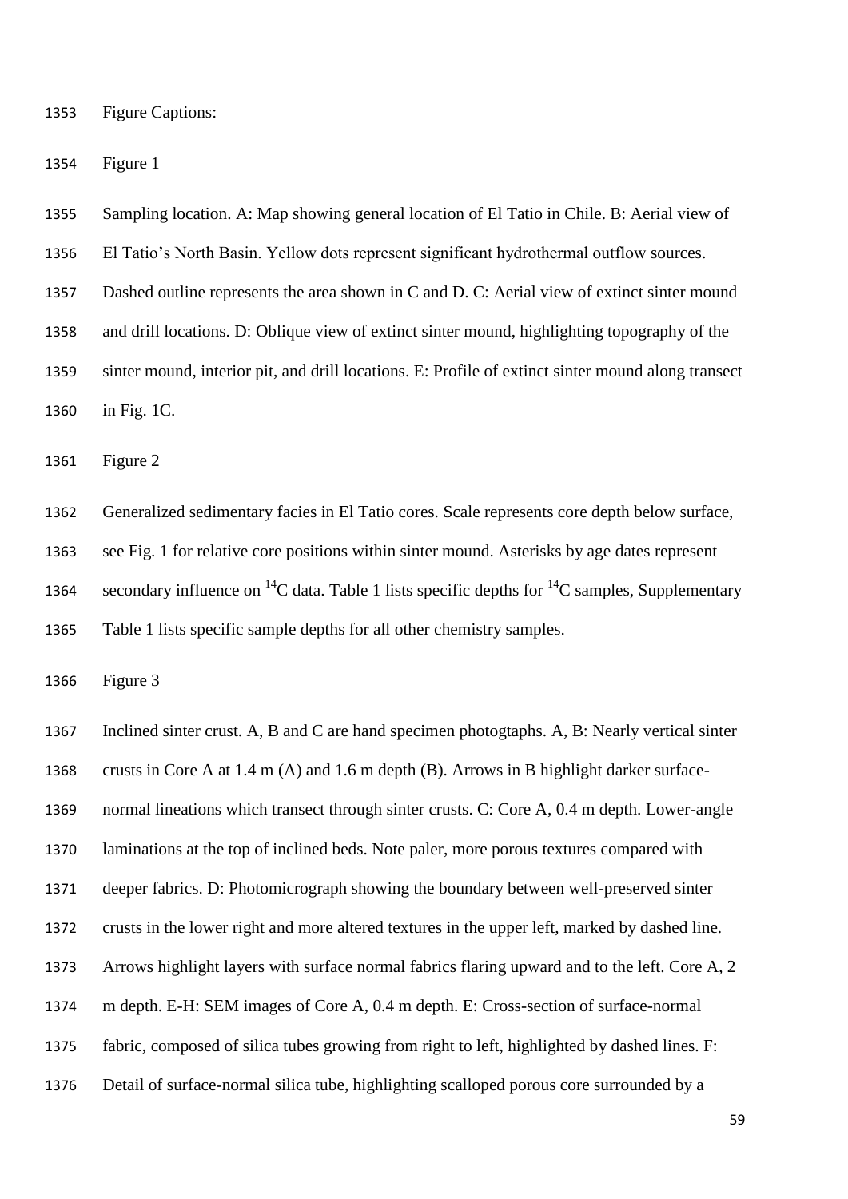Figure Captions:

Figure 1

Sampling location. A: Map showing general location of El Tatio in Chile. B: Aerial view of El Tatio's North Basin. Yellow dots represent significant hydrothermal outflow sources. Dashed outline represents the area shown in C and D. C: Aerial view of extinct sinter mound and drill locations. D: Oblique view of extinct sinter mound, highlighting topography of the sinter mound, interior pit, and drill locations. E: Profile of extinct sinter mound along transect in Fig. 1C.

Figure 2

Generalized sedimentary facies in El Tatio cores. Scale represents core depth below surface, see Fig. 1 for relative core positions within sinter mound. Asterisks by age dates represent secondary influence on $^{14}C$ data. Table 1 lists specific depths for $^{14}C$ samples, Supplementary Table 1 lists specific sample depths for all other chemistry samples.

Figure 3

Inclined sinter crust. A, B and C are hand specimen photogtaphs. A, B: Nearly vertical sinter crusts in Core A at 1.4 m (A) and 1.6 m depth (B). Arrows in B highlight darker surface-normal lineations which transect through sinter crusts. C: Core A, 0.4 m depth. Lower-angle laminations at the top of inclined beds. Note paler, more porous textures compared with deeper fabrics. D: Photomicrograph showing the boundary between well-preserved sinter crusts in the lower right and more altered textures in the upper left, marked by dashed line. Arrows highlight layers with surface normal fabrics flaring upward and to the left. Core A, 2 m depth. E-H: SEM images of Core A, 0.4 m depth. E: Cross-section of surface-normal fabric, composed of silica tubes growing from right to left, highlighted by dashed lines. F: Detail of surface-normal silica tube, highlighting scalloped porous core surrounded by a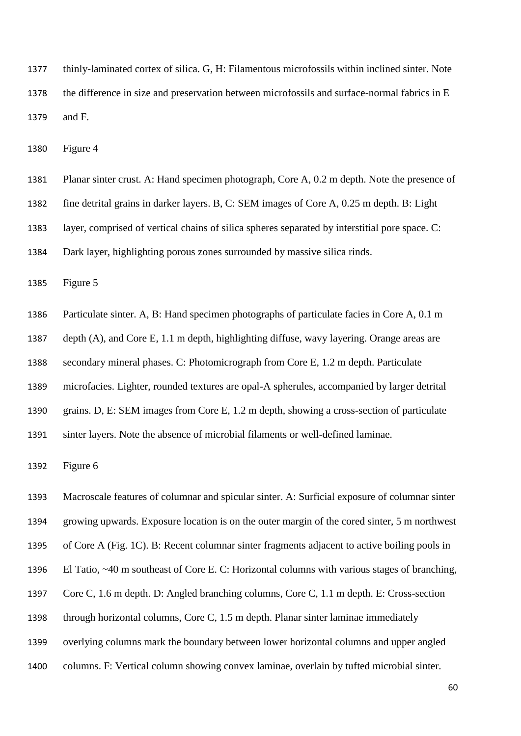thinly-laminated cortex of silica. G, H: Filamentous microfossils within inclined sinter. Note the difference in size and preservation between microfossils and surface-normal fabrics in E and F.

Figure 4

Planar sinter crust. A: Hand specimen photograph, Core A, 0.2 m depth. Note the presence of fine detrital grains in darker layers. B, C: SEM images of Core A, 0.25 m depth. B: Light layer, comprised of vertical chains of silica spheres separated by interstitial pore space. C: Dark layer, highlighting porous zones surrounded by massive silica rinds.

Figure 5

Particulate sinter. A, B: Hand specimen photographs of particulate facies in Core A, 0.1 m depth (A), and Core E, 1.1 m depth, highlighting diffuse, wavy layering. Orange areas are secondary mineral phases. C: Photomicrograph from Core E, 1.2 m depth. Particulate microfacies. Lighter, rounded textures are opal-A spherules, accompanied by larger detrital grains. D, E: SEM images from Core E, 1.2 m depth, showing a cross-section of particulate sinter layers. Note the absence of microbial filaments or well-defined laminae.

Figure 6

Macroscale features of columnar and spicular sinter. A: Surficial exposure of columnar sinter growing upwards. Exposure location is on the outer margin of the cored sinter, 5 m northwest of Core A (Fig. 1C). B: Recent columnar sinter fragments adjacent to active boiling pools in El Tatio, ~40 m southeast of Core E. C: Horizontal columns with various stages of branching, Core C, 1.6 m depth. D: Angled branching columns, Core C, 1.1 m depth. E: Cross-section through horizontal columns, Core C, 1.5 m depth. Planar sinter laminae immediately overlying columns mark the boundary between lower horizontal columns and upper angled columns. F: Vertical column showing convex laminae, overlain by tufted microbial sinter.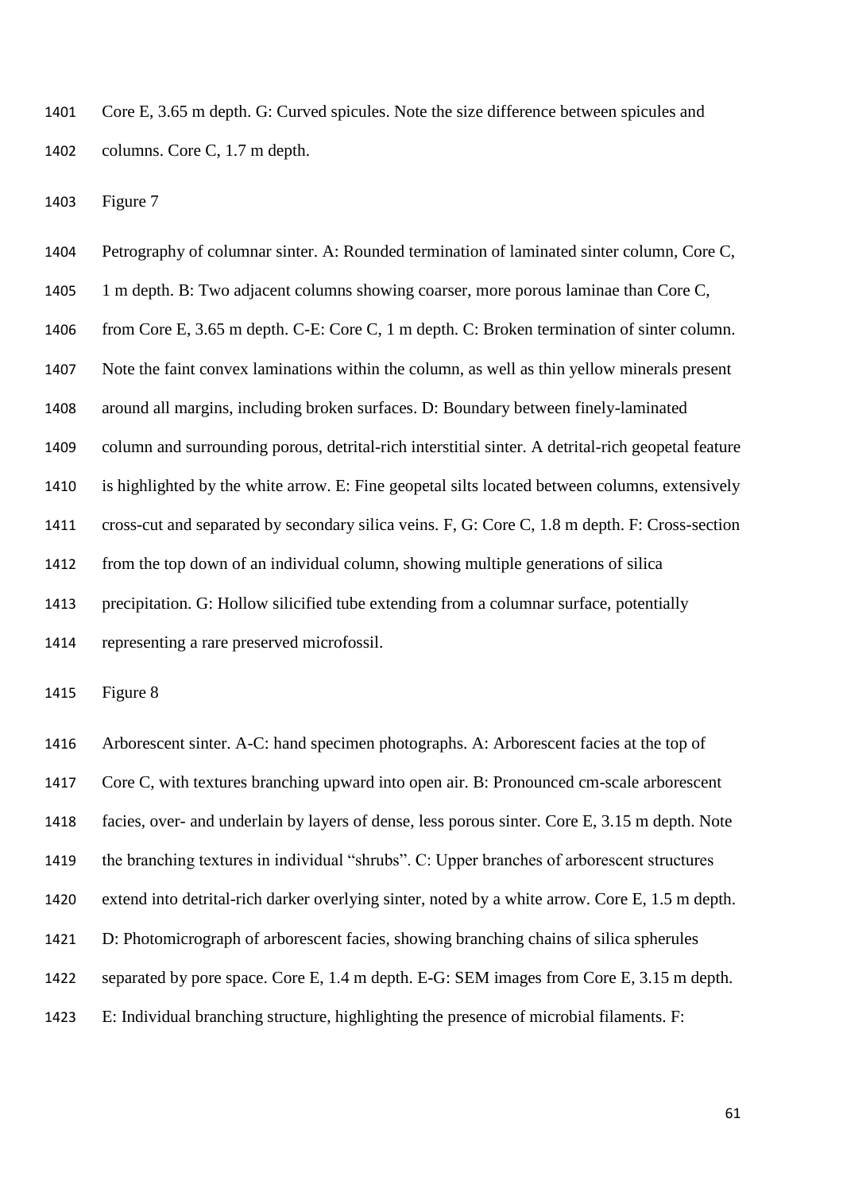Core E, 3.65 m depth. G: Curved spicules. Note the size difference between spicules and columns. Core C, 1.7 m depth.

Figure 7

Petrography of columnar sinter. A: Rounded termination of laminated sinter column, Core C, 1 m depth. B: Two adjacent columns showing coarser, more porous laminae than Core C, from Core E, 3.65 m depth. C-E: Core C, 1 m depth. C: Broken termination of sinter column. Note the faint convex laminations within the column, as well as thin yellow minerals present around all margins, including broken surfaces. D: Boundary between finely-laminated column and surrounding porous, detrital-rich interstitial sinter. A detrital-rich geopetal feature is highlighted by the white arrow. E: Fine geopetal silts located between columns, extensively cross-cut and separated by secondary silica veins. F, G: Core C, 1.8 m depth. F: Cross-section from the top down of an individual column, showing multiple generations of silica precipitation. G: Hollow silicified tube extending from a columnar surface, potentially representing a rare preserved microfossil.

Figure 8

Arborescent sinter. A-C: hand specimen photographs. A: Arborescent facies at the top of Core C, with textures branching upward into open air. B: Pronounced cm-scale arborescent facies, over- and underlain by layers of dense, less porous sinter. Core E, 3.15 m depth. Note the branching textures in individual "shrubs". C: Upper branches of arborescent structures extend into detrital-rich darker overlying sinter, noted by a white arrow. Core E, 1.5 m depth. D: Photomicrograph of arborescent facies, showing branching chains of silica spherules separated by pore space. Core E, 1.4 m depth. E-G: SEM images from Core E, 3.15 m depth. E: Individual branching structure, highlighting the presence of microbial filaments. F: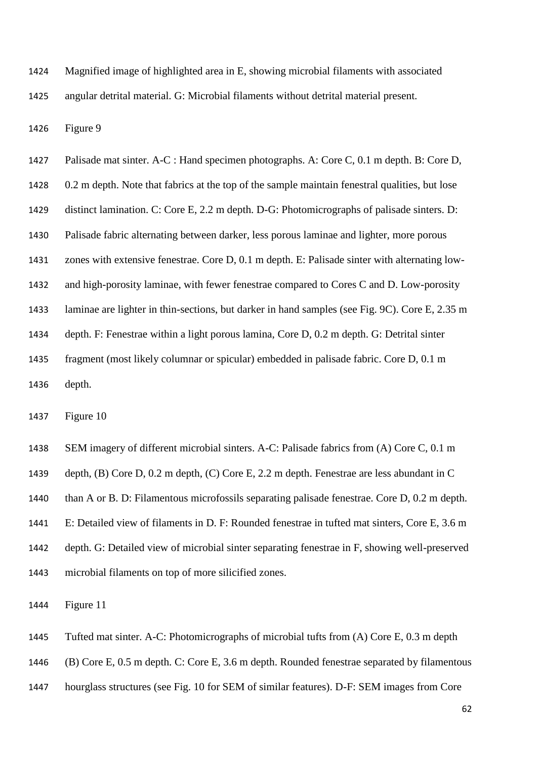Magnified image of highlighted area in E, showing microbial filaments with associated angular detrital material. G: Microbial filaments without detrital material present.

Figure 9

Palisade mat sinter. A-C : Hand specimen photographs. A: Core C, 0.1 m depth. B: Core D, 0.2 m depth. Note that fabrics at the top of the sample maintain fenestral qualities, but lose distinct lamination. C: Core E, 2.2 m depth. D-G: Photomicrographs of palisade sinters. D: Palisade fabric alternating between darker, less porous laminae and lighter, more porous zones with extensive fenestrae. Core D, 0.1 m depth. E: Palisade sinter with alternating low- and high-porosity laminae, with fewer fenestrae compared to Cores C and D. Low-porosity laminae are lighter in thin-sections, but darker in hand samples (see Fig. 9C). Core E, 2.35 m depth. F: Fenestrae within a light porous lamina, Core D, 0.2 m depth. G: Detrital sinter fragment (most likely columnar or spicular) embedded in palisade fabric. Core D, 0.1 m depth.

Figure 10

SEM imagery of different microbial sinters. A-C: Palisade fabrics from (A) Core C, 0.1 m depth, (B) Core D, 0.2 m depth, (C) Core E, 2.2 m depth. Fenestrae are less abundant in C than A or B. D: Filamentous microfossils separating palisade fenestrae. Core D, 0.2 m depth. E: Detailed view of filaments in D. F: Rounded fenestrae in tufted mat sinters, Core E, 3.6 m depth. G: Detailed view of microbial sinter separating fenestrae in F, showing well-preserved microbial filaments on top of more silicified zones.

Figure 11

Tufted mat sinter. A-C: Photomicrographs of microbial tufts from (A) Core E, 0.3 m depth (B) Core E, 0.5 m depth. C: Core E, 3.6 m depth. Rounded fenestrae separated by filamentous hourglass structures (see Fig. 10 for SEM of similar features). D-F: SEM images from Core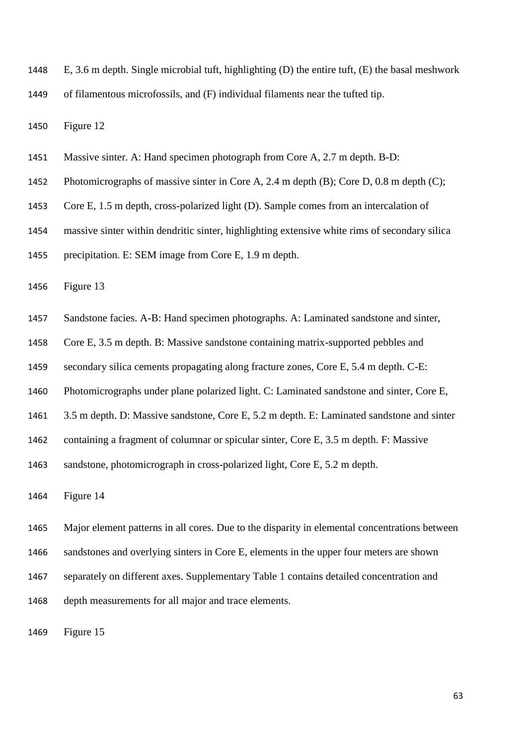E, 3.6 m depth. Single microbial tuft, highlighting (D) the entire tuft, (E) the basal meshwork of filamentous microfossils, and (F) individual filaments near the tufted tip.

Figure 12

Massive sinter. A: Hand specimen photograph from Core A, 2.7 m depth. B-D: Photomicrographs of massive sinter in Core A, 2.4 m depth (B); Core D, 0.8 m depth (C); Core E, 1.5 m depth, cross-polarized light (D). Sample comes from an intercalation of massive sinter within dendritic sinter, highlighting extensive white rims of secondary silica precipitation. E: SEM image from Core E, 1.9 m depth.

Figure 13

Sandstone facies. A-B: Hand specimen photographs. A: Laminated sandstone and sinter, Core E, 3.5 m depth. B: Massive sandstone containing matrix-supported pebbles and secondary silica cements propagating along fracture zones, Core E, 5.4 m depth. C-E: Photomicrographs under plane polarized light. C: Laminated sandstone and sinter, Core E, 3.5 m depth. D: Massive sandstone, Core E, 5.2 m depth. E: Laminated sandstone and sinter containing a fragment of columnar or spicular sinter, Core E, 3.5 m depth. F: Massive sandstone, photomicrograph in cross-polarized light, Core E, 5.2 m depth.

Figure 14

Major element patterns in all cores. Due to the disparity in elemental concentrations between sandstones and overlying sinters in Core E, elements in the upper four meters are shown separately on different axes. Supplementary Table 1 contains detailed concentration and depth measurements for all major and trace elements.

Figure 15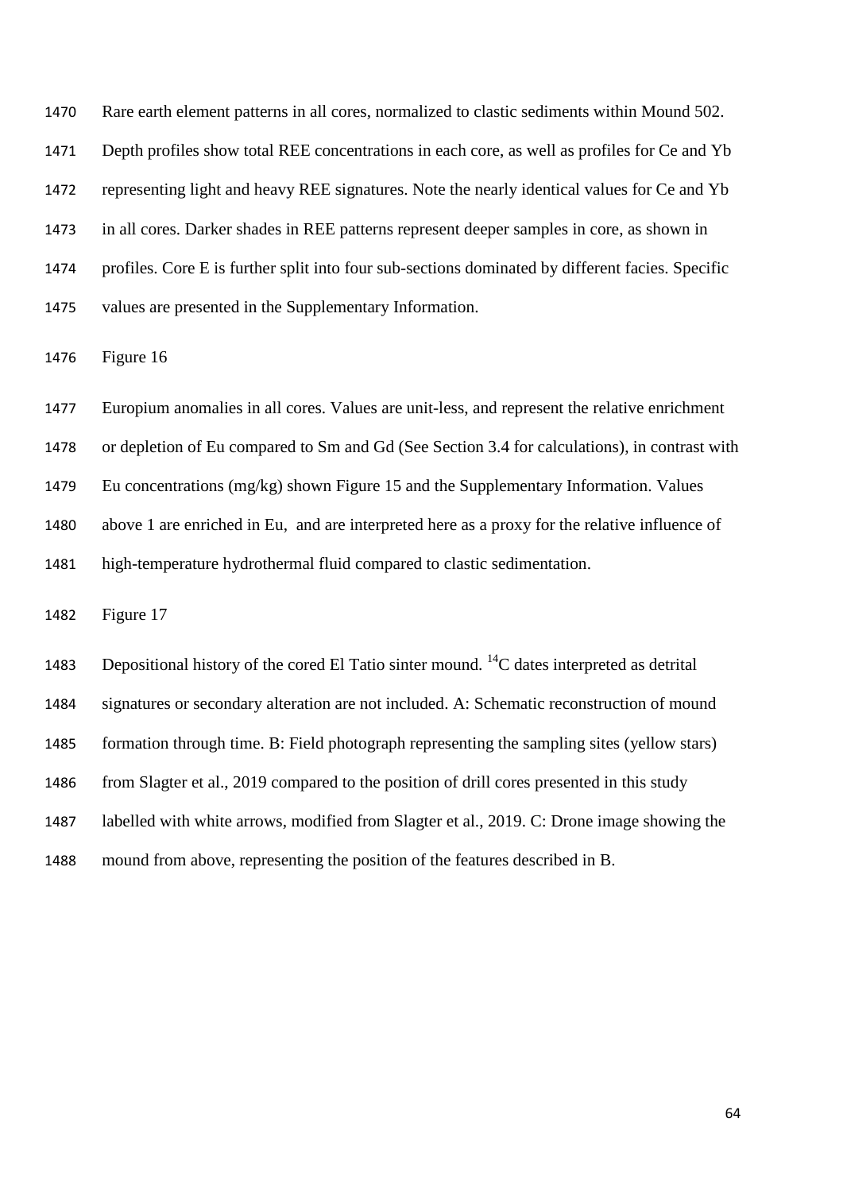Rare earth element patterns in all cores, normalized to clastic sediments within Mound 502. Depth profiles show total REE concentrations in each core, as well as profiles for Ce and Yb representing light and heavy REE signatures. Note the nearly identical values for Ce and Yb in all cores. Darker shades in REE patterns represent deeper samples in core, as shown in profiles. Core E is further split into four sub-sections dominated by different facies. Specific values are presented in the Supplementary Information.

Figure 16

Europium anomalies in all cores. Values are unit-less, and represent the relative enrichment or depletion of Eu compared to Sm and Gd (See Section 3.4 for calculations), in contrast with Eu concentrations (mg/kg) shown Figure 15 and the Supplementary Information. Values above 1 are enriched in Eu,  and are interpreted here as a proxy for the relative influence of high-temperature hydrothermal fluid compared to clastic sedimentation.

Figure 17

Depositional history of the cored El Tatio sinter mound. $^{14}C$ dates interpreted as detrital signatures or secondary alteration are not included. A: Schematic reconstruction of mound formation through time. B: Field photograph representing the sampling sites (yellow stars) from Slagter et al., 2019 compared to the position of drill cores presented in this study labelled with white arrows, modified from Slagter et al., 2019. C: Drone image showing the mound from above, representing the position of the features described in B.